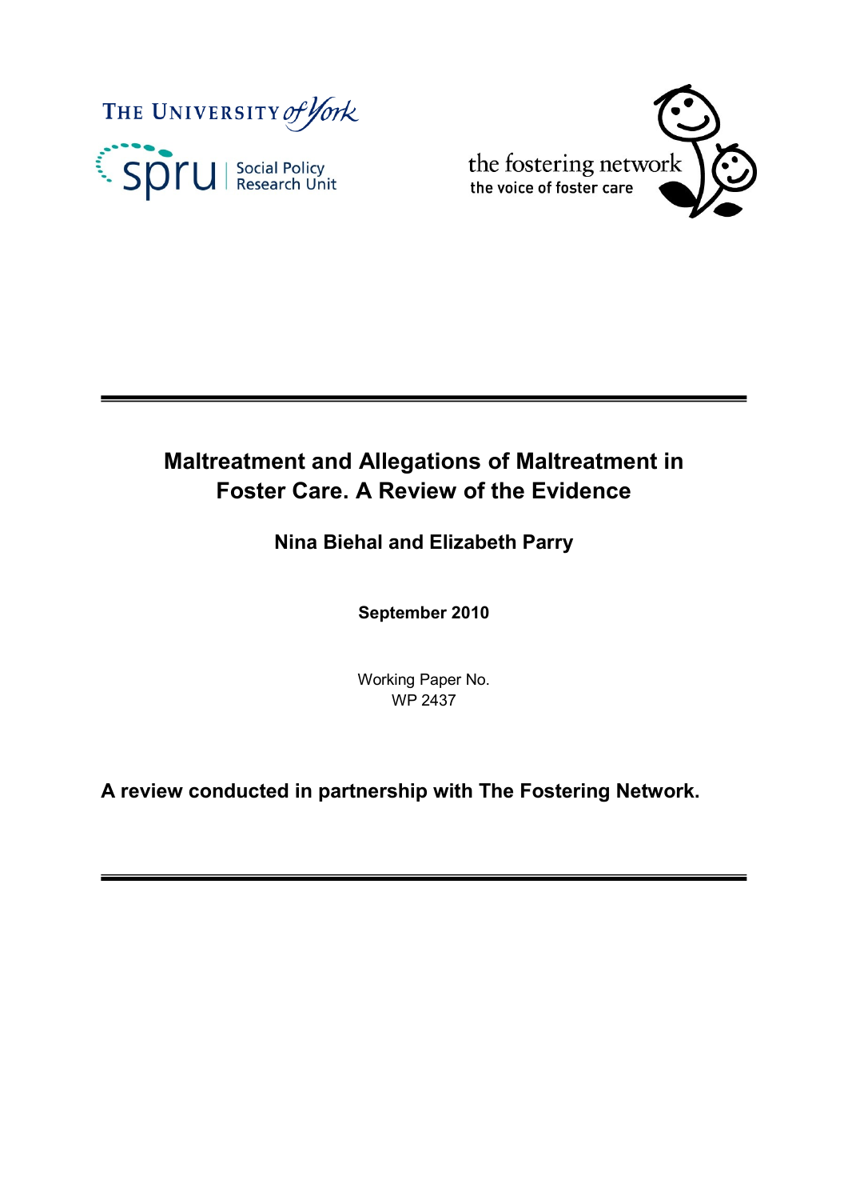THE UNIVERSITY of York

spru | Social Policy Research Unit

the fostering network
the voice of foster care

# Maltreatment and Allegations of Maltreatment in Foster Care. A Review of the Evidence

**Nina Biehal and Elizabeth Parry**

**September 2010**

Working Paper No.
WP 2437

**A review conducted in partnership with The Fostering Network.**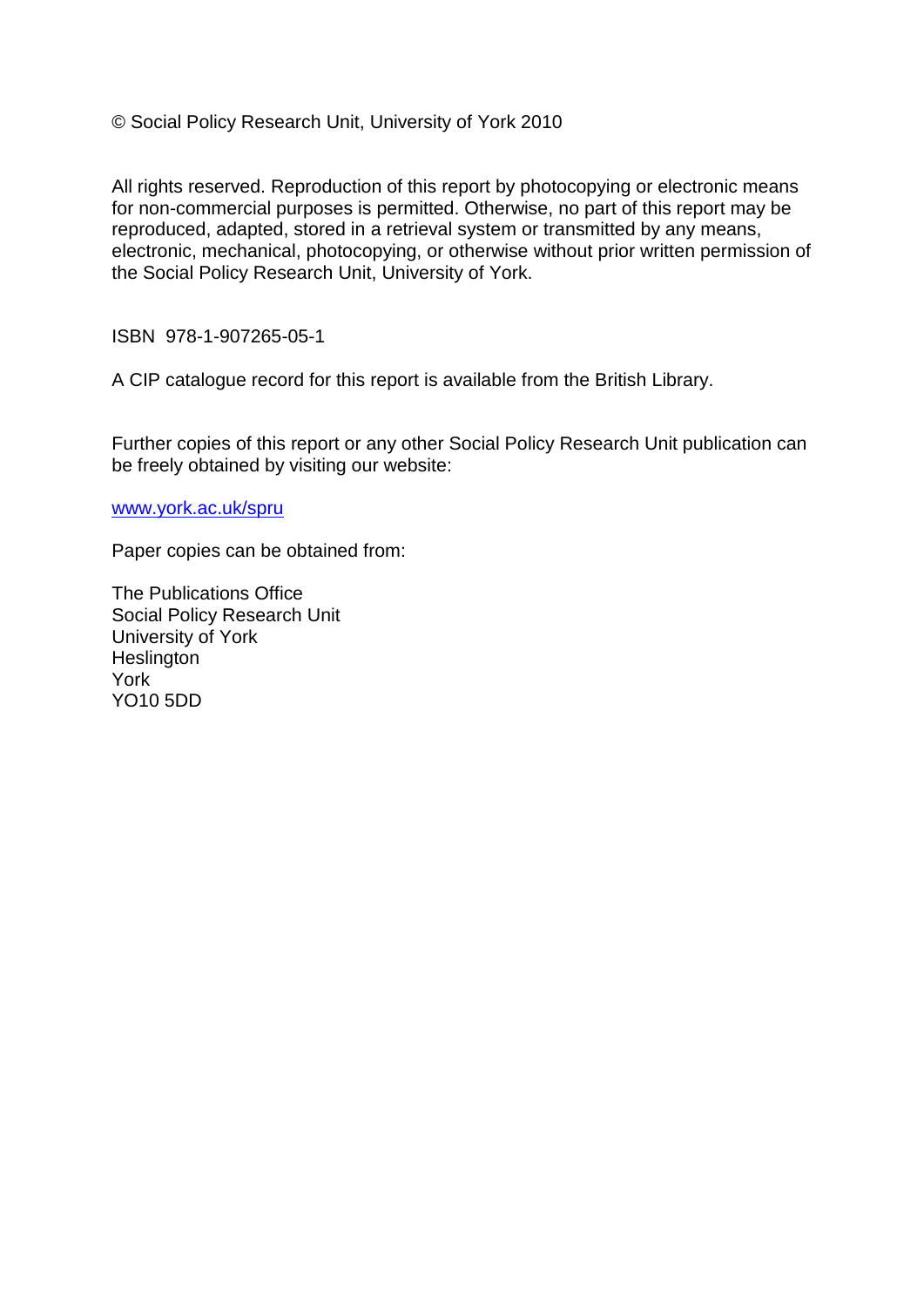© Social Policy Research Unit, University of York 2010

All rights reserved. Reproduction of this report by photocopying or electronic means for non-commercial purposes is permitted. Otherwise, no part of this report may be reproduced, adapted, stored in a retrieval system or transmitted by any means, electronic, mechanical, photocopying, or otherwise without prior written permission of the Social Policy Research Unit, University of York.

ISBN 978-1-907265-05-1

A CIP catalogue record for this report is available from the British Library.

Further copies of this report or any other Social Policy Research Unit publication can be freely obtained by visiting our website:

www.york.ac.uk/spru

Paper copies can be obtained from:

The Publications Office
Social Policy Research Unit
University of York
Heslington
York
YO10 5DD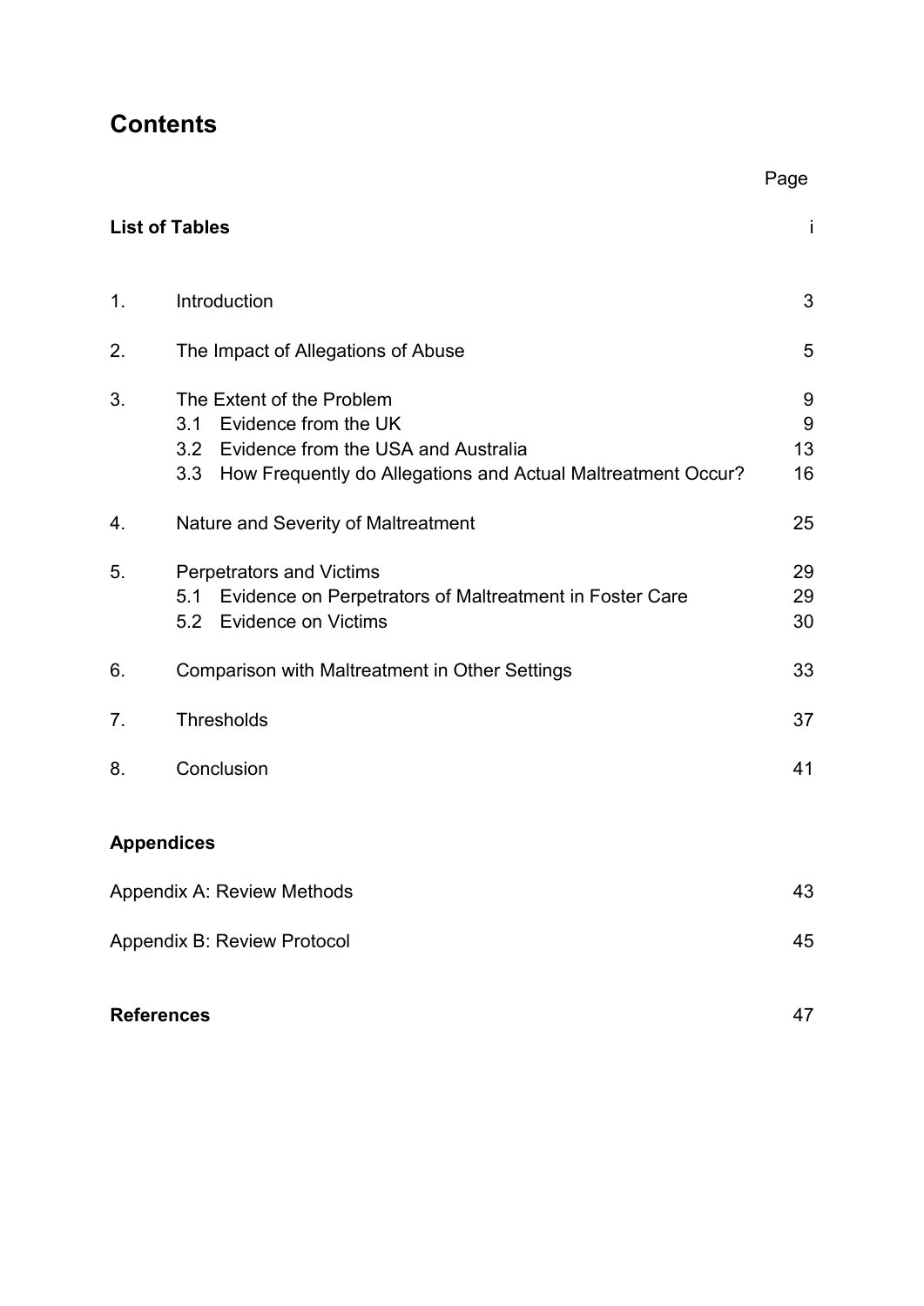# Contents

| | | Page |
|---|---|---|
| **List of Tables** | | i |
| 1. | Introduction | 3 |
| 2. | The Impact of Allegations of Abuse | 5 |
| 3. | The Extent of the Problem | 9 |
| | 3.1 Evidence from the UK | 9 |
| | 3.2 Evidence from the USA and Australia | 13 |
| | 3.3 How Frequently do Allegations and Actual Maltreatment Occur? | 16 |
| 4. | Nature and Severity of Maltreatment | 25 |
| 5. | Perpetrators and Victims | 29 |
| | 5.1 Evidence on Perpetrators of Maltreatment in Foster Care | 29 |
| | 5.2 Evidence on Victims | 30 |
| 6. | Comparison with Maltreatment in Other Settings | 33 |
| 7. | Thresholds | 37 |
| 8. | Conclusion | 41 |
| **Appendices** | | |
| Appendix A: Review Methods | | 43 |
| Appendix B: Review Protocol | | 45 |
| **References** | | 47 |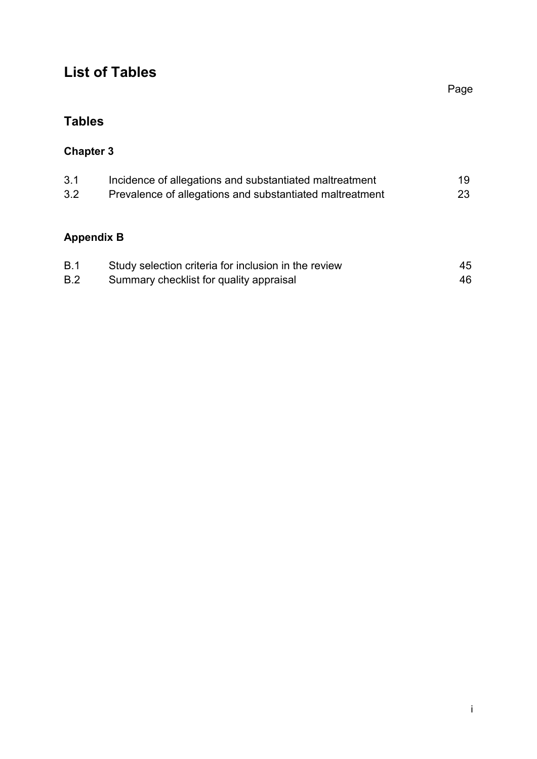# List of Tables

Page

## Tables

### Chapter 3

| | | |
|---|---|---|
| 3.1 | Incidence of allegations and substantiated maltreatment | 19 |
| 3.2 | Prevalence of allegations and substantiated maltreatment | 23 |

### Appendix B

| | | |
|---|---|---|
| B.1 | Study selection criteria for inclusion in the review | 45 |
| B.2 | Summary checklist for quality appraisal | 46 |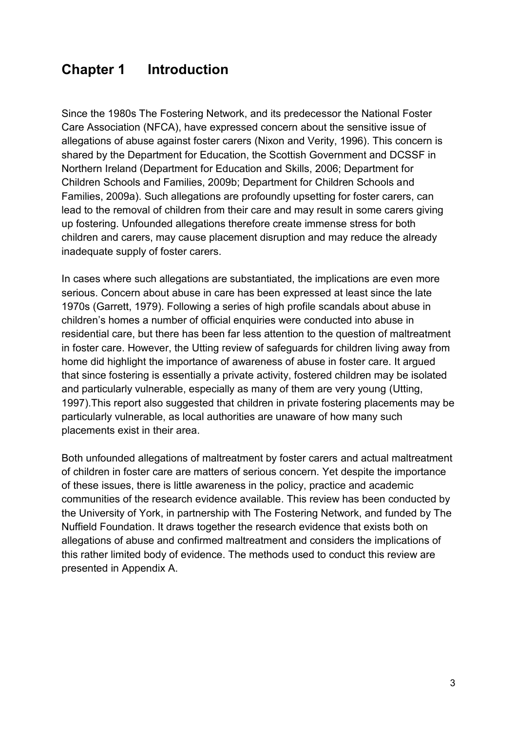# Chapter 1 Introduction

Since the 1980s The Fostering Network, and its predecessor the National Foster Care Association (NFCA), have expressed concern about the sensitive issue of allegations of abuse against foster carers (Nixon and Verity, 1996). This concern is shared by the Department for Education, the Scottish Government and DCSSF in Northern Ireland (Department for Education and Skills, 2006; Department for Children Schools and Families, 2009b; Department for Children Schools and Families, 2009a). Such allegations are profoundly upsetting for foster carers, can lead to the removal of children from their care and may result in some carers giving up fostering. Unfounded allegations therefore create immense stress for both children and carers, may cause placement disruption and may reduce the already inadequate supply of foster carers.

In cases where such allegations are substantiated, the implications are even more serious. Concern about abuse in care has been expressed at least since the late 1970s (Garrett, 1979). Following a series of high profile scandals about abuse in children's homes a number of official enquiries were conducted into abuse in residential care, but there has been far less attention to the question of maltreatment in foster care. However, the Utting review of safeguards for children living away from home did highlight the importance of awareness of abuse in foster care. It argued that since fostering is essentially a private activity, fostered children may be isolated and particularly vulnerable, especially as many of them are very young (Utting, 1997).This report also suggested that children in private fostering placements may be particularly vulnerable, as local authorities are unaware of how many such placements exist in their area.

Both unfounded allegations of maltreatment by foster carers and actual maltreatment of children in foster care are matters of serious concern. Yet despite the importance of these issues, there is little awareness in the policy, practice and academic communities of the research evidence available. This review has been conducted by the University of York, in partnership with The Fostering Network, and funded by The Nuffield Foundation. It draws together the research evidence that exists both on allegations of abuse and confirmed maltreatment and considers the implications of this rather limited body of evidence. The methods used to conduct this review are presented in Appendix A.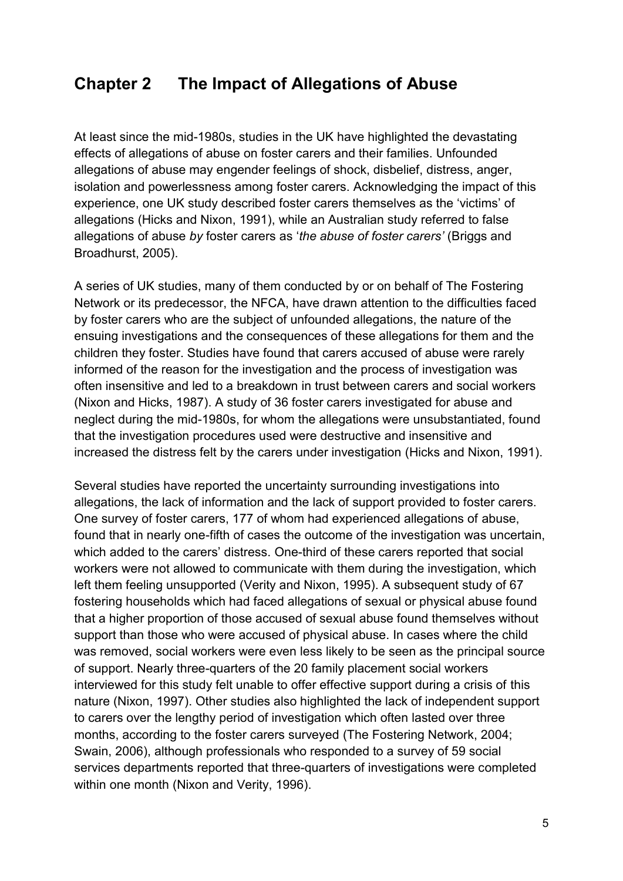## Chapter 2 The Impact of Allegations of Abuse

At least since the mid-1980s, studies in the UK have highlighted the devastating effects of allegations of abuse on foster carers and their families. Unfounded allegations of abuse may engender feelings of shock, disbelief, distress, anger, isolation and powerlessness among foster carers. Acknowledging the impact of this experience, one UK study described foster carers themselves as the 'victims' of allegations (Hicks and Nixon, 1991), while an Australian study referred to false allegations of abuse *by* foster carers as '*the abuse of foster carers'* (Briggs and Broadhurst, 2005).

A series of UK studies, many of them conducted by or on behalf of The Fostering Network or its predecessor, the NFCA, have drawn attention to the difficulties faced by foster carers who are the subject of unfounded allegations, the nature of the ensuing investigations and the consequences of these allegations for them and the children they foster. Studies have found that carers accused of abuse were rarely informed of the reason for the investigation and the process of investigation was often insensitive and led to a breakdown in trust between carers and social workers (Nixon and Hicks, 1987). A study of 36 foster carers investigated for abuse and neglect during the mid-1980s, for whom the allegations were unsubstantiated, found that the investigation procedures used were destructive and insensitive and increased the distress felt by the carers under investigation (Hicks and Nixon, 1991).

Several studies have reported the uncertainty surrounding investigations into allegations, the lack of information and the lack of support provided to foster carers. One survey of foster carers, 177 of whom had experienced allegations of abuse, found that in nearly one-fifth of cases the outcome of the investigation was uncertain, which added to the carers' distress. One-third of these carers reported that social workers were not allowed to communicate with them during the investigation, which left them feeling unsupported (Verity and Nixon, 1995). A subsequent study of 67 fostering households which had faced allegations of sexual or physical abuse found that a higher proportion of those accused of sexual abuse found themselves without support than those who were accused of physical abuse. In cases where the child was removed, social workers were even less likely to be seen as the principal source of support. Nearly three-quarters of the 20 family placement social workers interviewed for this study felt unable to offer effective support during a crisis of this nature (Nixon, 1997). Other studies also highlighted the lack of independent support to carers over the lengthy period of investigation which often lasted over three months, according to the foster carers surveyed (The Fostering Network, 2004; Swain, 2006), although professionals who responded to a survey of 59 social services departments reported that three-quarters of investigations were completed within one month (Nixon and Verity, 1996).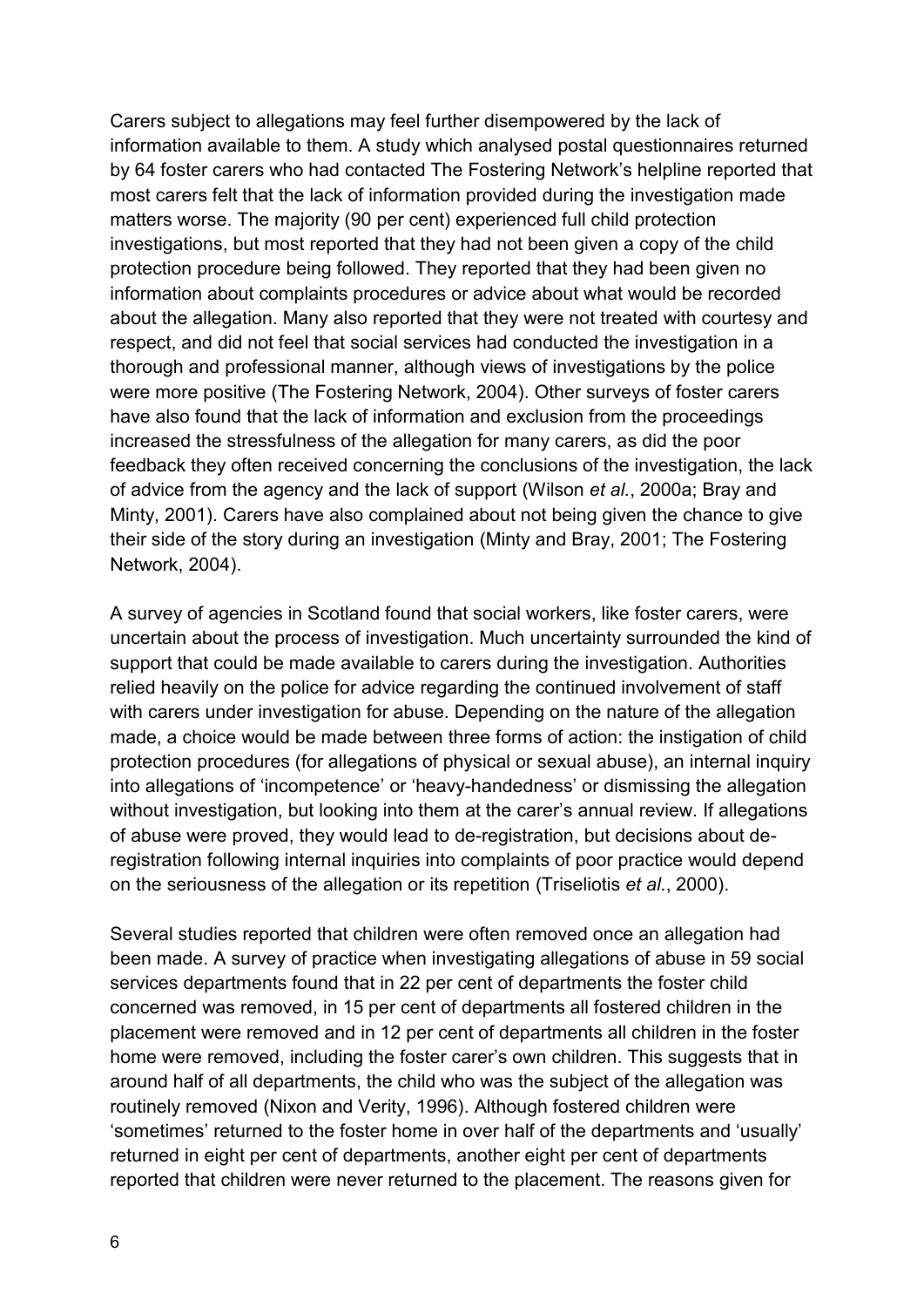Carers subject to allegations may feel further disempowered by the lack of information available to them. A study which analysed postal questionnaires returned by 64 foster carers who had contacted The Fostering Network's helpline reported that most carers felt that the lack of information provided during the investigation made matters worse. The majority (90 per cent) experienced full child protection investigations, but most reported that they had not been given a copy of the child protection procedure being followed. They reported that they had been given no information about complaints procedures or advice about what would be recorded about the allegation. Many also reported that they were not treated with courtesy and respect, and did not feel that social services had conducted the investigation in a thorough and professional manner, although views of investigations by the police were more positive (The Fostering Network, 2004). Other surveys of foster carers have also found that the lack of information and exclusion from the proceedings increased the stressfulness of the allegation for many carers, as did the poor feedback they often received concerning the conclusions of the investigation, the lack of advice from the agency and the lack of support (Wilson *et al.*, 2000a; Bray and Minty, 2001). Carers have also complained about not being given the chance to give their side of the story during an investigation (Minty and Bray, 2001; The Fostering Network, 2004).

A survey of agencies in Scotland found that social workers, like foster carers, were uncertain about the process of investigation. Much uncertainty surrounded the kind of support that could be made available to carers during the investigation. Authorities relied heavily on the police for advice regarding the continued involvement of staff with carers under investigation for abuse. Depending on the nature of the allegation made, a choice would be made between three forms of action: the instigation of child protection procedures (for allegations of physical or sexual abuse), an internal inquiry into allegations of 'incompetence' or 'heavy-handedness' or dismissing the allegation without investigation, but looking into them at the carer's annual review. If allegations of abuse were proved, they would lead to de-registration, but decisions about de-registration following internal inquiries into complaints of poor practice would depend on the seriousness of the allegation or its repetition (Triseliotis *et al.*, 2000).

Several studies reported that children were often removed once an allegation had been made. A survey of practice when investigating allegations of abuse in 59 social services departments found that in 22 per cent of departments the foster child concerned was removed, in 15 per cent of departments all fostered children in the placement were removed and in 12 per cent of departments all children in the foster home were removed, including the foster carer's own children. This suggests that in around half of all departments, the child who was the subject of the allegation was routinely removed (Nixon and Verity, 1996). Although fostered children were 'sometimes' returned to the foster home in over half of the departments and 'usually' returned in eight per cent of departments, another eight per cent of departments reported that children were never returned to the placement. The reasons given for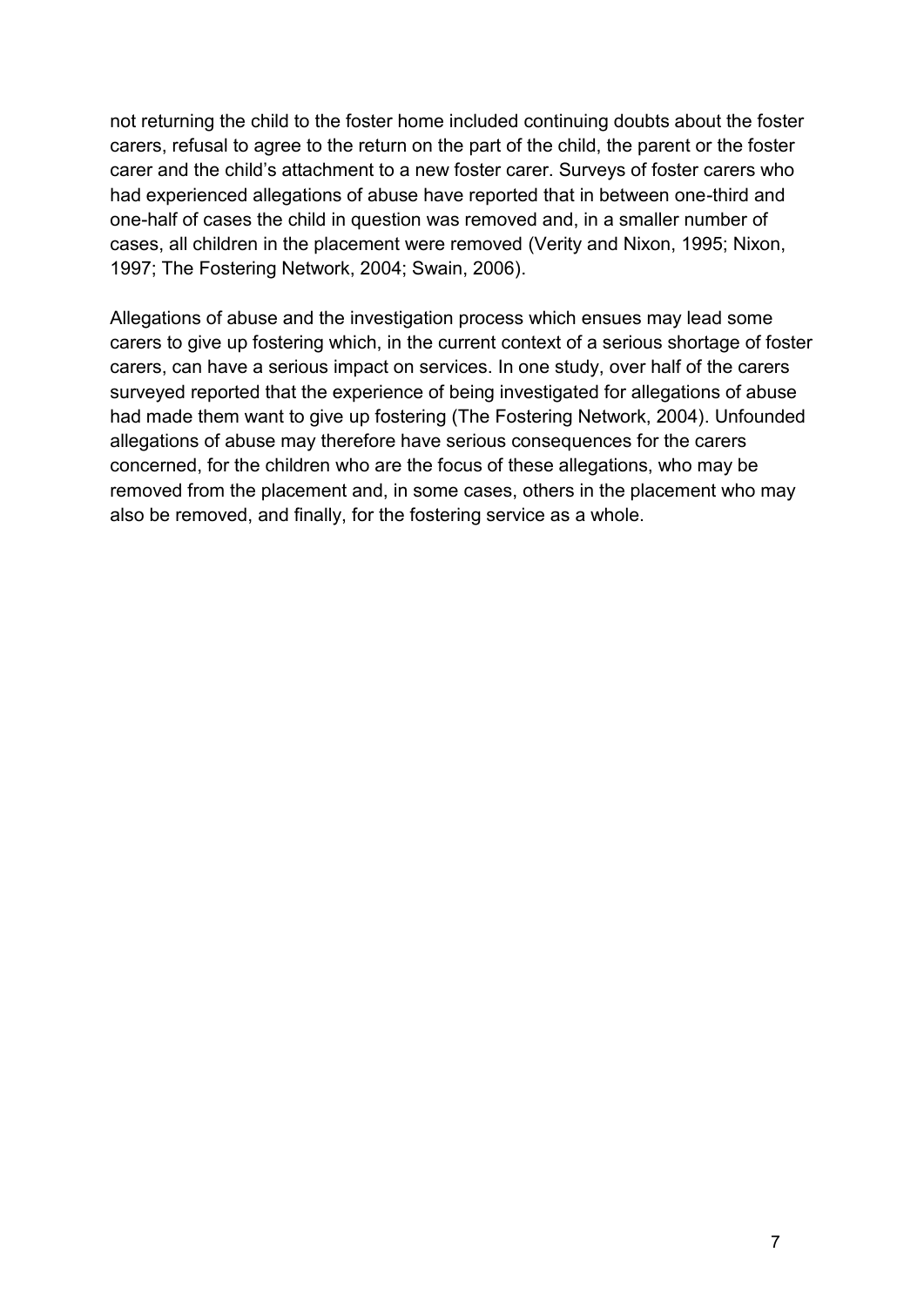not returning the child to the foster home included continuing doubts about the foster carers, refusal to agree to the return on the part of the child, the parent or the foster carer and the child's attachment to a new foster carer. Surveys of foster carers who had experienced allegations of abuse have reported that in between one-third and one-half of cases the child in question was removed and, in a smaller number of cases, all children in the placement were removed (Verity and Nixon, 1995; Nixon, 1997; The Fostering Network, 2004; Swain, 2006).

Allegations of abuse and the investigation process which ensues may lead some carers to give up fostering which, in the current context of a serious shortage of foster carers, can have a serious impact on services. In one study, over half of the carers surveyed reported that the experience of being investigated for allegations of abuse had made them want to give up fostering (The Fostering Network, 2004). Unfounded allegations of abuse may therefore have serious consequences for the carers concerned, for the children who are the focus of these allegations, who may be removed from the placement and, in some cases, others in the placement who may also be removed, and finally, for the fostering service as a whole.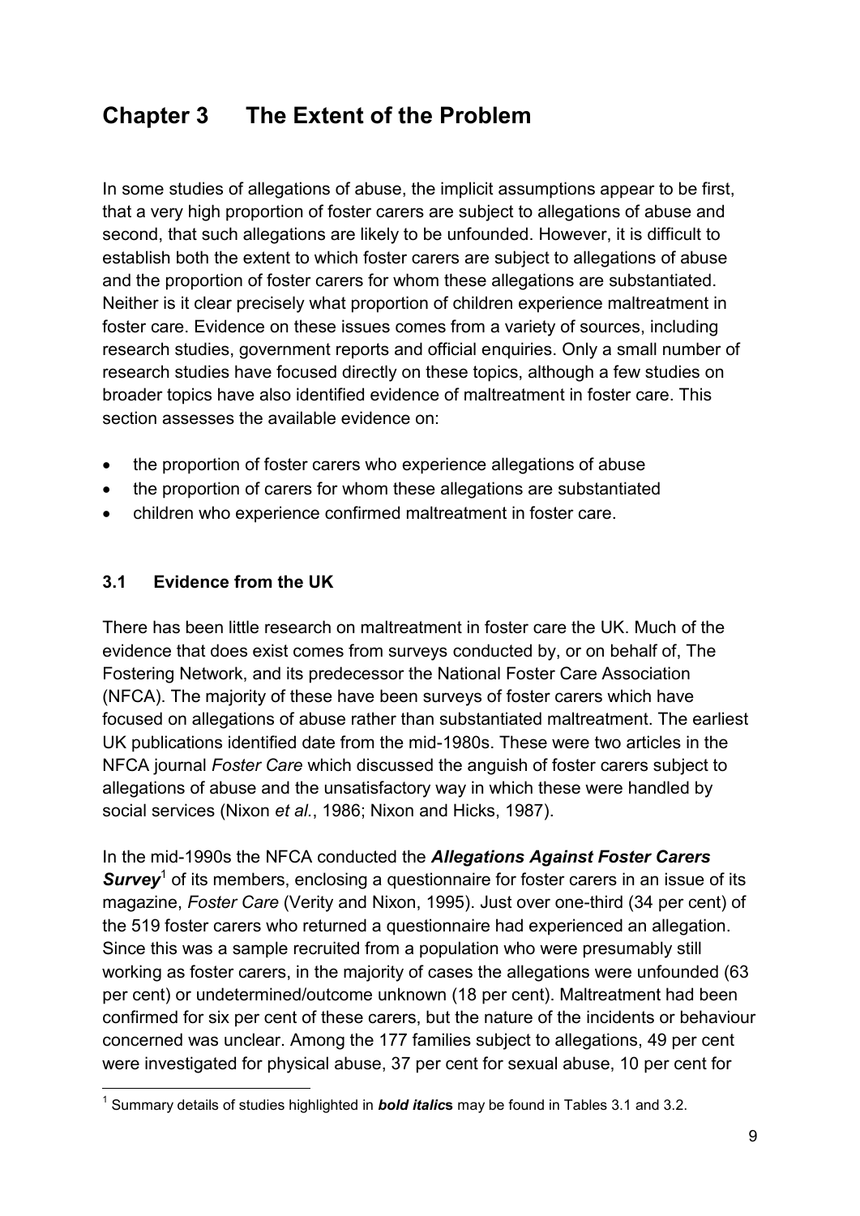# Chapter 3 The Extent of the Problem

In some studies of allegations of abuse, the implicit assumptions appear to be first, that a very high proportion of foster carers are subject to allegations of abuse and second, that such allegations are likely to be unfounded. However, it is difficult to establish both the extent to which foster carers are subject to allegations of abuse and the proportion of foster carers for whom these allegations are substantiated. Neither is it clear precisely what proportion of children experience maltreatment in foster care. Evidence on these issues comes from a variety of sources, including research studies, government reports and official enquiries. Only a small number of research studies have focused directly on these topics, although a few studies on broader topics have also identified evidence of maltreatment in foster care. This section assesses the available evidence on:

- the proportion of foster carers who experience allegations of abuse
- the proportion of carers for whom these allegations are substantiated
- children who experience confirmed maltreatment in foster care.

## 3.1 Evidence from the UK

There has been little research on maltreatment in foster care the UK. Much of the evidence that does exist comes from surveys conducted by, or on behalf of, The Fostering Network, and its predecessor the National Foster Care Association (NFCA). The majority of these have been surveys of foster carers which have focused on allegations of abuse rather than substantiated maltreatment. The earliest UK publications identified date from the mid-1980s. These were two articles in the NFCA journal *Foster Care* which discussed the anguish of foster carers subject to allegations of abuse and the unsatisfactory way in which these were handled by social services (Nixon *et al.*, 1986; Nixon and Hicks, 1987).

In the mid-1990s the NFCA conducted the ***Allegations Against Foster Carers Survey***[1] of its members, enclosing a questionnaire for foster carers in an issue of its magazine, *Foster Care* (Verity and Nixon, 1995). Just over one-third (34 per cent) of the 519 foster carers who returned a questionnaire had experienced an allegation. Since this was a sample recruited from a population who were presumably still working as foster carers, in the majority of cases the allegations were unfounded (63 per cent) or undetermined/outcome unknown (18 per cent). Maltreatment had been confirmed for six per cent of these carers, but the nature of the incidents or behaviour concerned was unclear. Among the 177 families subject to allegations, 49 per cent were investigated for physical abuse, 37 per cent for sexual abuse, 10 per cent for

[1] Summary details of studies highlighted in ***bold italics*** may be found in Tables 3.1 and 3.2.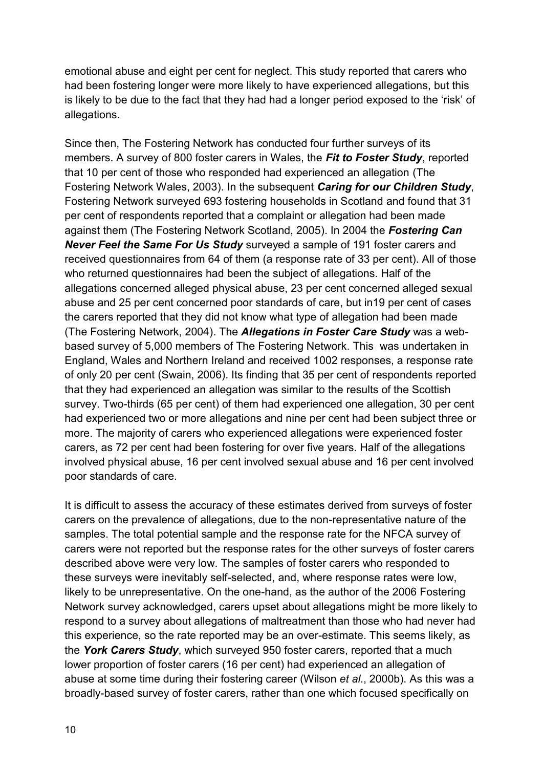emotional abuse and eight per cent for neglect. This study reported that carers who had been fostering longer were more likely to have experienced allegations, but this is likely to be due to the fact that they had had a longer period exposed to the 'risk' of allegations.

Since then, The Fostering Network has conducted four further surveys of its members. A survey of 800 foster carers in Wales, the ***Fit to Foster Study***, reported that 10 per cent of those who responded had experienced an allegation (The Fostering Network Wales, 2003). In the subsequent ***Caring for our Children Study***, Fostering Network surveyed 693 fostering households in Scotland and found that 31 per cent of respondents reported that a complaint or allegation had been made against them (The Fostering Network Scotland, 2005). In 2004 the ***Fostering Can Never Feel the Same For Us Study*** surveyed a sample of 191 foster carers and received questionnaires from 64 of them (a response rate of 33 per cent). All of those who returned questionnaires had been the subject of allegations. Half of the allegations concerned alleged physical abuse, 23 per cent concerned alleged sexual abuse and 25 per cent concerned poor standards of care, but in19 per cent of cases the carers reported that they did not know what type of allegation had been made (The Fostering Network, 2004). The ***Allegations in Foster Care Study*** was a web-based survey of 5,000 members of The Fostering Network. This was undertaken in England, Wales and Northern Ireland and received 1002 responses, a response rate of only 20 per cent (Swain, 2006). Its finding that 35 per cent of respondents reported that they had experienced an allegation was similar to the results of the Scottish survey. Two-thirds (65 per cent) of them had experienced one allegation, 30 per cent had experienced two or more allegations and nine per cent had been subject three or more. The majority of carers who experienced allegations were experienced foster carers, as 72 per cent had been fostering for over five years. Half of the allegations involved physical abuse, 16 per cent involved sexual abuse and 16 per cent involved poor standards of care.

It is difficult to assess the accuracy of these estimates derived from surveys of foster carers on the prevalence of allegations, due to the non-representative nature of the samples. The total potential sample and the response rate for the NFCA survey of carers were not reported but the response rates for the other surveys of foster carers described above were very low. The samples of foster carers who responded to these surveys were inevitably self-selected, and, where response rates were low, likely to be unrepresentative. On the one-hand, as the author of the 2006 Fostering Network survey acknowledged, carers upset about allegations might be more likely to respond to a survey about allegations of maltreatment than those who had never had this experience, so the rate reported may be an over-estimate. This seems likely, as the ***York Carers Study***, which surveyed 950 foster carers, reported that a much lower proportion of foster carers (16 per cent) had experienced an allegation of abuse at some time during their fostering career (Wilson *et al*., 2000b). As this was a broadly-based survey of foster carers, rather than one which focused specifically on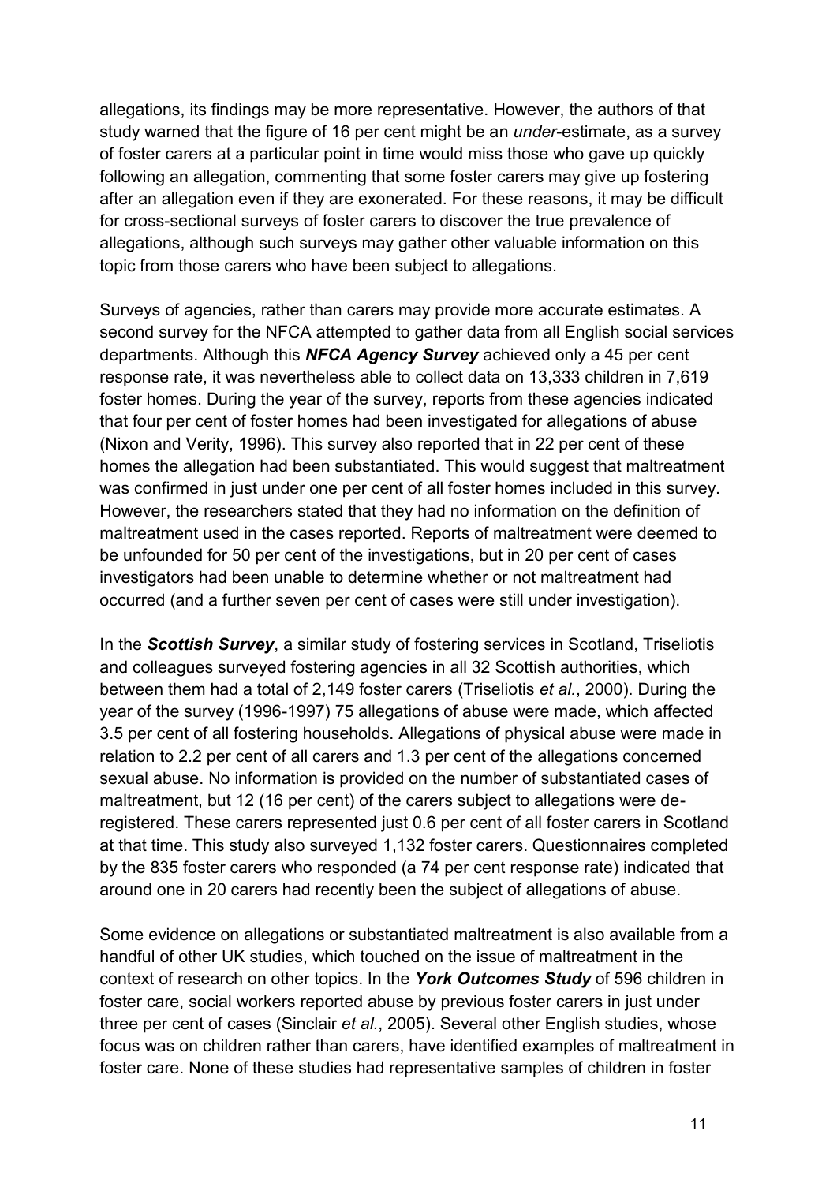allegations, its findings may be more representative. However, the authors of that study warned that the figure of 16 per cent might be an *under*-estimate, as a survey of foster carers at a particular point in time would miss those who gave up quickly following an allegation, commenting that some foster carers may give up fostering after an allegation even if they are exonerated. For these reasons, it may be difficult for cross-sectional surveys of foster carers to discover the true prevalence of allegations, although such surveys may gather other valuable information on this topic from those carers who have been subject to allegations.

Surveys of agencies, rather than carers may provide more accurate estimates. A second survey for the NFCA attempted to gather data from all English social services departments. Although this ***NFCA Agency Survey*** achieved only a 45 per cent response rate, it was nevertheless able to collect data on 13,333 children in 7,619 foster homes. During the year of the survey, reports from these agencies indicated that four per cent of foster homes had been investigated for allegations of abuse (Nixon and Verity, 1996). This survey also reported that in 22 per cent of these homes the allegation had been substantiated. This would suggest that maltreatment was confirmed in just under one per cent of all foster homes included in this survey. However, the researchers stated that they had no information on the definition of maltreatment used in the cases reported. Reports of maltreatment were deemed to be unfounded for 50 per cent of the investigations, but in 20 per cent of cases investigators had been unable to determine whether or not maltreatment had occurred (and a further seven per cent of cases were still under investigation).

In the ***Scottish Survey***, a similar study of fostering services in Scotland, Triseliotis and colleagues surveyed fostering agencies in all 32 Scottish authorities, which between them had a total of 2,149 foster carers (Triseliotis *et al.*, 2000). During the year of the survey (1996-1997) 75 allegations of abuse were made, which affected 3.5 per cent of all fostering households. Allegations of physical abuse were made in relation to 2.2 per cent of all carers and 1.3 per cent of the allegations concerned sexual abuse. No information is provided on the number of substantiated cases of maltreatment, but 12 (16 per cent) of the carers subject to allegations were de-registered. These carers represented just 0.6 per cent of all foster carers in Scotland at that time. This study also surveyed 1,132 foster carers. Questionnaires completed by the 835 foster carers who responded (a 74 per cent response rate) indicated that around one in 20 carers had recently been the subject of allegations of abuse.

Some evidence on allegations or substantiated maltreatment is also available from a handful of other UK studies, which touched on the issue of maltreatment in the context of research on other topics. In the ***York Outcomes Study*** of 596 children in foster care, social workers reported abuse by previous foster carers in just under three per cent of cases (Sinclair *et al.*, 2005). Several other English studies, whose focus was on children rather than carers, have identified examples of maltreatment in foster care. None of these studies had representative samples of children in foster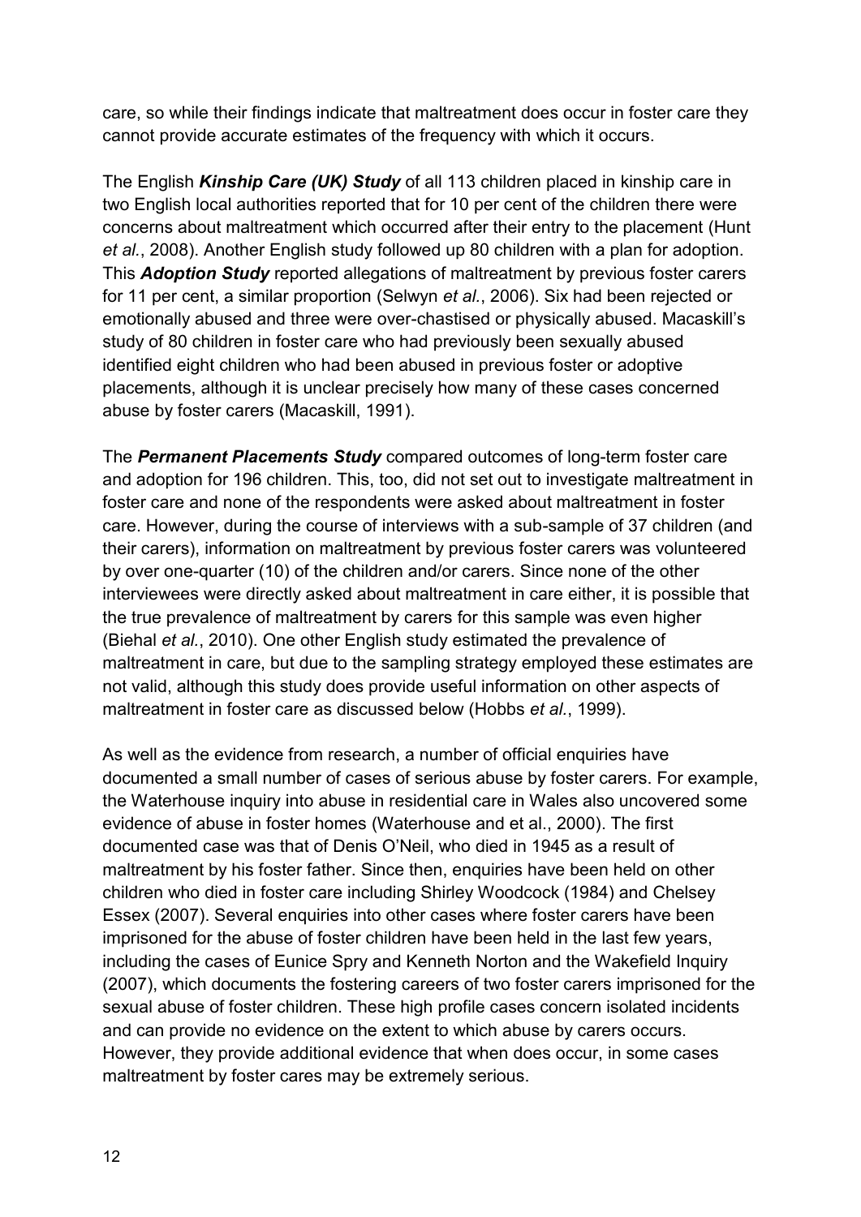care, so while their findings indicate that maltreatment does occur in foster care they cannot provide accurate estimates of the frequency with which it occurs.

The English ***Kinship Care (UK) Study*** of all 113 children placed in kinship care in two English local authorities reported that for 10 per cent of the children there were concerns about maltreatment which occurred after their entry to the placement (Hunt *et al.*, 2008). Another English study followed up 80 children with a plan for adoption. This ***Adoption Study*** reported allegations of maltreatment by previous foster carers for 11 per cent, a similar proportion (Selwyn *et al.*, 2006). Six had been rejected or emotionally abused and three were over-chastised or physically abused. Macaskill's study of 80 children in foster care who had previously been sexually abused identified eight children who had been abused in previous foster or adoptive placements, although it is unclear precisely how many of these cases concerned abuse by foster carers (Macaskill, 1991).

The ***Permanent Placements Study*** compared outcomes of long-term foster care and adoption for 196 children. This, too, did not set out to investigate maltreatment in foster care and none of the respondents were asked about maltreatment in foster care. However, during the course of interviews with a sub-sample of 37 children (and their carers), information on maltreatment by previous foster carers was volunteered by over one-quarter (10) of the children and/or carers. Since none of the other interviewees were directly asked about maltreatment in care either, it is possible that the true prevalence of maltreatment by carers for this sample was even higher (Biehal *et al.*, 2010). One other English study estimated the prevalence of maltreatment in care, but due to the sampling strategy employed these estimates are not valid, although this study does provide useful information on other aspects of maltreatment in foster care as discussed below (Hobbs *et al.*, 1999).

As well as the evidence from research, a number of official enquiries have documented a small number of cases of serious abuse by foster carers. For example, the Waterhouse inquiry into abuse in residential care in Wales also uncovered some evidence of abuse in foster homes (Waterhouse and et al., 2000). The first documented case was that of Denis O'Neil, who died in 1945 as a result of maltreatment by his foster father. Since then, enquiries have been held on other children who died in foster care including Shirley Woodcock (1984) and Chelsey Essex (2007). Several enquiries into other cases where foster carers have been imprisoned for the abuse of foster children have been held in the last few years, including the cases of Eunice Spry and Kenneth Norton and the Wakefield Inquiry (2007), which documents the fostering careers of two foster carers imprisoned for the sexual abuse of foster children. These high profile cases concern isolated incidents and can provide no evidence on the extent to which abuse by carers occurs. However, they provide additional evidence that when does occur, in some cases maltreatment by foster cares may be extremely serious.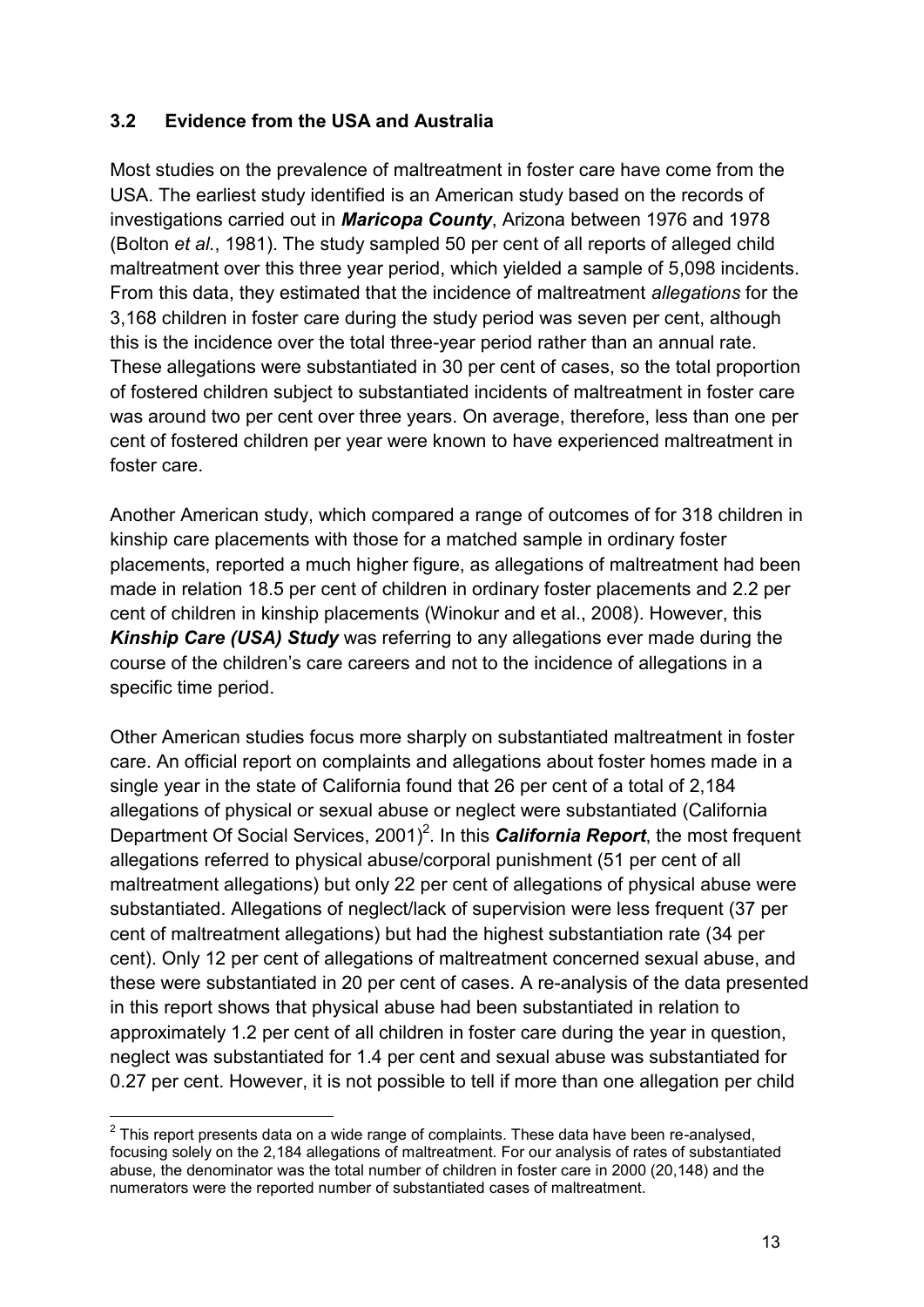### 3.2 Evidence from the USA and Australia

Most studies on the prevalence of maltreatment in foster care have come from the USA. The earliest study identified is an American study based on the records of investigations carried out in ***Maricopa County***, Arizona between 1976 and 1978 (Bolton *et al.*, 1981). The study sampled 50 per cent of all reports of alleged child maltreatment over this three year period, which yielded a sample of 5,098 incidents. From this data, they estimated that the incidence of maltreatment *allegations* for the 3,168 children in foster care during the study period was seven per cent, although this is the incidence over the total three-year period rather than an annual rate. These allegations were substantiated in 30 per cent of cases, so the total proportion of fostered children subject to substantiated incidents of maltreatment in foster care was around two per cent over three years. On average, therefore, less than one per cent of fostered children per year were known to have experienced maltreatment in foster care.

Another American study, which compared a range of outcomes of for 318 children in kinship care placements with those for a matched sample in ordinary foster placements, reported a much higher figure, as allegations of maltreatment had been made in relation 18.5 per cent of children in ordinary foster placements and 2.2 per cent of children in kinship placements (Winokur and et al., 2008). However, this ***Kinship Care (USA) Study*** was referring to any allegations ever made during the course of the children's care careers and not to the incidence of allegations in a specific time period.

Other American studies focus more sharply on substantiated maltreatment in foster care. An official report on complaints and allegations about foster homes made in a single year in the state of California found that 26 per cent of a total of 2,184 allegations of physical or sexual abuse or neglect were substantiated (California Department Of Social Services, 2001)[2]. In this ***California Report***, the most frequent allegations referred to physical abuse/corporal punishment (51 per cent of all maltreatment allegations) but only 22 per cent of allegations of physical abuse were substantiated. Allegations of neglect/lack of supervision were less frequent (37 per cent of maltreatment allegations) but had the highest substantiation rate (34 per cent). Only 12 per cent of allegations of maltreatment concerned sexual abuse, and these were substantiated in 20 per cent of cases. A re-analysis of the data presented in this report shows that physical abuse had been substantiated in relation to approximately 1.2 per cent of all children in foster care during the year in question, neglect was substantiated for 1.4 per cent and sexual abuse was substantiated for 0.27 per cent. However, it is not possible to tell if more than one allegation per child

[2] This report presents data on a wide range of complaints. These data have been re-analysed, focusing solely on the 2,184 allegations of maltreatment. For our analysis of rates of substantiated abuse, the denominator was the total number of children in foster care in 2000 (20,148) and the numerators were the reported number of substantiated cases of maltreatment.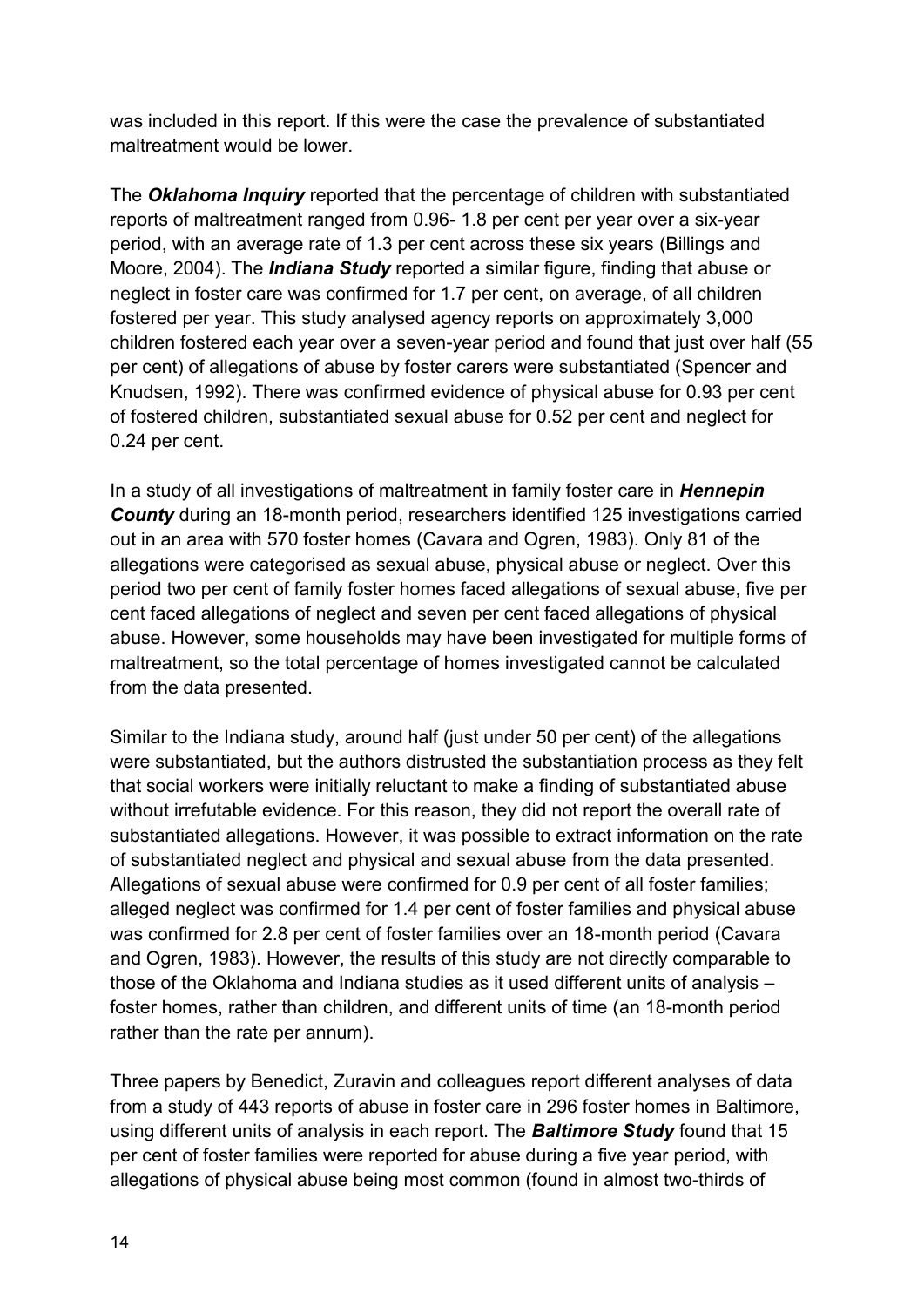was included in this report. If this were the case the prevalence of substantiated maltreatment would be lower.

The ***Oklahoma Inquiry*** reported that the percentage of children with substantiated reports of maltreatment ranged from 0.96- 1.8 per cent per year over a six-year period, with an average rate of 1.3 per cent across these six years (Billings and Moore, 2004). The ***Indiana Study*** reported a similar figure, finding that abuse or neglect in foster care was confirmed for 1.7 per cent, on average, of all children fostered per year. This study analysed agency reports on approximately 3,000 children fostered each year over a seven-year period and found that just over half (55 per cent) of allegations of abuse by foster carers were substantiated (Spencer and Knudsen, 1992). There was confirmed evidence of physical abuse for 0.93 per cent of fostered children, substantiated sexual abuse for 0.52 per cent and neglect for 0.24 per cent.

In a study of all investigations of maltreatment in family foster care in ***Hennepin County*** during an 18-month period, researchers identified 125 investigations carried out in an area with 570 foster homes (Cavara and Ogren, 1983). Only 81 of the allegations were categorised as sexual abuse, physical abuse or neglect. Over this period two per cent of family foster homes faced allegations of sexual abuse, five per cent faced allegations of neglect and seven per cent faced allegations of physical abuse. However, some households may have been investigated for multiple forms of maltreatment, so the total percentage of homes investigated cannot be calculated from the data presented.

Similar to the Indiana study, around half (just under 50 per cent) of the allegations were substantiated, but the authors distrusted the substantiation process as they felt that social workers were initially reluctant to make a finding of substantiated abuse without irrefutable evidence. For this reason, they did not report the overall rate of substantiated allegations. However, it was possible to extract information on the rate of substantiated neglect and physical and sexual abuse from the data presented. Allegations of sexual abuse were confirmed for 0.9 per cent of all foster families; alleged neglect was confirmed for 1.4 per cent of foster families and physical abuse was confirmed for 2.8 per cent of foster families over an 18-month period (Cavara and Ogren, 1983). However, the results of this study are not directly comparable to those of the Oklahoma and Indiana studies as it used different units of analysis – foster homes, rather than children, and different units of time (an 18-month period rather than the rate per annum).

Three papers by Benedict, Zuravin and colleagues report different analyses of data from a study of 443 reports of abuse in foster care in 296 foster homes in Baltimore, using different units of analysis in each report. The ***Baltimore Study*** found that 15 per cent of foster families were reported for abuse during a five year period, with allegations of physical abuse being most common (found in almost two-thirds of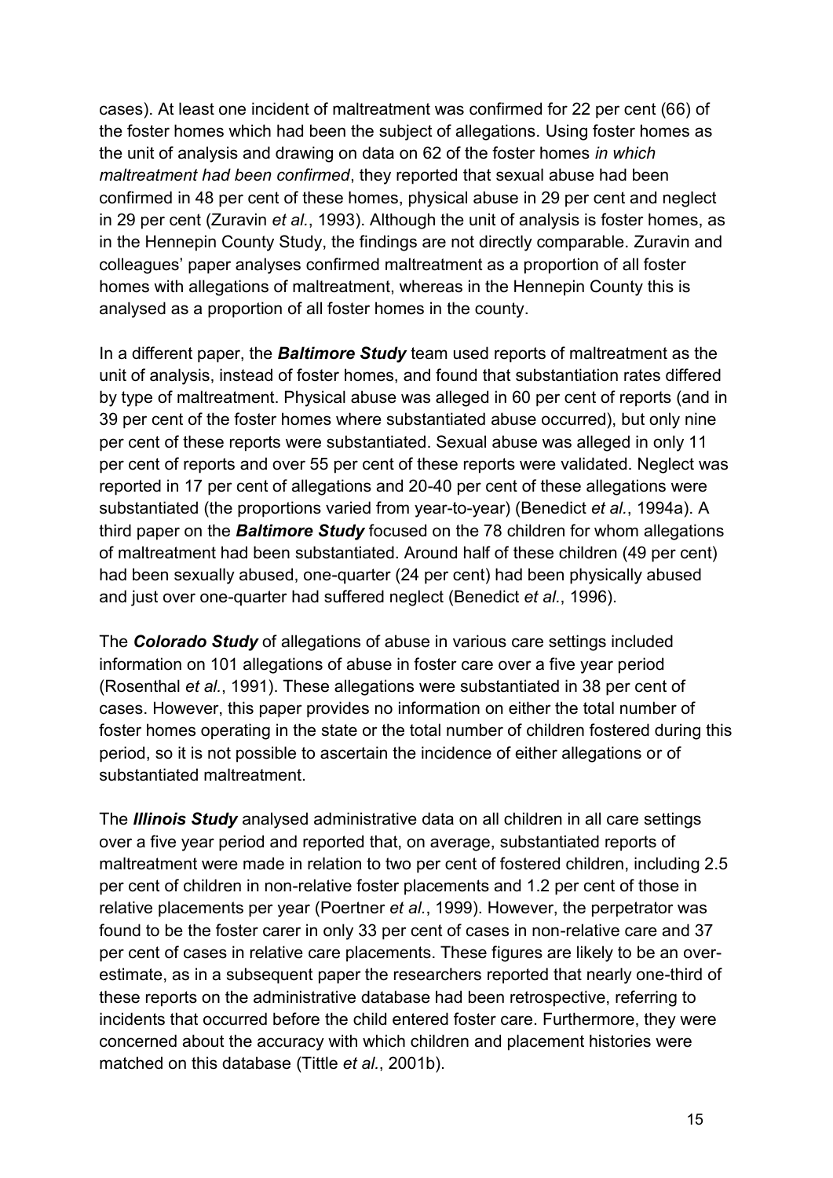cases). At least one incident of maltreatment was confirmed for 22 per cent (66) of the foster homes which had been the subject of allegations. Using foster homes as the unit of analysis and drawing on data on 62 of the foster homes *in which maltreatment had been confirmed*, they reported that sexual abuse had been confirmed in 48 per cent of these homes, physical abuse in 29 per cent and neglect in 29 per cent (Zuravin *et al.*, 1993). Although the unit of analysis is foster homes, as in the Hennepin County Study, the findings are not directly comparable. Zuravin and colleagues' paper analyses confirmed maltreatment as a proportion of all foster homes with allegations of maltreatment, whereas in the Hennepin County this is analysed as a proportion of all foster homes in the county.

In a different paper, the ***Baltimore Study*** team used reports of maltreatment as the unit of analysis, instead of foster homes, and found that substantiation rates differed by type of maltreatment. Physical abuse was alleged in 60 per cent of reports (and in 39 per cent of the foster homes where substantiated abuse occurred), but only nine per cent of these reports were substantiated. Sexual abuse was alleged in only 11 per cent of reports and over 55 per cent of these reports were validated. Neglect was reported in 17 per cent of allegations and 20-40 per cent of these allegations were substantiated (the proportions varied from year-to-year) (Benedict *et al.*, 1994a). A third paper on the ***Baltimore Study*** focused on the 78 children for whom allegations of maltreatment had been substantiated. Around half of these children (49 per cent) had been sexually abused, one-quarter (24 per cent) had been physically abused and just over one-quarter had suffered neglect (Benedict *et al.*, 1996).

The ***Colorado Study*** of allegations of abuse in various care settings included information on 101 allegations of abuse in foster care over a five year period (Rosenthal *et al.*, 1991). These allegations were substantiated in 38 per cent of cases. However, this paper provides no information on either the total number of foster homes operating in the state or the total number of children fostered during this period, so it is not possible to ascertain the incidence of either allegations or of substantiated maltreatment.

The ***Illinois Study*** analysed administrative data on all children in all care settings over a five year period and reported that, on average, substantiated reports of maltreatment were made in relation to two per cent of fostered children, including 2.5 per cent of children in non-relative foster placements and 1.2 per cent of those in relative placements per year (Poertner *et al.*, 1999). However, the perpetrator was found to be the foster carer in only 33 per cent of cases in non-relative care and 37 per cent of cases in relative care placements. These figures are likely to be an over-estimate, as in a subsequent paper the researchers reported that nearly one-third of these reports on the administrative database had been retrospective, referring to incidents that occurred before the child entered foster care. Furthermore, they were concerned about the accuracy with which children and placement histories were matched on this database (Tittle *et al.*, 2001b).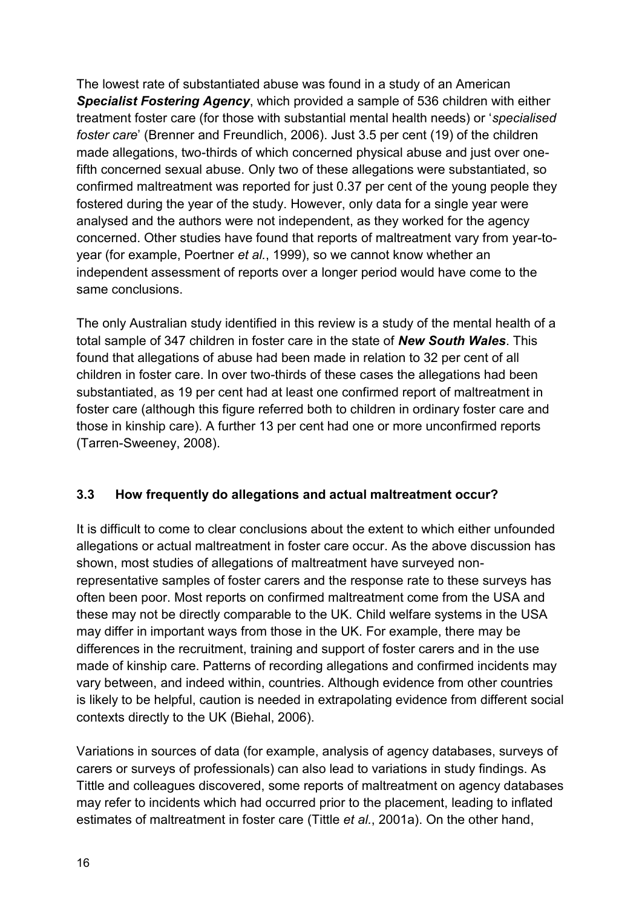The lowest rate of substantiated abuse was found in a study of an American ***Specialist Fostering Agency***, which provided a sample of 536 children with either treatment foster care (for those with substantial mental health needs) or '*specialised foster care*' (Brenner and Freundlich, 2006). Just 3.5 per cent (19) of the children made allegations, two-thirds of which concerned physical abuse and just over one-fifth concerned sexual abuse. Only two of these allegations were substantiated, so confirmed maltreatment was reported for just 0.37 per cent of the young people they fostered during the year of the study. However, only data for a single year were analysed and the authors were not independent, as they worked for the agency concerned. Other studies have found that reports of maltreatment vary from year-to-year (for example, Poertner *et al.*, 1999), so we cannot know whether an independent assessment of reports over a longer period would have come to the same conclusions.

The only Australian study identified in this review is a study of the mental health of a total sample of 347 children in foster care in the state of ***New South Wales***. This found that allegations of abuse had been made in relation to 32 per cent of all children in foster care. In over two-thirds of these cases the allegations had been substantiated, as 19 per cent had at least one confirmed report of maltreatment in foster care (although this figure referred both to children in ordinary foster care and those in kinship care). A further 13 per cent had one or more unconfirmed reports (Tarren-Sweeney, 2008).

### 3.3 How frequently do allegations and actual maltreatment occur?

It is difficult to come to clear conclusions about the extent to which either unfounded allegations or actual maltreatment in foster care occur. As the above discussion has shown, most studies of allegations of maltreatment have surveyed non-representative samples of foster carers and the response rate to these surveys has often been poor. Most reports on confirmed maltreatment come from the USA and these may not be directly comparable to the UK. Child welfare systems in the USA may differ in important ways from those in the UK. For example, there may be differences in the recruitment, training and support of foster carers and in the use made of kinship care. Patterns of recording allegations and confirmed incidents may vary between, and indeed within, countries. Although evidence from other countries is likely to be helpful, caution is needed in extrapolating evidence from different social contexts directly to the UK (Biehal, 2006).

Variations in sources of data (for example, analysis of agency databases, surveys of carers or surveys of professionals) can also lead to variations in study findings. As Tittle and colleagues discovered, some reports of maltreatment on agency databases may refer to incidents which had occurred prior to the placement, leading to inflated estimates of maltreatment in foster care (Tittle *et al.*, 2001a). On the other hand,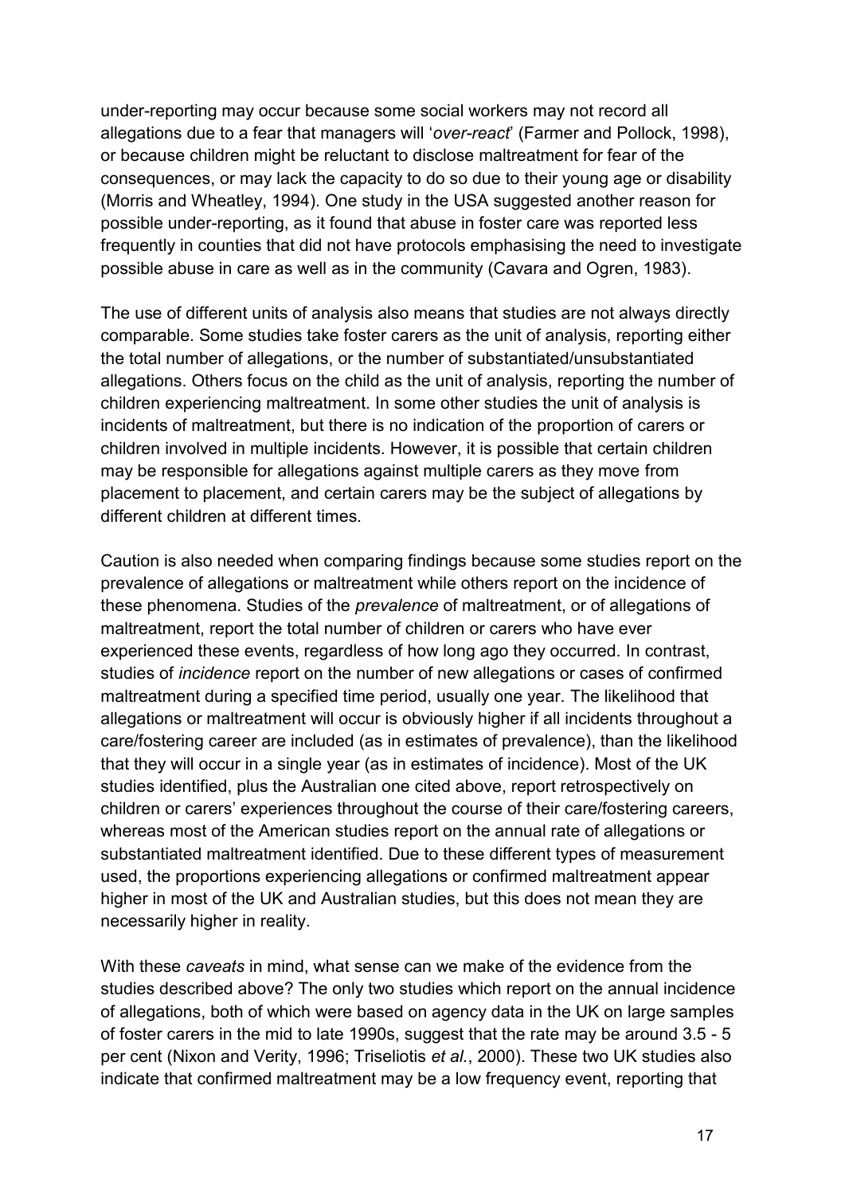under-reporting may occur because some social workers may not record all allegations due to a fear that managers will '*over-react*' (Farmer and Pollock, 1998), or because children might be reluctant to disclose maltreatment for fear of the consequences, or may lack the capacity to do so due to their young age or disability (Morris and Wheatley, 1994). One study in the USA suggested another reason for possible under-reporting, as it found that abuse in foster care was reported less frequently in counties that did not have protocols emphasising the need to investigate possible abuse in care as well as in the community (Cavara and Ogren, 1983).

The use of different units of analysis also means that studies are not always directly comparable. Some studies take foster carers as the unit of analysis, reporting either the total number of allegations, or the number of substantiated/unsubstantiated allegations. Others focus on the child as the unit of analysis, reporting the number of children experiencing maltreatment. In some other studies the unit of analysis is incidents of maltreatment, but there is no indication of the proportion of carers or children involved in multiple incidents. However, it is possible that certain children may be responsible for allegations against multiple carers as they move from placement to placement, and certain carers may be the subject of allegations by different children at different times.

Caution is also needed when comparing findings because some studies report on the prevalence of allegations or maltreatment while others report on the incidence of these phenomena. Studies of the *prevalence* of maltreatment, or of allegations of maltreatment, report the total number of children or carers who have ever experienced these events, regardless of how long ago they occurred. In contrast, studies of *incidence* report on the number of new allegations or cases of confirmed maltreatment during a specified time period, usually one year. The likelihood that allegations or maltreatment will occur is obviously higher if all incidents throughout a care/fostering career are included (as in estimates of prevalence), than the likelihood that they will occur in a single year (as in estimates of incidence). Most of the UK studies identified, plus the Australian one cited above, report retrospectively on children or carers' experiences throughout the course of their care/fostering careers, whereas most of the American studies report on the annual rate of allegations or substantiated maltreatment identified. Due to these different types of measurement used, the proportions experiencing allegations or confirmed maltreatment appear higher in most of the UK and Australian studies, but this does not mean they are necessarily higher in reality.

With these *caveats* in mind, what sense can we make of the evidence from the studies described above? The only two studies which report on the annual incidence of allegations, both of which were based on agency data in the UK on large samples of foster carers in the mid to late 1990s, suggest that the rate may be around 3.5 - 5 per cent (Nixon and Verity, 1996; Triseliotis *et al.*, 2000). These two UK studies also indicate that confirmed maltreatment may be a low frequency event, reporting that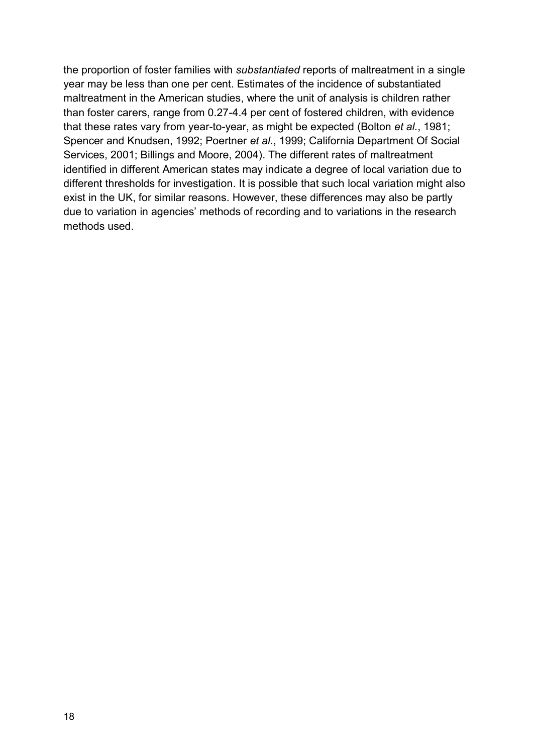the proportion of foster families with *substantiated* reports of maltreatment in a single year may be less than one per cent. Estimates of the incidence of substantiated maltreatment in the American studies, where the unit of analysis is children rather than foster carers, range from 0.27-4.4 per cent of fostered children, with evidence that these rates vary from year-to-year, as might be expected (Bolton *et al*., 1981; Spencer and Knudsen, 1992; Poertner *et al*., 1999; California Department Of Social Services, 2001; Billings and Moore, 2004). The different rates of maltreatment identified in different American states may indicate a degree of local variation due to different thresholds for investigation. It is possible that such local variation might also exist in the UK, for similar reasons. However, these differences may also be partly due to variation in agencies' methods of recording and to variations in the research methods used.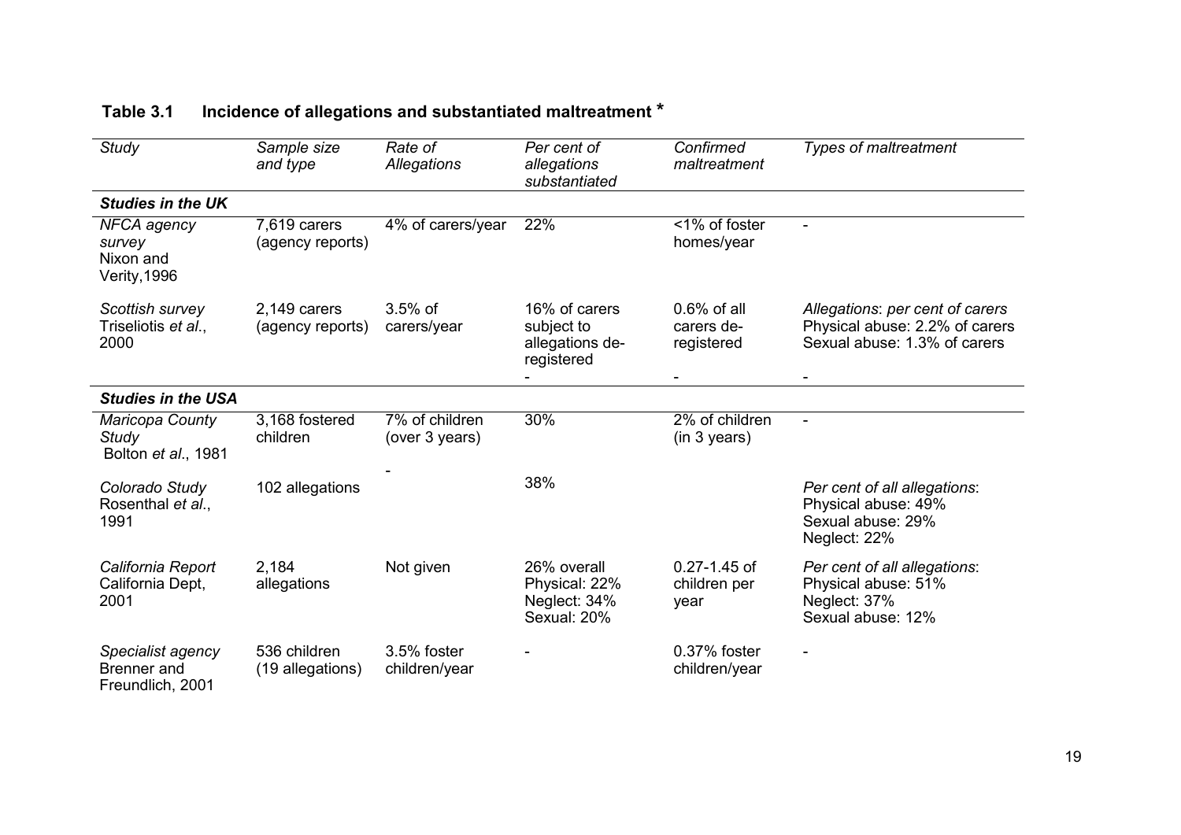### Table 3.1 Incidence of allegations and substantiated maltreatment *

| *Study* | *Sample size and type* | *Rate of Allegations* | *Per cent of allegations substantiated* | *Confirmed maltreatment* | *Types of maltreatment* |
|---|---|---|---|---|---|
| ***Studies in the UK*** | | | | | |
| *NFCA agency survey* Nixon and Verity, 1996 | 7,619 carers (agency reports) | 4% of carers/year | 22% | <1% of foster homes/year | - |
| *Scottish survey* Triseliotis *et al.*, 2000 | 2,149 carers (agency reports) | 3.5% of carers/year | 16% of carers subject to allegations de-registered - | 0.6% of all carers de-registered - | *Allegations*: *per cent of carers* Physical abuse: 2.2% of carers Sexual abuse: 1.3% of carers - |
| ***Studies in the USA*** | | | | | |
| *Maricopa County Study* Bolton *et al.*, 1981 | 3,168 fostered children | 7% of children (over 3 years) | 30% | 2% of children (in 3 years) | - |
| *Colorado Study* Rosenthal *et al.*, 1991 | 102 allegations | - | 38% | | *Per cent of all allegations*: Physical abuse: 49% Sexual abuse: 29% Neglect: 22% |
| *California Report* California Dept, 2001 | 2,184 allegations | Not given | 26% overall Physical: 22% Neglect: 34% Sexual: 20% | 0.27-1.45 of children per year | *Per cent of all allegations*: Physical abuse: 51% Neglect: 37% Sexual abuse: 12% |
| *Specialist agency* Brenner and Freundlich, 2001 | 536 children (19 allegations) | 3.5% foster children/year | - | 0.37% foster children/year | - |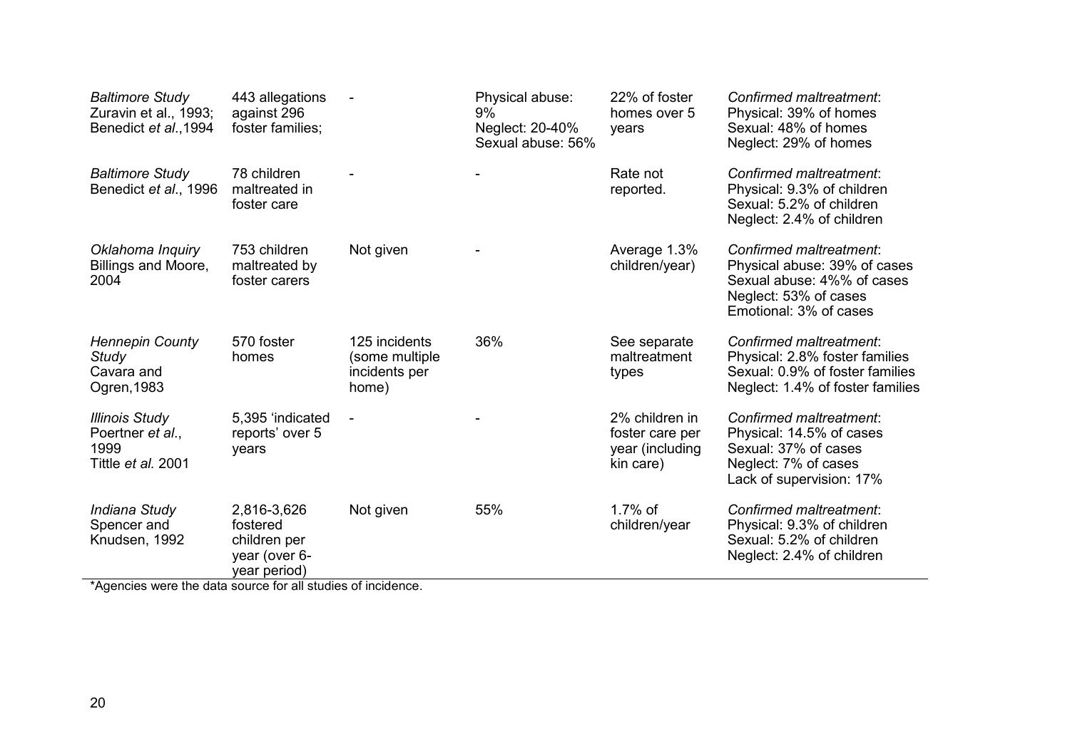| | | | | | |
|---|---|---|---|---|---|
| *Baltimore Study* Zuravin et al., 1993; Benedict *et al*.,1994 | 443 allegations against 296 foster families; | - | Physical abuse: 9% Neglect: 20-40% Sexual abuse: 56% | 22% of foster homes over 5 years | *Confirmed maltreatment*: Physical: 39% of homes Sexual: 48% of homes Neglect: 29% of homes |
| *Baltimore Study* Benedict *et al*., 1996 | 78 children maltreated in foster care | - | - | Rate not reported. | *Confirmed maltreatment*: Physical: 9.3% of children Sexual: 5.2% of children Neglect: 2.4% of children |
| *Oklahoma Inquiry* Billings and Moore, 2004 | 753 children maltreated by foster carers | Not given | - | Average 1.3% children/year) | *Confirmed maltreatment*: Physical abuse: 39% of cases Sexual abuse: 4%% of cases Neglect: 53% of cases Emotional: 3% of cases |
| *Hennepin County Study* Cavara and Ogren,1983 | 570 foster homes | 125 incidents (some multiple incidents per home) | 36% | See separate maltreatment types | *Confirmed maltreatment*: Physical: 2.8% foster families Sexual: 0.9% of foster families Neglect: 1.4% of foster families |
| *Illinois Study* Poertner *et al*., 1999 Tittle *et al.* 2001 | 5,395 'indicated reports' over 5 years | - | - | 2% children in foster care per year (including kin care) | *Confirmed maltreatment*: Physical: 14.5% of cases Sexual: 37% of cases Neglect: 7% of cases Lack of supervision: 17% |
| *Indiana Study* Spencer and Knudsen, 1992 | 2,816-3,626 fostered children per year (over 6-year period) | Not given | 55% | 1.7% of children/year | *Confirmed maltreatment*: Physical: 9.3% of children Sexual: 5.2% of children Neglect: 2.4% of children |

*Agencies were the data source for all studies of incidence.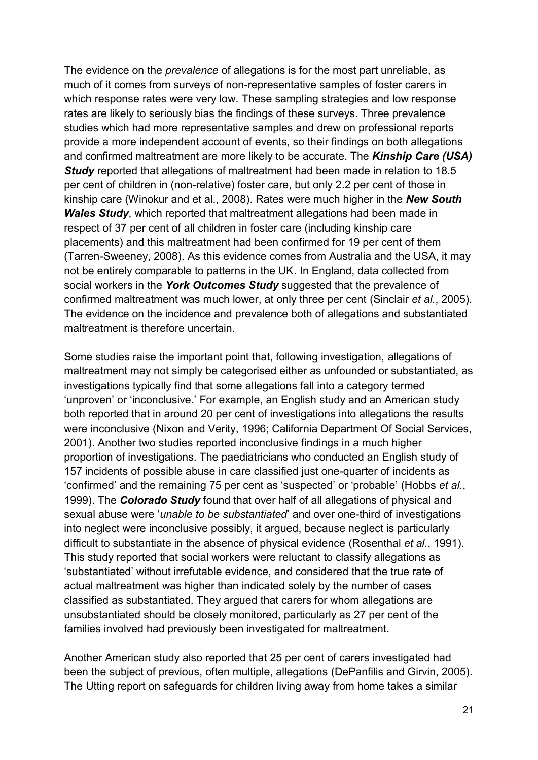The evidence on the *prevalence* of allegations is for the most part unreliable, as much of it comes from surveys of non-representative samples of foster carers in which response rates were very low. These sampling strategies and low response rates are likely to seriously bias the findings of these surveys. Three prevalence studies which had more representative samples and drew on professional reports provide a more independent account of events, so their findings on both allegations and confirmed maltreatment are more likely to be accurate. The ***Kinship Care (USA) Study*** reported that allegations of maltreatment had been made in relation to 18.5 per cent of children in (non-relative) foster care, but only 2.2 per cent of those in kinship care (Winokur and et al., 2008). Rates were much higher in the ***New South Wales Study***, which reported that maltreatment allegations had been made in respect of 37 per cent of all children in foster care (including kinship care placements) and this maltreatment had been confirmed for 19 per cent of them (Tarren-Sweeney, 2008). As this evidence comes from Australia and the USA, it may not be entirely comparable to patterns in the UK. In England, data collected from social workers in the ***York Outcomes Study*** suggested that the prevalence of confirmed maltreatment was much lower, at only three per cent (Sinclair *et al.*, 2005). The evidence on the incidence and prevalence both of allegations and substantiated maltreatment is therefore uncertain.

Some studies raise the important point that, following investigation, allegations of maltreatment may not simply be categorised either as unfounded or substantiated, as investigations typically find that some allegations fall into a category termed 'unproven' or 'inconclusive.' For example, an English study and an American study both reported that in around 20 per cent of investigations into allegations the results were inconclusive (Nixon and Verity, 1996; California Department Of Social Services, 2001). Another two studies reported inconclusive findings in a much higher proportion of investigations. The paediatricians who conducted an English study of 157 incidents of possible abuse in care classified just one-quarter of incidents as 'confirmed' and the remaining 75 per cent as 'suspected' or 'probable' (Hobbs *et al.*, 1999). The ***Colorado Study*** found that over half of all allegations of physical and sexual abuse were '*unable to be substantiated*' and over one-third of investigations into neglect were inconclusive possibly, it argued, because neglect is particularly difficult to substantiate in the absence of physical evidence (Rosenthal *et al.*, 1991). This study reported that social workers were reluctant to classify allegations as 'substantiated' without irrefutable evidence, and considered that the true rate of actual maltreatment was higher than indicated solely by the number of cases classified as substantiated. They argued that carers for whom allegations are unsubstantiated should be closely monitored, particularly as 27 per cent of the families involved had previously been investigated for maltreatment.

Another American study also reported that 25 per cent of carers investigated had been the subject of previous, often multiple, allegations (DePanfilis and Girvin, 2005). The Utting report on safeguards for children living away from home takes a similar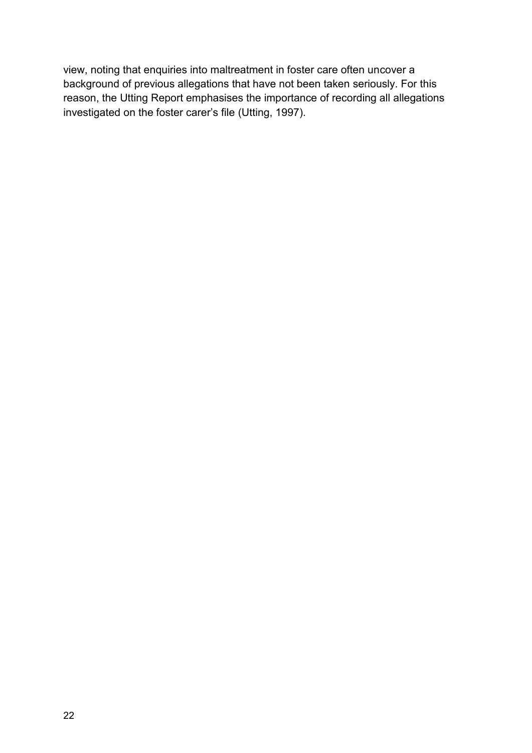view, noting that enquiries into maltreatment in foster care often uncover a background of previous allegations that have not been taken seriously. For this reason, the Utting Report emphasises the importance of recording all allegations investigated on the foster carer's file (Utting, 1997).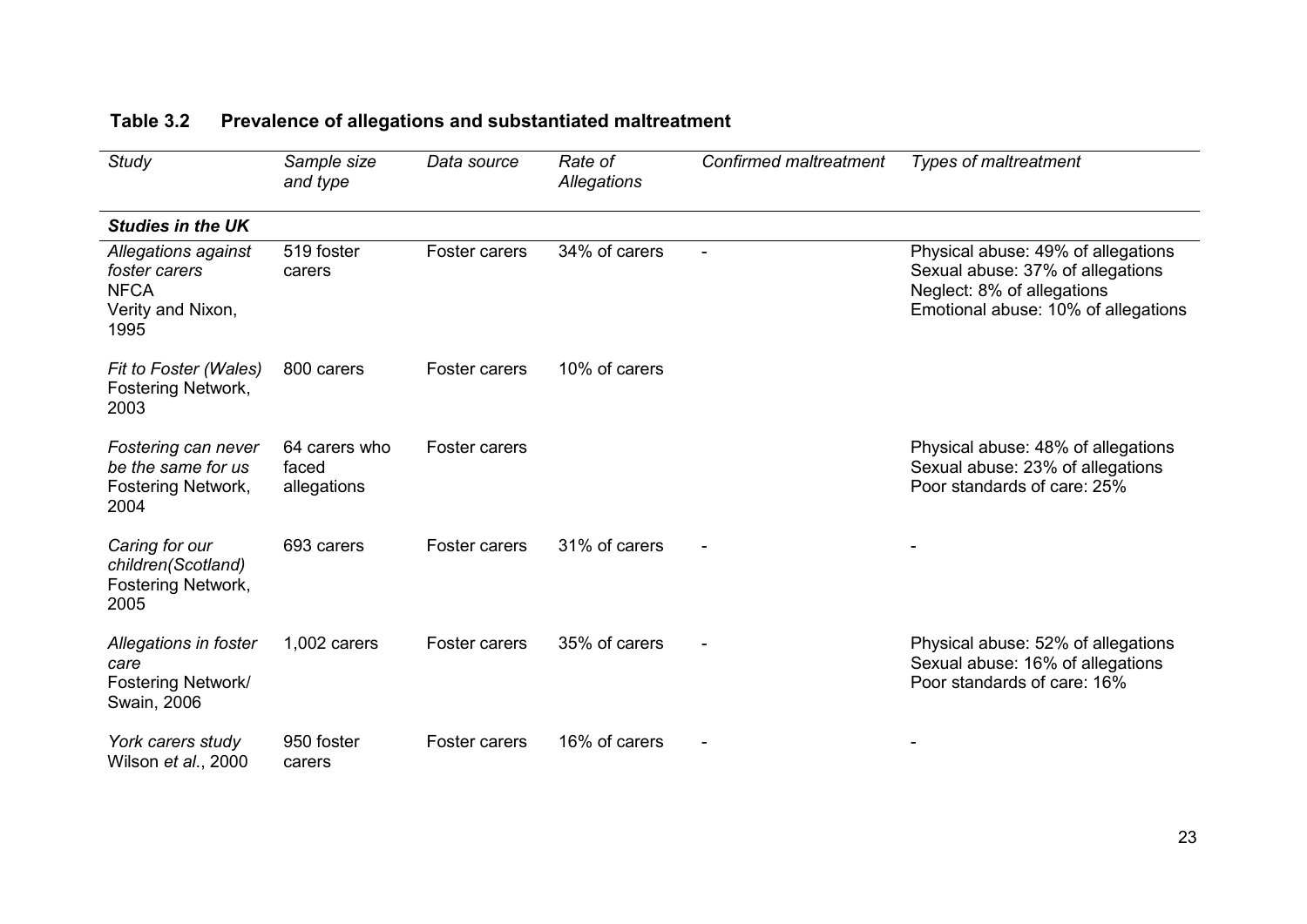**Table 3.2 Prevalence of allegations and substantiated maltreatment**

| *Study* | *Sample size and type* | *Data source* | *Rate of Allegations* | *Confirmed maltreatment* | *Types of maltreatment* |
|---|---|---|---|---|---|
| ***Studies in the UK*** | | | | | |
| *Allegations against foster carers* NFCA Verity and Nixon, 1995 | 519 foster carers | Foster carers | 34% of carers | - | Physical abuse: 49% of allegations Sexual abuse: 37% of allegations Neglect: 8% of allegations Emotional abuse: 10% of allegations |
| *Fit to Foster (Wales)* Fostering Network, 2003 | 800 carers | Foster carers | 10% of carers | | |
| *Fostering can never be the same for us* Fostering Network, 2004 | 64 carers who faced allegations | Foster carers | | | Physical abuse: 48% of allegations Sexual abuse: 23% of allegations Poor standards of care: 25% |
| *Caring for our children(Scotland)* Fostering Network, 2005 | 693 carers | Foster carers | 31% of carers | - | - |
| *Allegations in foster care* Fostering Network/ Swain, 2006 | 1,002 carers | Foster carers | 35% of carers | - | Physical abuse: 52% of allegations Sexual abuse: 16% of allegations Poor standards of care: 16% |
| *York carers study* Wilson *et al.*, 2000 | 950 foster carers | Foster carers | 16% of carers | - | - |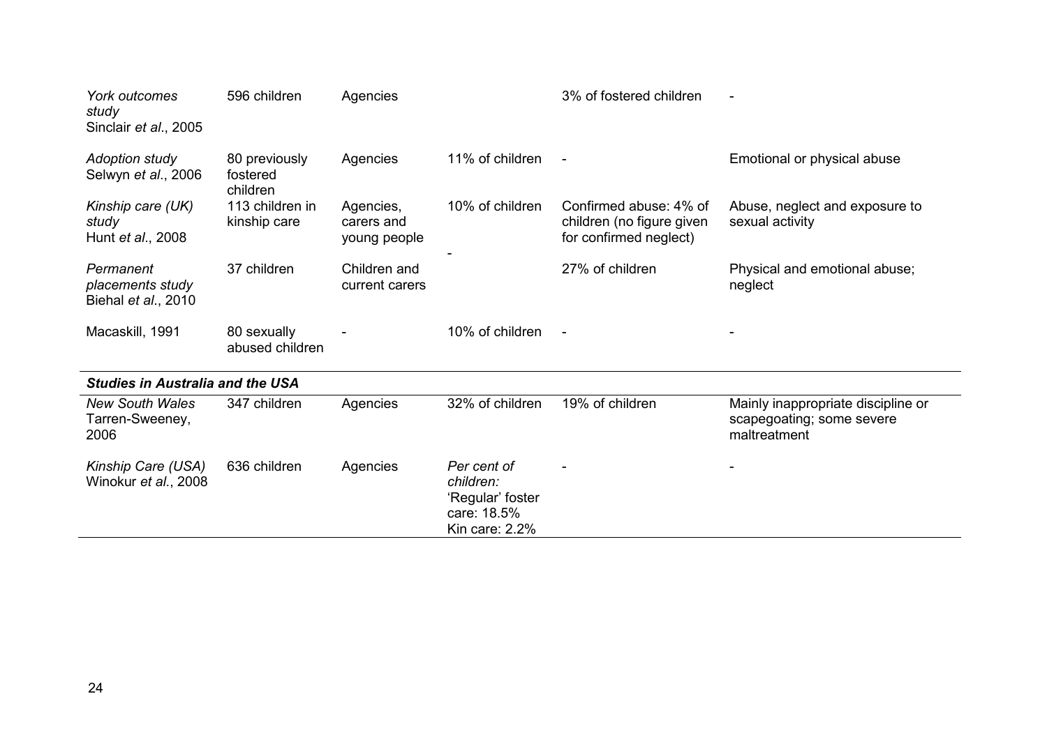| | | | | | |
|---|---|---|---|---|---|
| *York outcomes study* Sinclair *et al*., 2005 | 596 children | Agencies | | 3% of fostered children | - |
| *Adoption study* Selwyn *et al*., 2006 | 80 previously fostered children | Agencies | 11% of children | - | Emotional or physical abuse |
| *Kinship care (UK) study* Hunt *et al*., 2008 | 113 children in kinship care | Agencies, carers and young people | 10% of children | Confirmed abuse: 4% of children (no figure given for confirmed neglect) | Abuse, neglect and exposure to sexual activity |
| *Permanent placements study* Biehal *et al*., 2010 | 37 children | Children and current carers | - | 27% of children | Physical and emotional abuse; neglect |
| Macaskill, 1991 | 80 sexually abused children | - | 10% of children | - | - |
| ***Studies in Australia and the USA*** | | | | | |
| *New South Wales* Tarren-Sweeney, 2006 | 347 children | Agencies | 32% of children | 19% of children | Mainly inappropriate discipline or scapegoating; some severe maltreatment |
| *Kinship Care (USA)* Winokur *et al*., 2008 | 636 children | Agencies | *Per cent of children:* 'Regular' foster care: 18.5% Kin care: 2.2% | - | - |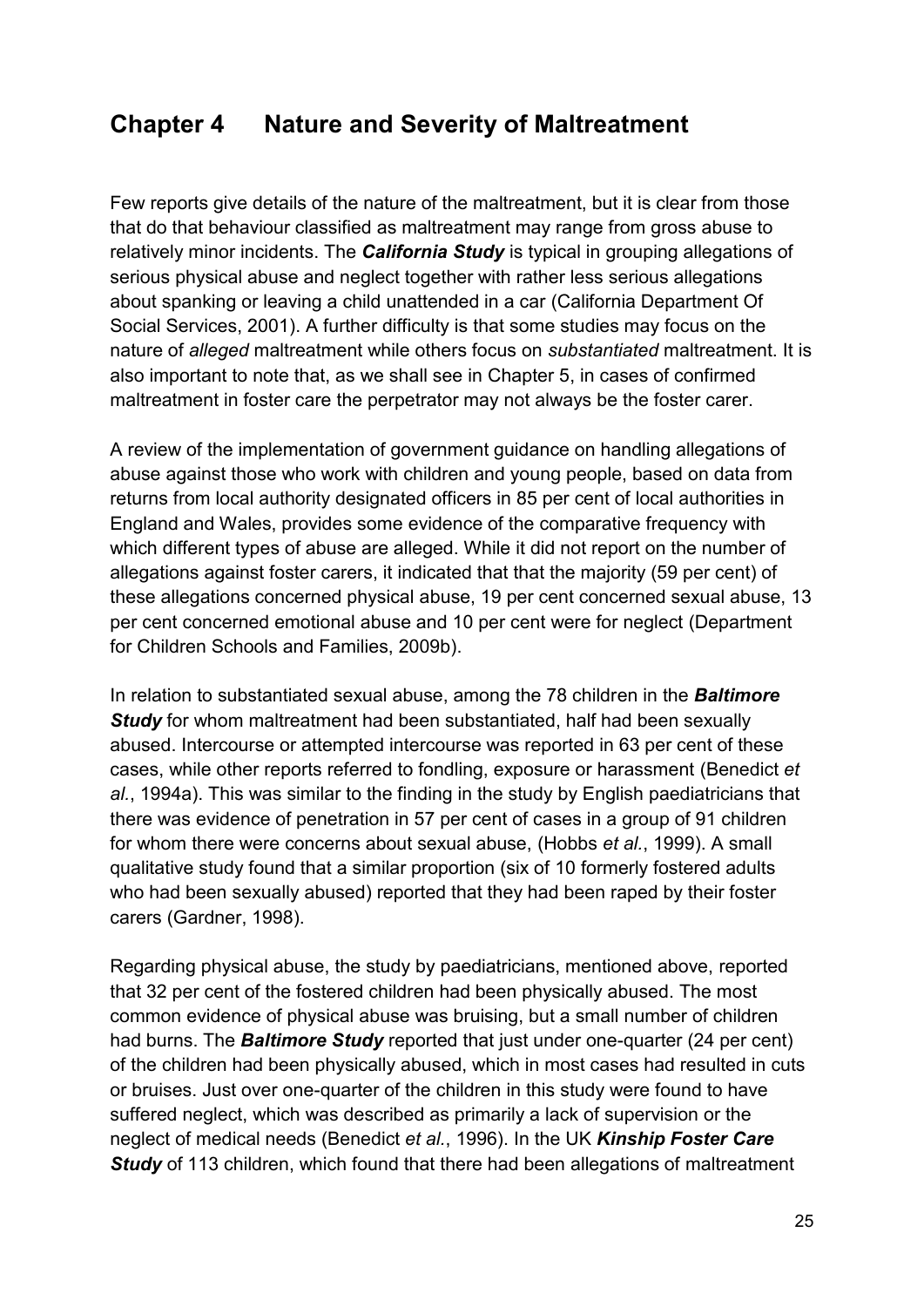# Chapter 4 Nature and Severity of Maltreatment

Few reports give details of the nature of the maltreatment, but it is clear from those that do that behaviour classified as maltreatment may range from gross abuse to relatively minor incidents. The ***California Study*** is typical in grouping allegations of serious physical abuse and neglect together with rather less serious allegations about spanking or leaving a child unattended in a car (California Department Of Social Services, 2001). A further difficulty is that some studies may focus on the nature of *alleged* maltreatment while others focus on *substantiated* maltreatment. It is also important to note that, as we shall see in Chapter 5, in cases of confirmed maltreatment in foster care the perpetrator may not always be the foster carer.

A review of the implementation of government guidance on handling allegations of abuse against those who work with children and young people, based on data from returns from local authority designated officers in 85 per cent of local authorities in England and Wales, provides some evidence of the comparative frequency with which different types of abuse are alleged. While it did not report on the number of allegations against foster carers, it indicated that that the majority (59 per cent) of these allegations concerned physical abuse, 19 per cent concerned sexual abuse, 13 per cent concerned emotional abuse and 10 per cent were for neglect (Department for Children Schools and Families, 2009b).

In relation to substantiated sexual abuse, among the 78 children in the ***Baltimore Study*** for whom maltreatment had been substantiated, half had been sexually abused. Intercourse or attempted intercourse was reported in 63 per cent of these cases, while other reports referred to fondling, exposure or harassment (Benedict *et al.*, 1994a). This was similar to the finding in the study by English paediatricians that there was evidence of penetration in 57 per cent of cases in a group of 91 children for whom there were concerns about sexual abuse, (Hobbs *et al.*, 1999). A small qualitative study found that a similar proportion (six of 10 formerly fostered adults who had been sexually abused) reported that they had been raped by their foster carers (Gardner, 1998).

Regarding physical abuse, the study by paediatricians, mentioned above, reported that 32 per cent of the fostered children had been physically abused. The most common evidence of physical abuse was bruising, but a small number of children had burns. The ***Baltimore Study*** reported that just under one-quarter (24 per cent) of the children had been physically abused, which in most cases had resulted in cuts or bruises. Just over one-quarter of the children in this study were found to have suffered neglect, which was described as primarily a lack of supervision or the neglect of medical needs (Benedict *et al.*, 1996). In the UK ***Kinship Foster Care Study*** of 113 children, which found that there had been allegations of maltreatment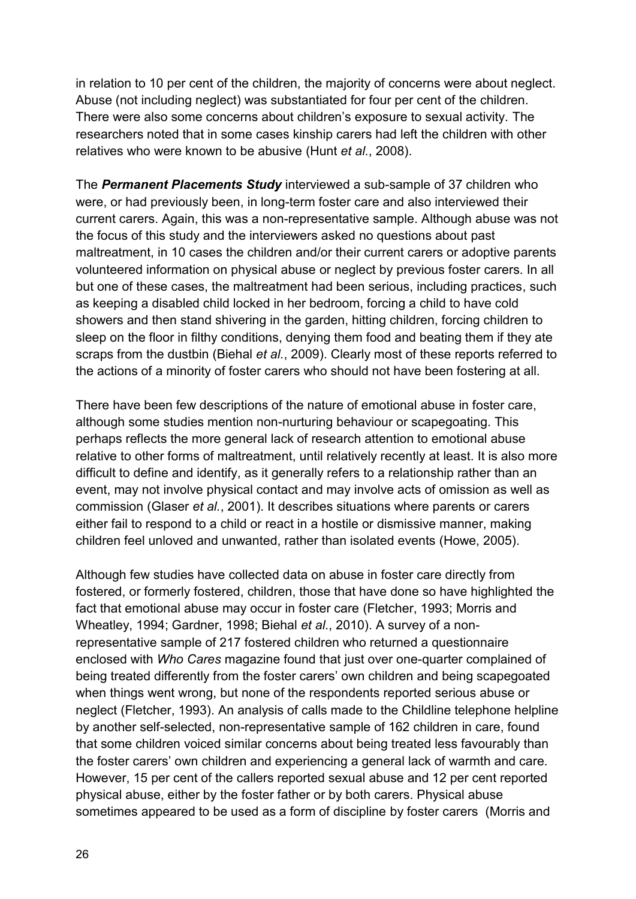in relation to 10 per cent of the children, the majority of concerns were about neglect. Abuse (not including neglect) was substantiated for four per cent of the children. There were also some concerns about children's exposure to sexual activity. The researchers noted that in some cases kinship carers had left the children with other relatives who were known to be abusive (Hunt *et al.*, 2008).

The ***Permanent Placements Study*** interviewed a sub-sample of 37 children who were, or had previously been, in long-term foster care and also interviewed their current carers. Again, this was a non-representative sample. Although abuse was not the focus of this study and the interviewers asked no questions about past maltreatment, in 10 cases the children and/or their current carers or adoptive parents volunteered information on physical abuse or neglect by previous foster carers. In all but one of these cases, the maltreatment had been serious, including practices, such as keeping a disabled child locked in her bedroom, forcing a child to have cold showers and then stand shivering in the garden, hitting children, forcing children to sleep on the floor in filthy conditions, denying them food and beating them if they ate scraps from the dustbin (Biehal *et al.*, 2009). Clearly most of these reports referred to the actions of a minority of foster carers who should not have been fostering at all.

There have been few descriptions of the nature of emotional abuse in foster care, although some studies mention non-nurturing behaviour or scapegoating. This perhaps reflects the more general lack of research attention to emotional abuse relative to other forms of maltreatment, until relatively recently at least. It is also more difficult to define and identify, as it generally refers to a relationship rather than an event, may not involve physical contact and may involve acts of omission as well as commission (Glaser *et al.*, 2001). It describes situations where parents or carers either fail to respond to a child or react in a hostile or dismissive manner, making children feel unloved and unwanted, rather than isolated events (Howe, 2005).

Although few studies have collected data on abuse in foster care directly from fostered, or formerly fostered, children, those that have done so have highlighted the fact that emotional abuse may occur in foster care (Fletcher, 1993; Morris and Wheatley, 1994; Gardner, 1998; Biehal *et al.*, 2010). A survey of a non-representative sample of 217 fostered children who returned a questionnaire enclosed with *Who Cares* magazine found that just over one-quarter complained of being treated differently from the foster carers' own children and being scapegoated when things went wrong, but none of the respondents reported serious abuse or neglect (Fletcher, 1993). An analysis of calls made to the Childline telephone helpline by another self-selected, non-representative sample of 162 children in care, found that some children voiced similar concerns about being treated less favourably than the foster carers' own children and experiencing a general lack of warmth and care. However, 15 per cent of the callers reported sexual abuse and 12 per cent reported physical abuse, either by the foster father or by both carers. Physical abuse sometimes appeared to be used as a form of discipline by foster carers (Morris and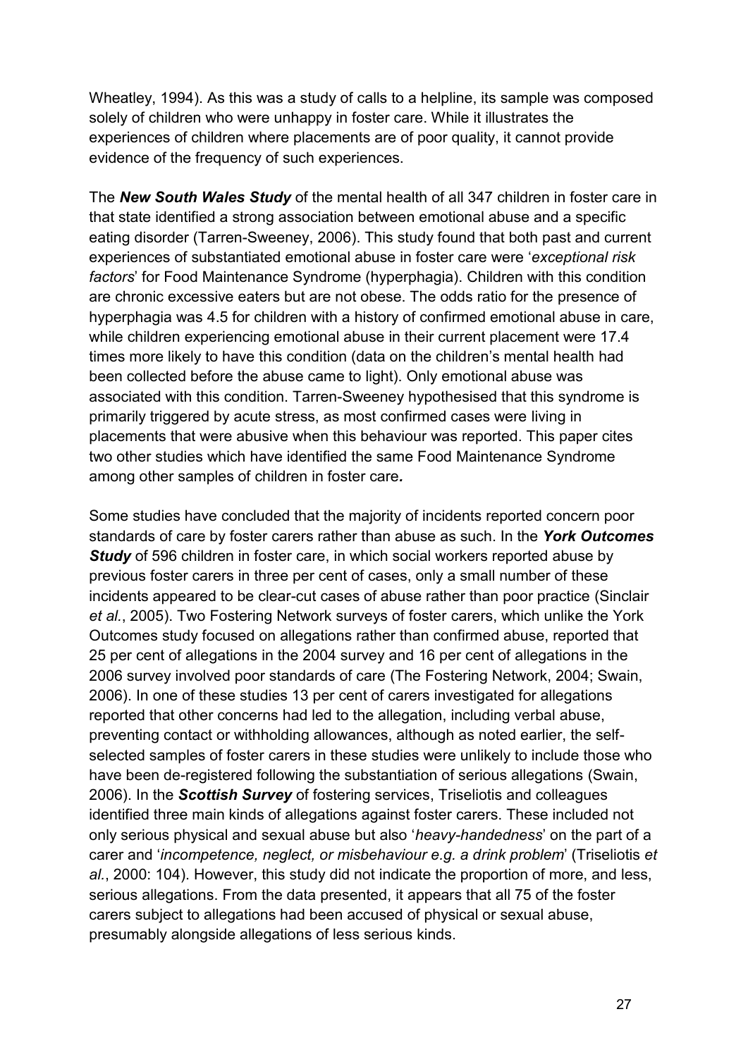Wheatley, 1994). As this was a study of calls to a helpline, its sample was composed solely of children who were unhappy in foster care. While it illustrates the experiences of children where placements are of poor quality, it cannot provide evidence of the frequency of such experiences.

The ***New South Wales Study*** of the mental health of all 347 children in foster care in that state identified a strong association between emotional abuse and a specific eating disorder (Tarren-Sweeney, 2006). This study found that both past and current experiences of substantiated emotional abuse in foster care were '*exceptional risk factors*' for Food Maintenance Syndrome (hyperphagia). Children with this condition are chronic excessive eaters but are not obese. The odds ratio for the presence of hyperphagia was 4.5 for children with a history of confirmed emotional abuse in care, while children experiencing emotional abuse in their current placement were 17.4 times more likely to have this condition (data on the children's mental health had been collected before the abuse came to light). Only emotional abuse was associated with this condition. Tarren-Sweeney hypothesised that this syndrome is primarily triggered by acute stress, as most confirmed cases were living in placements that were abusive when this behaviour was reported. This paper cites two other studies which have identified the same Food Maintenance Syndrome among other samples of children in foster care***.***

Some studies have concluded that the majority of incidents reported concern poor standards of care by foster carers rather than abuse as such. In the ***York Outcomes Study*** of 596 children in foster care, in which social workers reported abuse by previous foster carers in three per cent of cases, only a small number of these incidents appeared to be clear-cut cases of abuse rather than poor practice (Sinclair *et al.*, 2005). Two Fostering Network surveys of foster carers, which unlike the York Outcomes study focused on allegations rather than confirmed abuse, reported that 25 per cent of allegations in the 2004 survey and 16 per cent of allegations in the 2006 survey involved poor standards of care (The Fostering Network, 2004; Swain, 2006). In one of these studies 13 per cent of carers investigated for allegations reported that other concerns had led to the allegation, including verbal abuse, preventing contact or withholding allowances, although as noted earlier, the self-selected samples of foster carers in these studies were unlikely to include those who have been de-registered following the substantiation of serious allegations (Swain, 2006). In the ***Scottish Survey*** of fostering services, Triseliotis and colleagues identified three main kinds of allegations against foster carers. These included not only serious physical and sexual abuse but also '*heavy-handedness*' on the part of a carer and '*incompetence, neglect, or misbehaviour e.g. a drink problem*' (Triseliotis *et al.*, 2000: 104). However, this study did not indicate the proportion of more, and less, serious allegations. From the data presented, it appears that all 75 of the foster carers subject to allegations had been accused of physical or sexual abuse, presumably alongside allegations of less serious kinds.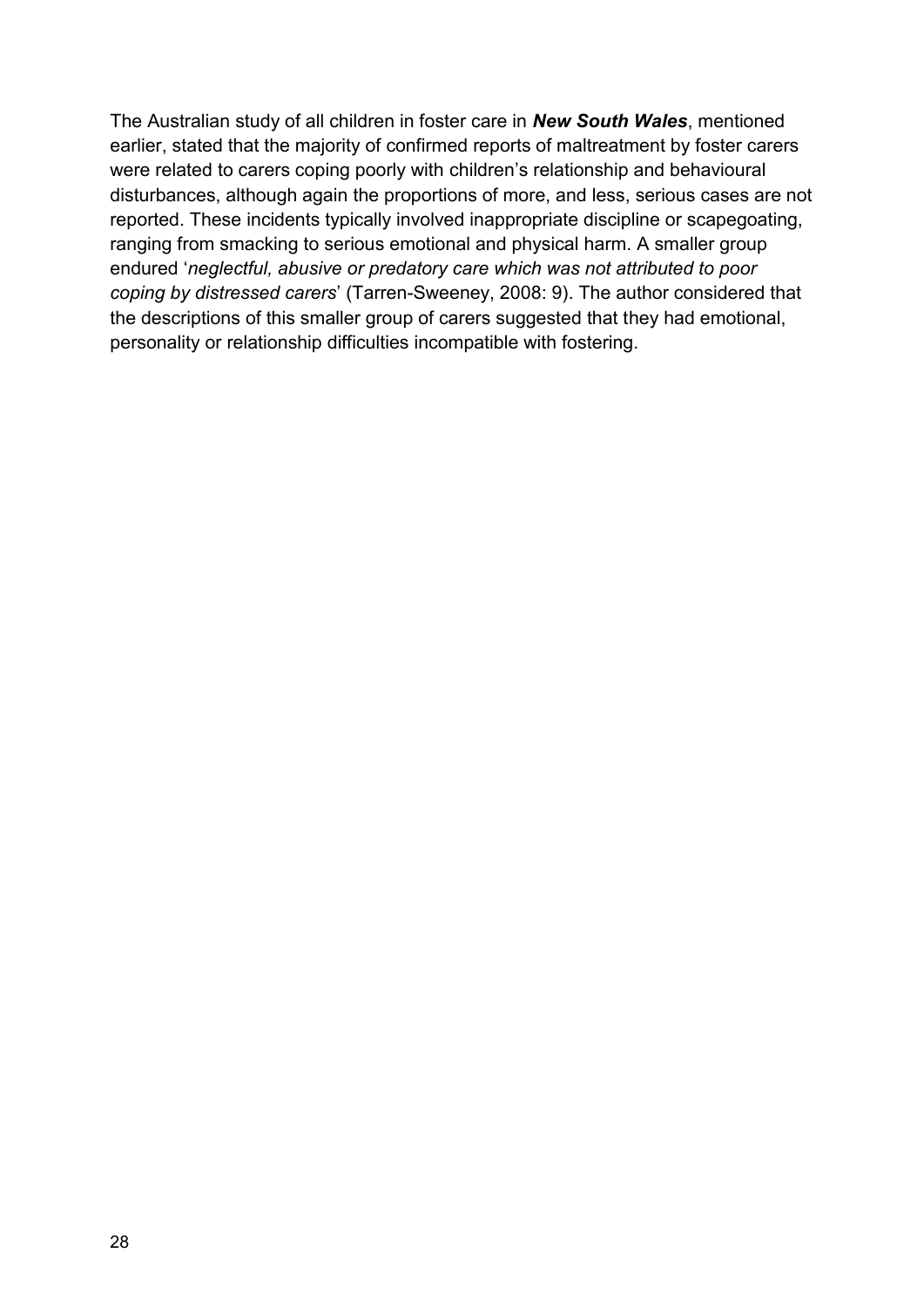The Australian study of all children in foster care in ***New South Wales***, mentioned earlier, stated that the majority of confirmed reports of maltreatment by foster carers were related to carers coping poorly with children's relationship and behavioural disturbances, although again the proportions of more, and less, serious cases are not reported. These incidents typically involved inappropriate discipline or scapegoating, ranging from smacking to serious emotional and physical harm. A smaller group endured '*neglectful, abusive or predatory care which was not attributed to poor coping by distressed carers*' (Tarren-Sweeney, 2008: 9). The author considered that the descriptions of this smaller group of carers suggested that they had emotional, personality or relationship difficulties incompatible with fostering.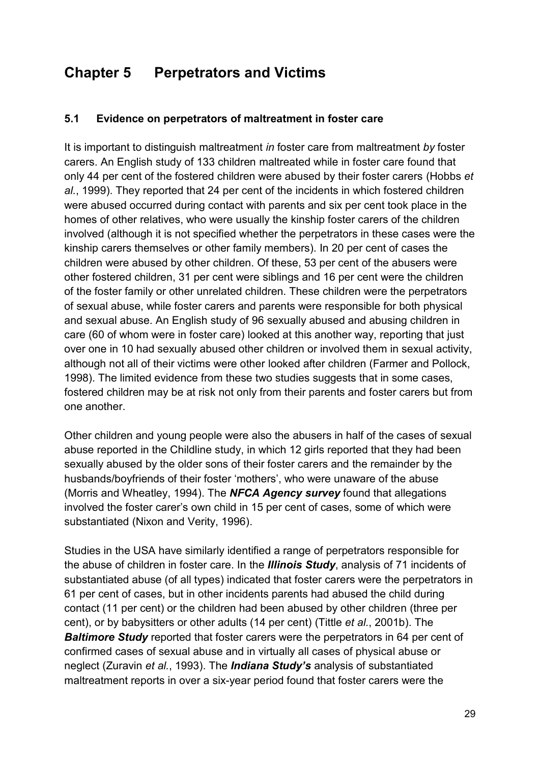# Chapter 5 Perpetrators and Victims

## 5.1 Evidence on perpetrators of maltreatment in foster care

It is important to distinguish maltreatment *in* foster care from maltreatment *by* foster carers. An English study of 133 children maltreated while in foster care found that only 44 per cent of the fostered children were abused by their foster carers (Hobbs *et al.*, 1999). They reported that 24 per cent of the incidents in which fostered children were abused occurred during contact with parents and six per cent took place in the homes of other relatives, who were usually the kinship foster carers of the children involved (although it is not specified whether the perpetrators in these cases were the kinship carers themselves or other family members). In 20 per cent of cases the children were abused by other children. Of these, 53 per cent of the abusers were other fostered children, 31 per cent were siblings and 16 per cent were the children of the foster family or other unrelated children. These children were the perpetrators of sexual abuse, while foster carers and parents were responsible for both physical and sexual abuse. An English study of 96 sexually abused and abusing children in care (60 of whom were in foster care) looked at this another way, reporting that just over one in 10 had sexually abused other children or involved them in sexual activity, although not all of their victims were other looked after children (Farmer and Pollock, 1998). The limited evidence from these two studies suggests that in some cases, fostered children may be at risk not only from their parents and foster carers but from one another.

Other children and young people were also the abusers in half of the cases of sexual abuse reported in the Childline study, in which 12 girls reported that they had been sexually abused by the older sons of their foster carers and the remainder by the husbands/boyfriends of their foster 'mothers', who were unaware of the abuse (Morris and Wheatley, 1994). The ***NFCA Agency survey*** found that allegations involved the foster carer's own child in 15 per cent of cases, some of which were substantiated (Nixon and Verity, 1996).

Studies in the USA have similarly identified a range of perpetrators responsible for the abuse of children in foster care. In the ***Illinois Study***, analysis of 71 incidents of substantiated abuse (of all types) indicated that foster carers were the perpetrators in 61 per cent of cases, but in other incidents parents had abused the child during contact (11 per cent) or the children had been abused by other children (three per cent), or by babysitters or other adults (14 per cent) (Tittle *et al.*, 2001b). The ***Baltimore Study*** reported that foster carers were the perpetrators in 64 per cent of confirmed cases of sexual abuse and in virtually all cases of physical abuse or neglect (Zuravin *et al.*, 1993). The ***Indiana Study's*** analysis of substantiated maltreatment reports in over a six-year period found that foster carers were the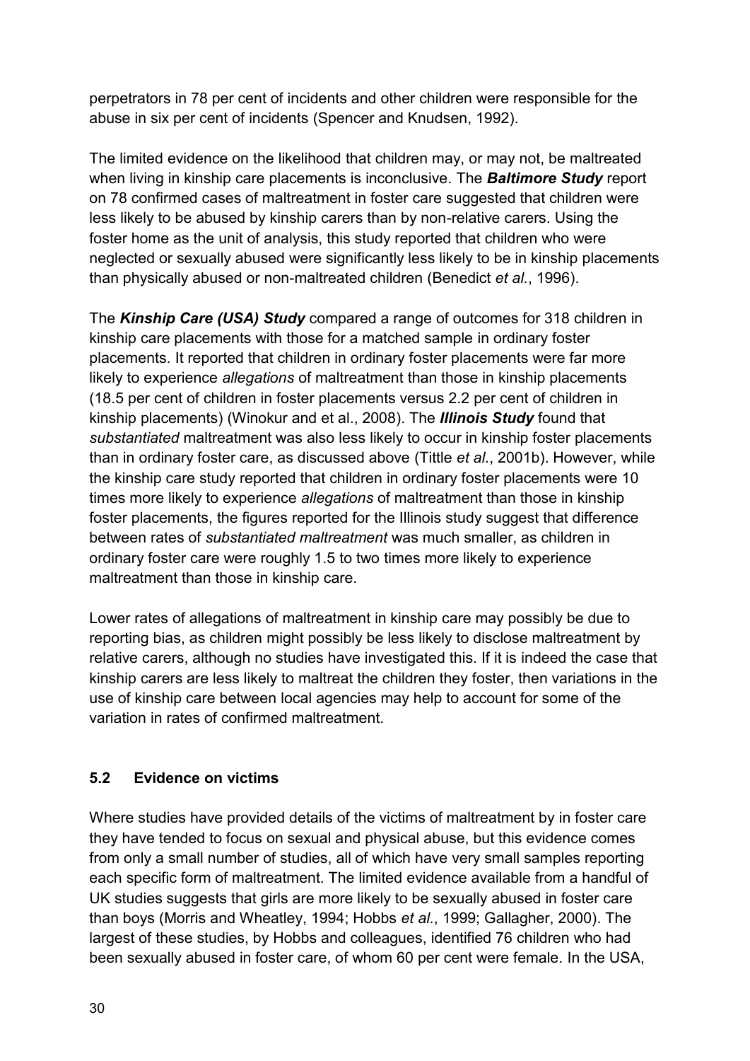perpetrators in 78 per cent of incidents and other children were responsible for the abuse in six per cent of incidents (Spencer and Knudsen, 1992).

The limited evidence on the likelihood that children may, or may not, be maltreated when living in kinship care placements is inconclusive. The ***Baltimore Study*** report on 78 confirmed cases of maltreatment in foster care suggested that children were less likely to be abused by kinship carers than by non-relative carers. Using the foster home as the unit of analysis, this study reported that children who were neglected or sexually abused were significantly less likely to be in kinship placements than physically abused or non-maltreated children (Benedict *et al.*, 1996).

The ***Kinship Care (USA) Study*** compared a range of outcomes for 318 children in kinship care placements with those for a matched sample in ordinary foster placements. It reported that children in ordinary foster placements were far more likely to experience *allegations* of maltreatment than those in kinship placements (18.5 per cent of children in foster placements versus 2.2 per cent of children in kinship placements) (Winokur and et al., 2008). The ***Illinois Study*** found that *substantiated* maltreatment was also less likely to occur in kinship foster placements than in ordinary foster care, as discussed above (Tittle *et al.*, 2001b). However, while the kinship care study reported that children in ordinary foster placements were 10 times more likely to experience *allegations* of maltreatment than those in kinship foster placements, the figures reported for the Illinois study suggest that difference between rates of *substantiated maltreatment* was much smaller, as children in ordinary foster care were roughly 1.5 to two times more likely to experience maltreatment than those in kinship care.

Lower rates of allegations of maltreatment in kinship care may possibly be due to reporting bias, as children might possibly be less likely to disclose maltreatment by relative carers, although no studies have investigated this. If it is indeed the case that kinship carers are less likely to maltreat the children they foster, then variations in the use of kinship care between local agencies may help to account for some of the variation in rates of confirmed maltreatment.

## 5.2 Evidence on victims

Where studies have provided details of the victims of maltreatment by in foster care they have tended to focus on sexual and physical abuse, but this evidence comes from only a small number of studies, all of which have very small samples reporting each specific form of maltreatment. The limited evidence available from a handful of UK studies suggests that girls are more likely to be sexually abused in foster care than boys (Morris and Wheatley, 1994; Hobbs *et al.*, 1999; Gallagher, 2000). The largest of these studies, by Hobbs and colleagues, identified 76 children who had been sexually abused in foster care, of whom 60 per cent were female. In the USA,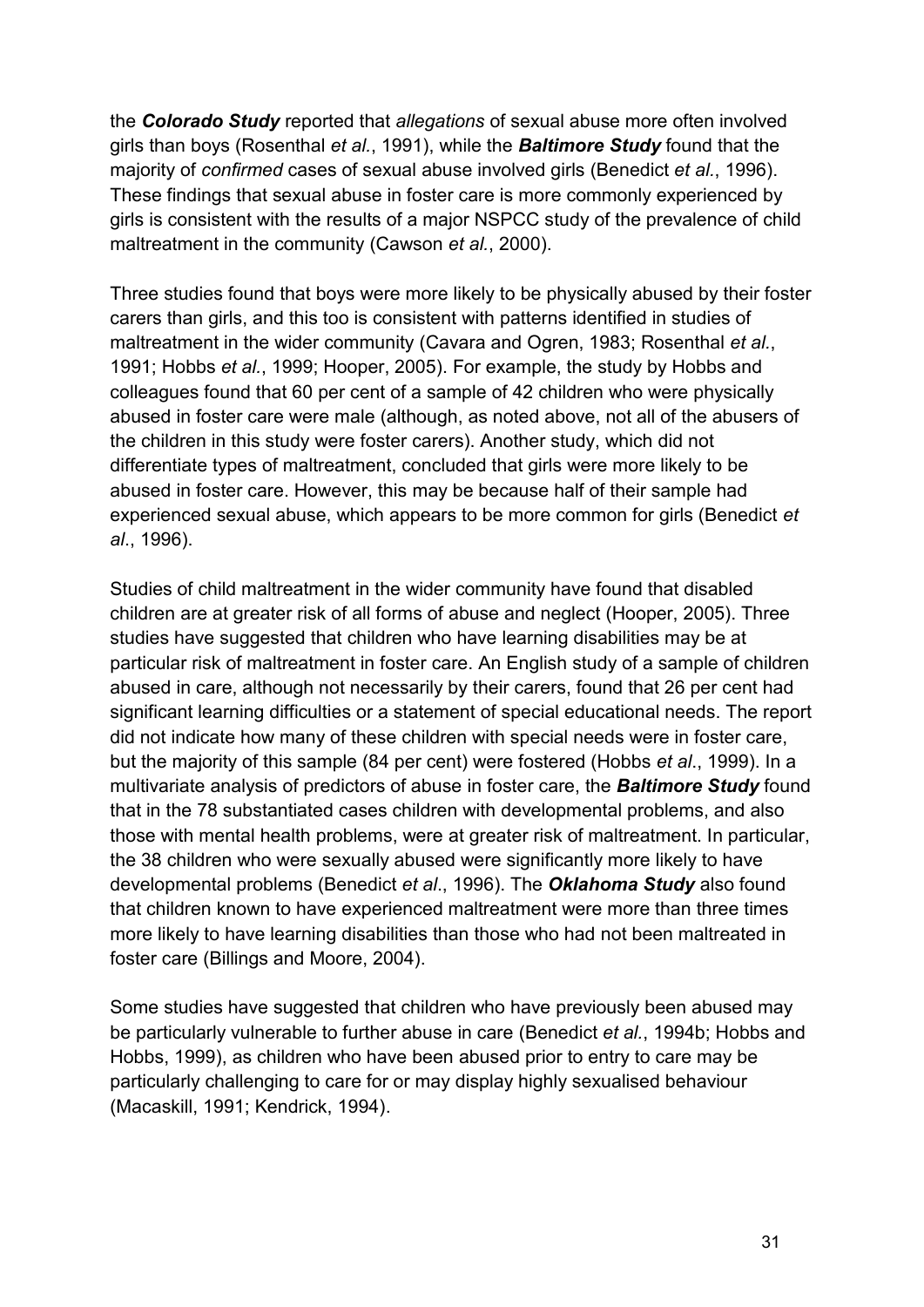the ***Colorado Study*** reported that *allegations* of sexual abuse more often involved girls than boys (Rosenthal *et al.*, 1991), while the ***Baltimore Study*** found that the majority of *confirmed* cases of sexual abuse involved girls (Benedict *et al.*, 1996). These findings that sexual abuse in foster care is more commonly experienced by girls is consistent with the results of a major NSPCC study of the prevalence of child maltreatment in the community (Cawson *et al.*, 2000).

Three studies found that boys were more likely to be physically abused by their foster carers than girls, and this too is consistent with patterns identified in studies of maltreatment in the wider community (Cavara and Ogren, 1983; Rosenthal *et al.*, 1991; Hobbs *et al.*, 1999; Hooper, 2005). For example, the study by Hobbs and colleagues found that 60 per cent of a sample of 42 children who were physically abused in foster care were male (although, as noted above, not all of the abusers of the children in this study were foster carers). Another study, which did not differentiate types of maltreatment, concluded that girls were more likely to be abused in foster care. However, this may be because half of their sample had experienced sexual abuse, which appears to be more common for girls (Benedict *et al*., 1996).

Studies of child maltreatment in the wider community have found that disabled children are at greater risk of all forms of abuse and neglect (Hooper, 2005). Three studies have suggested that children who have learning disabilities may be at particular risk of maltreatment in foster care. An English study of a sample of children abused in care, although not necessarily by their carers, found that 26 per cent had significant learning difficulties or a statement of special educational needs. The report did not indicate how many of these children with special needs were in foster care, but the majority of this sample (84 per cent) were fostered (Hobbs *et al*., 1999). In a multivariate analysis of predictors of abuse in foster care, the ***Baltimore Study*** found that in the 78 substantiated cases children with developmental problems, and also those with mental health problems, were at greater risk of maltreatment. In particular, the 38 children who were sexually abused were significantly more likely to have developmental problems (Benedict *et al*., 1996). The ***Oklahoma Study*** also found that children known to have experienced maltreatment were more than three times more likely to have learning disabilities than those who had not been maltreated in foster care (Billings and Moore, 2004).

Some studies have suggested that children who have previously been abused may be particularly vulnerable to further abuse in care (Benedict *et al.*, 1994b; Hobbs and Hobbs, 1999), as children who have been abused prior to entry to care may be particularly challenging to care for or may display highly sexualised behaviour (Macaskill, 1991; Kendrick, 1994).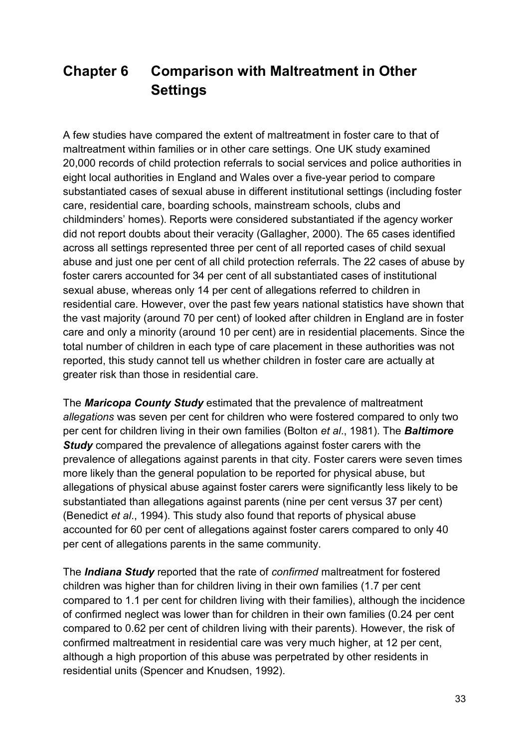# Chapter 6 Comparison with Maltreatment in Other Settings

A few studies have compared the extent of maltreatment in foster care to that of maltreatment within families or in other care settings. One UK study examined 20,000 records of child protection referrals to social services and police authorities in eight local authorities in England and Wales over a five-year period to compare substantiated cases of sexual abuse in different institutional settings (including foster care, residential care, boarding schools, mainstream schools, clubs and childminders' homes). Reports were considered substantiated if the agency worker did not report doubts about their veracity (Gallagher, 2000). The 65 cases identified across all settings represented three per cent of all reported cases of child sexual abuse and just one per cent of all child protection referrals. The 22 cases of abuse by foster carers accounted for 34 per cent of all substantiated cases of institutional sexual abuse, whereas only 14 per cent of allegations referred to children in residential care. However, over the past few years national statistics have shown that the vast majority (around 70 per cent) of looked after children in England are in foster care and only a minority (around 10 per cent) are in residential placements. Since the total number of children in each type of care placement in these authorities was not reported, this study cannot tell us whether children in foster care are actually at greater risk than those in residential care.

The ***Maricopa County Study*** estimated that the prevalence of maltreatment *allegations* was seven per cent for children who were fostered compared to only two per cent for children living in their own families (Bolton *et al*., 1981). The ***Baltimore Study*** compared the prevalence of allegations against foster carers with the prevalence of allegations against parents in that city. Foster carers were seven times more likely than the general population to be reported for physical abuse, but allegations of physical abuse against foster carers were significantly less likely to be substantiated than allegations against parents (nine per cent versus 37 per cent) (Benedict *et al*., 1994). This study also found that reports of physical abuse accounted for 60 per cent of allegations against foster carers compared to only 40 per cent of allegations parents in the same community.

The ***Indiana Study*** reported that the rate of *confirmed* maltreatment for fostered children was higher than for children living in their own families (1.7 per cent compared to 1.1 per cent for children living with their families), although the incidence of confirmed neglect was lower than for children in their own families (0.24 per cent compared to 0.62 per cent of children living with their parents). However, the risk of confirmed maltreatment in residential care was very much higher, at 12 per cent, although a high proportion of this abuse was perpetrated by other residents in residential units (Spencer and Knudsen, 1992).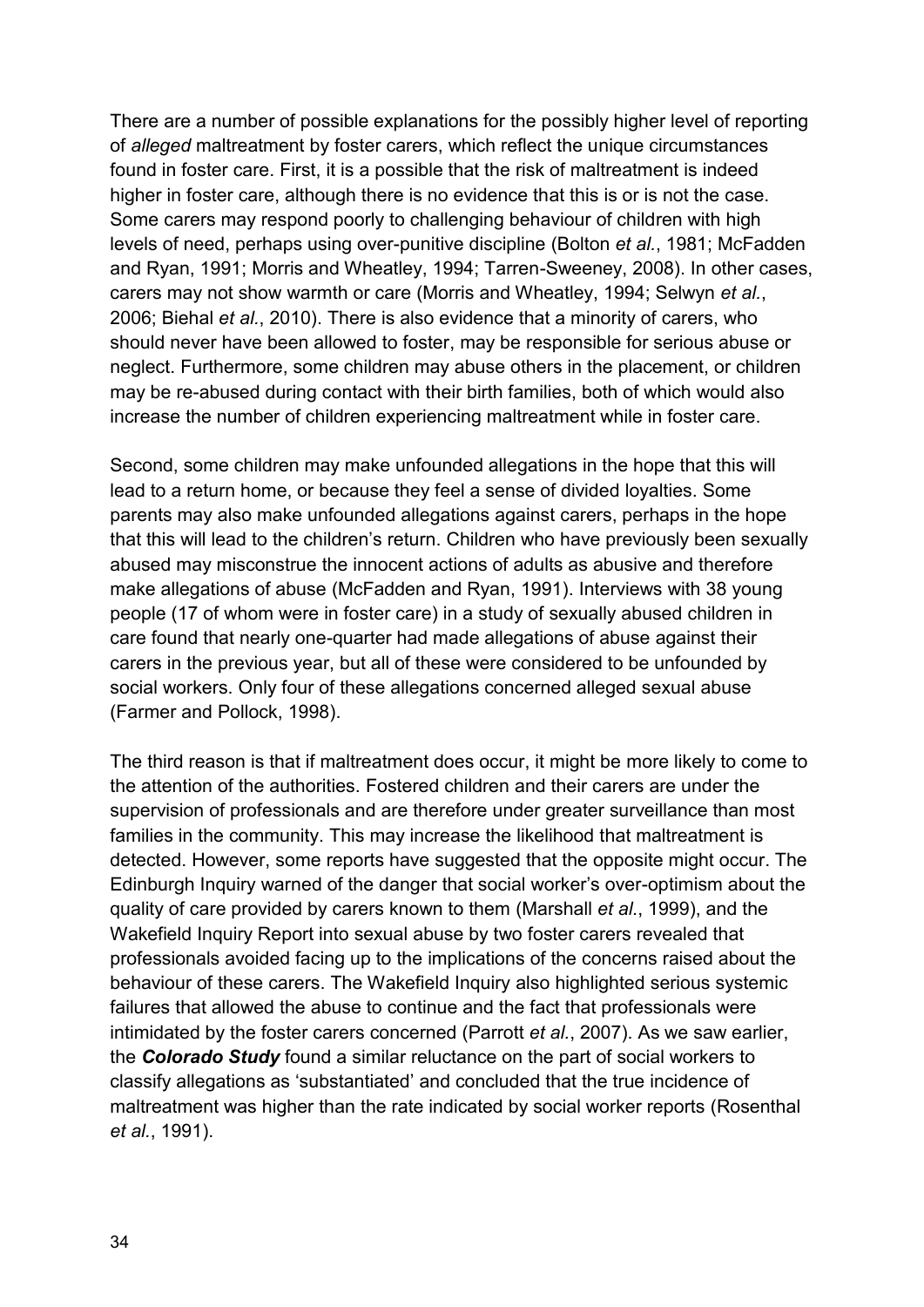There are a number of possible explanations for the possibly higher level of reporting of *alleged* maltreatment by foster carers, which reflect the unique circumstances found in foster care. First, it is a possible that the risk of maltreatment is indeed higher in foster care, although there is no evidence that this is or is not the case. Some carers may respond poorly to challenging behaviour of children with high levels of need, perhaps using over-punitive discipline (Bolton *et al.*, 1981; McFadden and Ryan, 1991; Morris and Wheatley, 1994; Tarren-Sweeney, 2008). In other cases, carers may not show warmth or care (Morris and Wheatley, 1994; Selwyn *et al.*, 2006; Biehal *et al.*, 2010). There is also evidence that a minority of carers, who should never have been allowed to foster, may be responsible for serious abuse or neglect. Furthermore, some children may abuse others in the placement, or children may be re-abused during contact with their birth families, both of which would also increase the number of children experiencing maltreatment while in foster care.

Second, some children may make unfounded allegations in the hope that this will lead to a return home, or because they feel a sense of divided loyalties. Some parents may also make unfounded allegations against carers, perhaps in the hope that this will lead to the children's return. Children who have previously been sexually abused may misconstrue the innocent actions of adults as abusive and therefore make allegations of abuse (McFadden and Ryan, 1991). Interviews with 38 young people (17 of whom were in foster care) in a study of sexually abused children in care found that nearly one-quarter had made allegations of abuse against their carers in the previous year, but all of these were considered to be unfounded by social workers. Only four of these allegations concerned alleged sexual abuse (Farmer and Pollock, 1998).

The third reason is that if maltreatment does occur, it might be more likely to come to the attention of the authorities. Fostered children and their carers are under the supervision of professionals and are therefore under greater surveillance than most families in the community. This may increase the likelihood that maltreatment is detected. However, some reports have suggested that the opposite might occur. The Edinburgh Inquiry warned of the danger that social worker's over-optimism about the quality of care provided by carers known to them (Marshall *et al.*, 1999), and the Wakefield Inquiry Report into sexual abuse by two foster carers revealed that professionals avoided facing up to the implications of the concerns raised about the behaviour of these carers. The Wakefield Inquiry also highlighted serious systemic failures that allowed the abuse to continue and the fact that professionals were intimidated by the foster carers concerned (Parrott *et al.*, 2007). As we saw earlier, the ***Colorado Study*** found a similar reluctance on the part of social workers to classify allegations as 'substantiated' and concluded that the true incidence of maltreatment was higher than the rate indicated by social worker reports (Rosenthal *et al.*, 1991).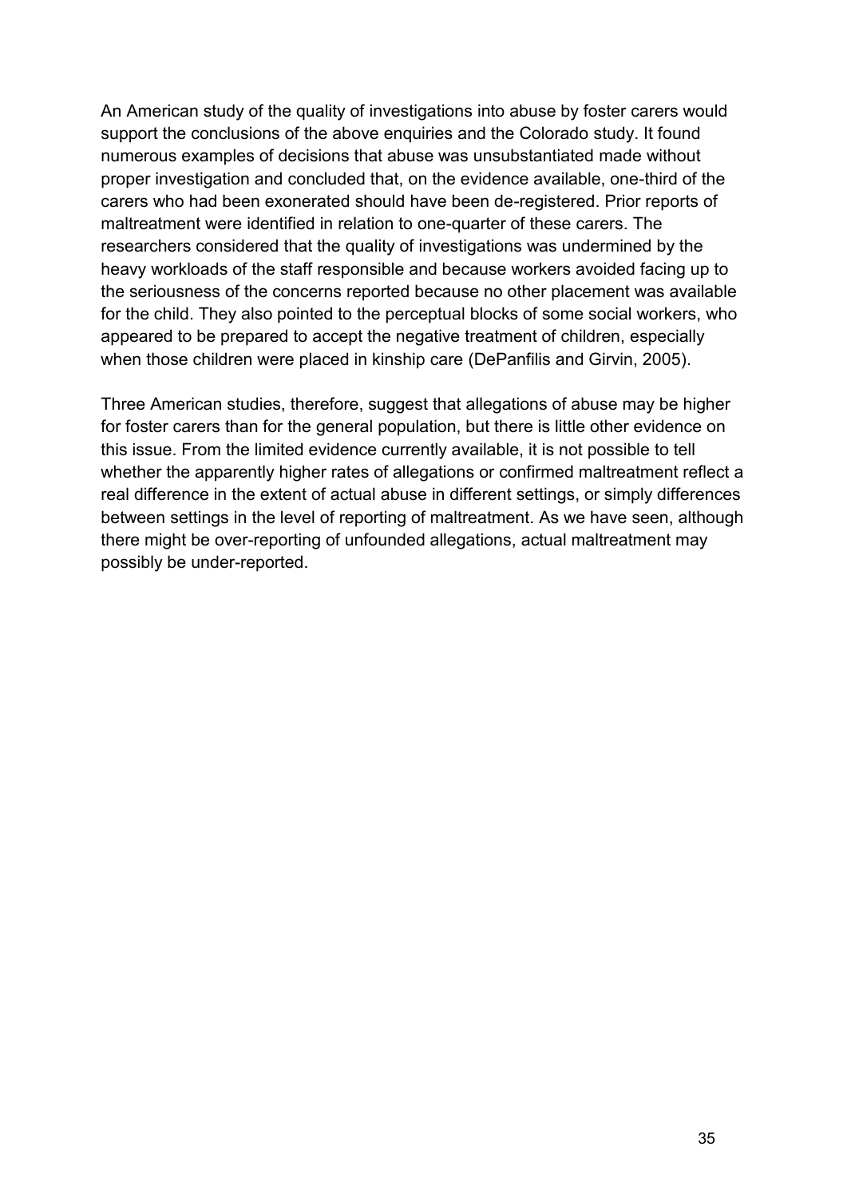An American study of the quality of investigations into abuse by foster carers would support the conclusions of the above enquiries and the Colorado study. It found numerous examples of decisions that abuse was unsubstantiated made without proper investigation and concluded that, on the evidence available, one-third of the carers who had been exonerated should have been de-registered. Prior reports of maltreatment were identified in relation to one-quarter of these carers. The researchers considered that the quality of investigations was undermined by the heavy workloads of the staff responsible and because workers avoided facing up to the seriousness of the concerns reported because no other placement was available for the child. They also pointed to the perceptual blocks of some social workers, who appeared to be prepared to accept the negative treatment of children, especially when those children were placed in kinship care (DePanfilis and Girvin, 2005).

Three American studies, therefore, suggest that allegations of abuse may be higher for foster carers than for the general population, but there is little other evidence on this issue. From the limited evidence currently available, it is not possible to tell whether the apparently higher rates of allegations or confirmed maltreatment reflect a real difference in the extent of actual abuse in different settings, or simply differences between settings in the level of reporting of maltreatment. As we have seen, although there might be over-reporting of unfounded allegations, actual maltreatment may possibly be under-reported.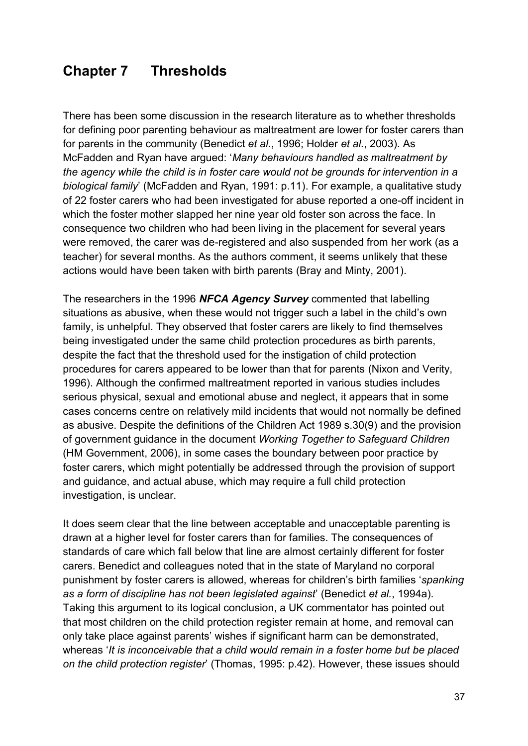# Chapter 7 Thresholds

There has been some discussion in the research literature as to whether thresholds for defining poor parenting behaviour as maltreatment are lower for foster carers than for parents in the community (Benedict *et al.*, 1996; Holder *et al.*, 2003). As McFadden and Ryan have argued: '*Many behaviours handled as maltreatment by the agency while the child is in foster care would not be grounds for intervention in a biological family*' (McFadden and Ryan, 1991: p.11). For example, a qualitative study of 22 foster carers who had been investigated for abuse reported a one-off incident in which the foster mother slapped her nine year old foster son across the face. In consequence two children who had been living in the placement for several years were removed, the carer was de-registered and also suspended from her work (as a teacher) for several months. As the authors comment, it seems unlikely that these actions would have been taken with birth parents (Bray and Minty, 2001).

The researchers in the 1996 ***NFCA Agency Survey*** commented that labelling situations as abusive, when these would not trigger such a label in the child's own family, is unhelpful. They observed that foster carers are likely to find themselves being investigated under the same child protection procedures as birth parents, despite the fact that the threshold used for the instigation of child protection procedures for carers appeared to be lower than that for parents (Nixon and Verity, 1996). Although the confirmed maltreatment reported in various studies includes serious physical, sexual and emotional abuse and neglect, it appears that in some cases concerns centre on relatively mild incidents that would not normally be defined as abusive. Despite the definitions of the Children Act 1989 s.30(9) and the provision of government guidance in the document *Working Together to Safeguard Children* (HM Government, 2006), in some cases the boundary between poor practice by foster carers, which might potentially be addressed through the provision of support and guidance, and actual abuse, which may require a full child protection investigation, is unclear.

It does seem clear that the line between acceptable and unacceptable parenting is drawn at a higher level for foster carers than for families. The consequences of standards of care which fall below that line are almost certainly different for foster carers. Benedict and colleagues noted that in the state of Maryland no corporal punishment by foster carers is allowed, whereas for children's birth families '*spanking as a form of discipline has not been legislated against*' (Benedict *et al.*, 1994a). Taking this argument to its logical conclusion, a UK commentator has pointed out that most children on the child protection register remain at home, and removal can only take place against parents' wishes if significant harm can be demonstrated, whereas '*It is inconceivable that a child would remain in a foster home but be placed on the child protection register*' (Thomas, 1995: p.42). However, these issues should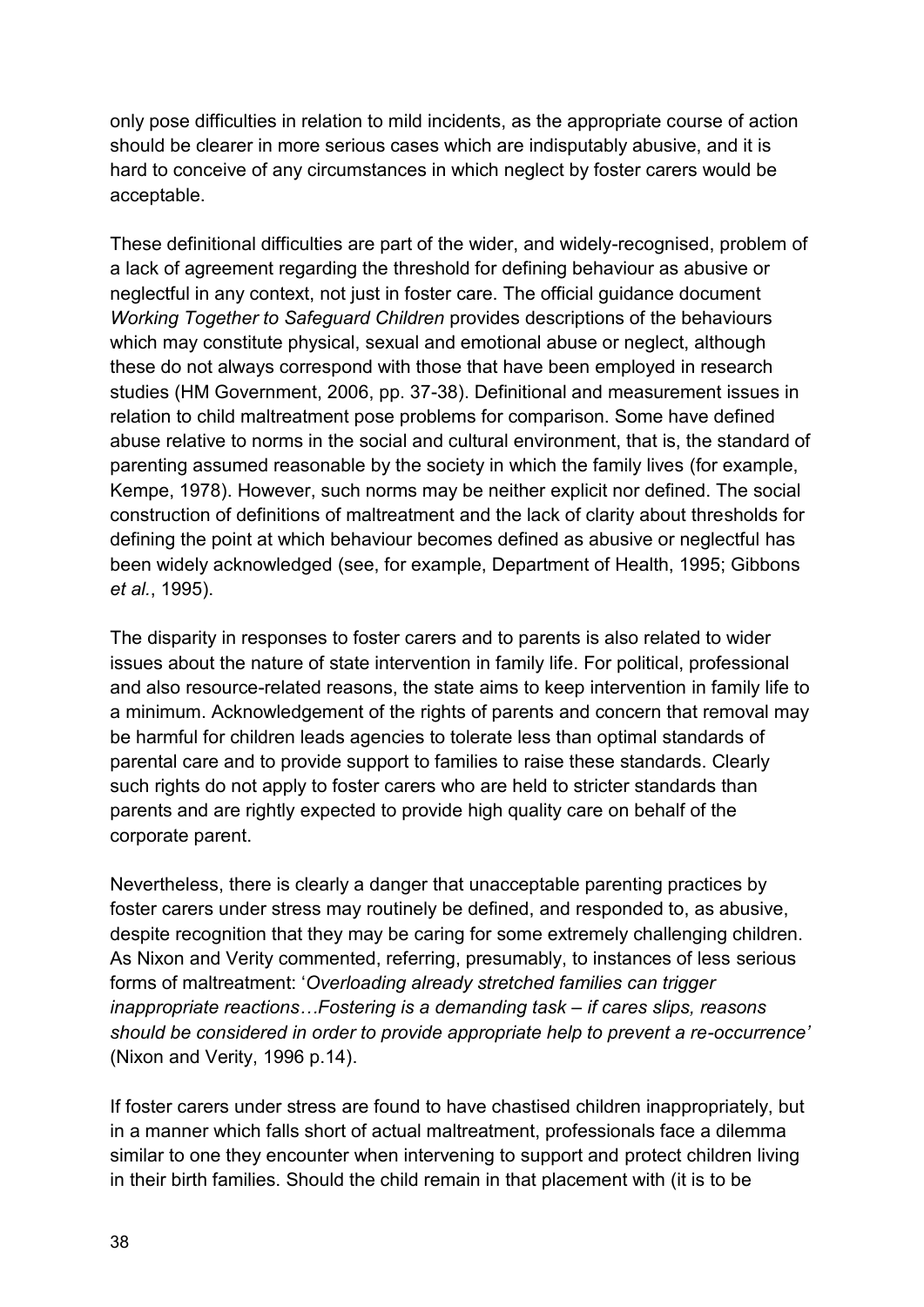only pose difficulties in relation to mild incidents, as the appropriate course of action should be clearer in more serious cases which are indisputably abusive, and it is hard to conceive of any circumstances in which neglect by foster carers would be acceptable.

These definitional difficulties are part of the wider, and widely-recognised, problem of a lack of agreement regarding the threshold for defining behaviour as abusive or neglectful in any context, not just in foster care. The official guidance document *Working Together to Safeguard Children* provides descriptions of the behaviours which may constitute physical, sexual and emotional abuse or neglect, although these do not always correspond with those that have been employed in research studies (HM Government, 2006, pp. 37-38). Definitional and measurement issues in relation to child maltreatment pose problems for comparison. Some have defined abuse relative to norms in the social and cultural environment, that is, the standard of parenting assumed reasonable by the society in which the family lives (for example, Kempe, 1978). However, such norms may be neither explicit nor defined. The social construction of definitions of maltreatment and the lack of clarity about thresholds for defining the point at which behaviour becomes defined as abusive or neglectful has been widely acknowledged (see, for example, Department of Health, 1995; Gibbons *et al.*, 1995).

The disparity in responses to foster carers and to parents is also related to wider issues about the nature of state intervention in family life. For political, professional and also resource-related reasons, the state aims to keep intervention in family life to a minimum. Acknowledgement of the rights of parents and concern that removal may be harmful for children leads agencies to tolerate less than optimal standards of parental care and to provide support to families to raise these standards. Clearly such rights do not apply to foster carers who are held to stricter standards than parents and are rightly expected to provide high quality care on behalf of the corporate parent.

Nevertheless, there is clearly a danger that unacceptable parenting practices by foster carers under stress may routinely be defined, and responded to, as abusive, despite recognition that they may be caring for some extremely challenging children. As Nixon and Verity commented, referring, presumably, to instances of less serious forms of maltreatment: '*Overloading already stretched families can trigger inappropriate reactions…Fostering is a demanding task – if cares slips, reasons should be considered in order to provide appropriate help to prevent a re-occurrence'* (Nixon and Verity, 1996 p.14).

If foster carers under stress are found to have chastised children inappropriately, but in a manner which falls short of actual maltreatment, professionals face a dilemma similar to one they encounter when intervening to support and protect children living in their birth families. Should the child remain in that placement with (it is to be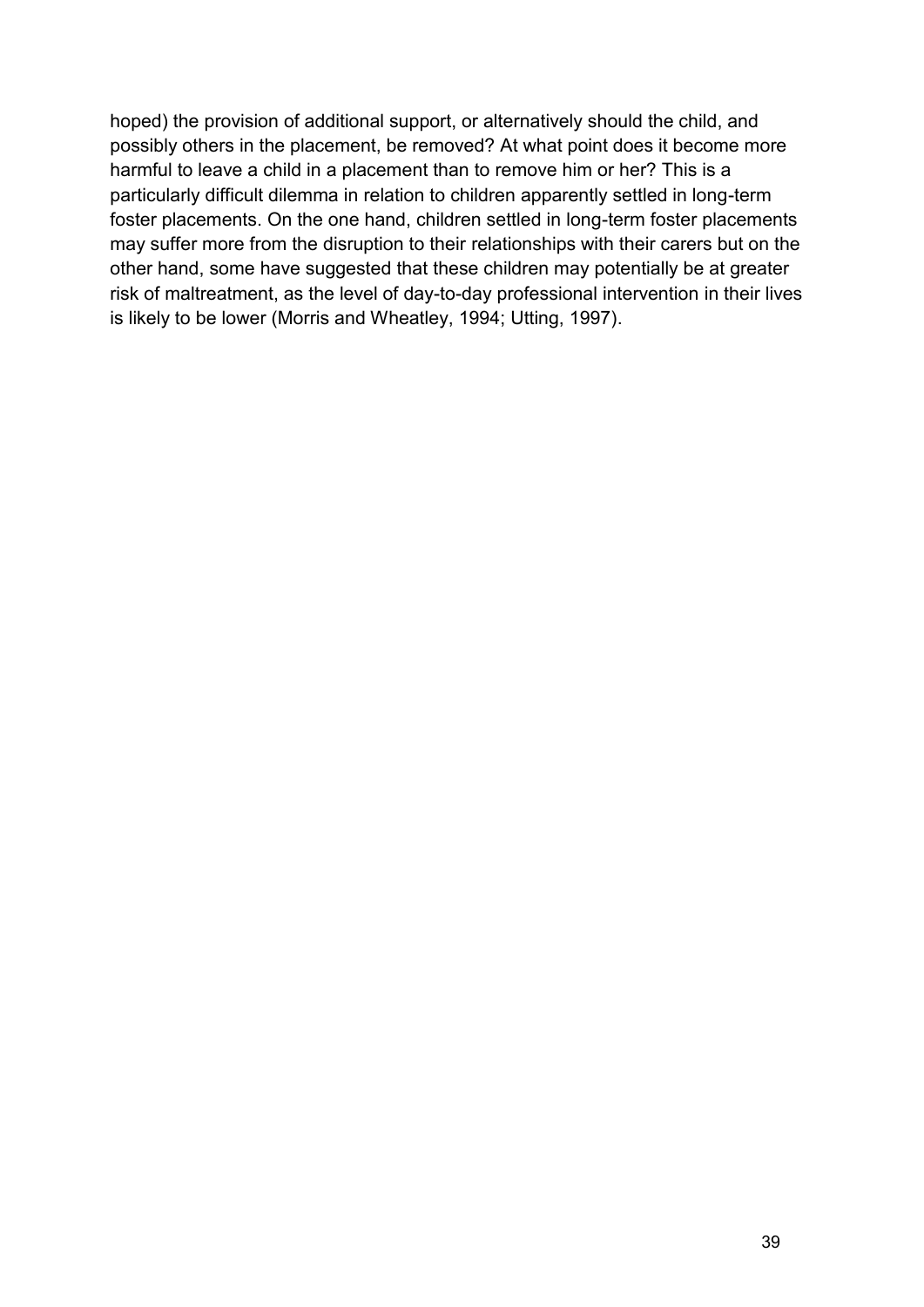hoped) the provision of additional support, or alternatively should the child, and possibly others in the placement, be removed? At what point does it become more harmful to leave a child in a placement than to remove him or her? This is a particularly difficult dilemma in relation to children apparently settled in long-term foster placements. On the one hand, children settled in long-term foster placements may suffer more from the disruption to their relationships with their carers but on the other hand, some have suggested that these children may potentially be at greater risk of maltreatment, as the level of day-to-day professional intervention in their lives is likely to be lower (Morris and Wheatley, 1994; Utting, 1997).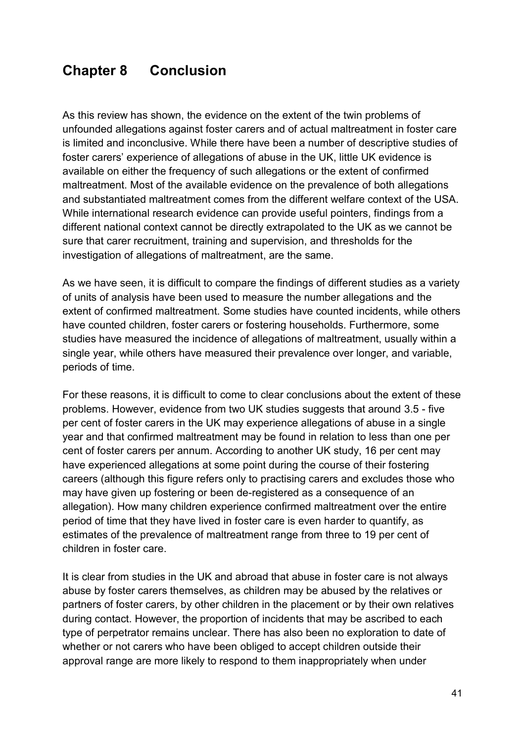# Chapter 8 Conclusion

As this review has shown, the evidence on the extent of the twin problems of unfounded allegations against foster carers and of actual maltreatment in foster care is limited and inconclusive. While there have been a number of descriptive studies of foster carers' experience of allegations of abuse in the UK, little UK evidence is available on either the frequency of such allegations or the extent of confirmed maltreatment. Most of the available evidence on the prevalence of both allegations and substantiated maltreatment comes from the different welfare context of the USA. While international research evidence can provide useful pointers, findings from a different national context cannot be directly extrapolated to the UK as we cannot be sure that carer recruitment, training and supervision, and thresholds for the investigation of allegations of maltreatment, are the same.

As we have seen, it is difficult to compare the findings of different studies as a variety of units of analysis have been used to measure the number allegations and the extent of confirmed maltreatment. Some studies have counted incidents, while others have counted children, foster carers or fostering households. Furthermore, some studies have measured the incidence of allegations of maltreatment, usually within a single year, while others have measured their prevalence over longer, and variable, periods of time.

For these reasons, it is difficult to come to clear conclusions about the extent of these problems. However, evidence from two UK studies suggests that around 3.5 - five per cent of foster carers in the UK may experience allegations of abuse in a single year and that confirmed maltreatment may be found in relation to less than one per cent of foster carers per annum. According to another UK study, 16 per cent may have experienced allegations at some point during the course of their fostering careers (although this figure refers only to practising carers and excludes those who may have given up fostering or been de-registered as a consequence of an allegation). How many children experience confirmed maltreatment over the entire period of time that they have lived in foster care is even harder to quantify, as estimates of the prevalence of maltreatment range from three to 19 per cent of children in foster care.

It is clear from studies in the UK and abroad that abuse in foster care is not always abuse by foster carers themselves, as children may be abused by the relatives or partners of foster carers, by other children in the placement or by their own relatives during contact. However, the proportion of incidents that may be ascribed to each type of perpetrator remains unclear. There has also been no exploration to date of whether or not carers who have been obliged to accept children outside their approval range are more likely to respond to them inappropriately when under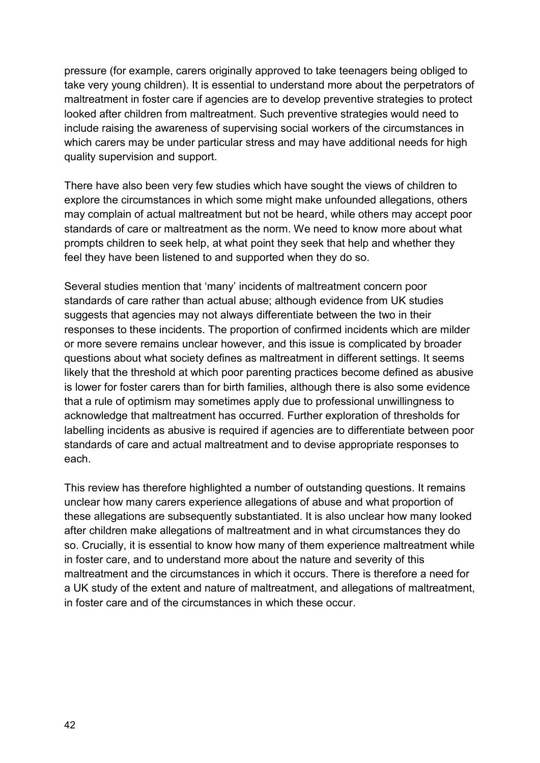pressure (for example, carers originally approved to take teenagers being obliged to take very young children). It is essential to understand more about the perpetrators of maltreatment in foster care if agencies are to develop preventive strategies to protect looked after children from maltreatment. Such preventive strategies would need to include raising the awareness of supervising social workers of the circumstances in which carers may be under particular stress and may have additional needs for high quality supervision and support.

There have also been very few studies which have sought the views of children to explore the circumstances in which some might make unfounded allegations, others may complain of actual maltreatment but not be heard, while others may accept poor standards of care or maltreatment as the norm. We need to know more about what prompts children to seek help, at what point they seek that help and whether they feel they have been listened to and supported when they do so.

Several studies mention that 'many' incidents of maltreatment concern poor standards of care rather than actual abuse; although evidence from UK studies suggests that agencies may not always differentiate between the two in their responses to these incidents. The proportion of confirmed incidents which are milder or more severe remains unclear however, and this issue is complicated by broader questions about what society defines as maltreatment in different settings. It seems likely that the threshold at which poor parenting practices become defined as abusive is lower for foster carers than for birth families, although there is also some evidence that a rule of optimism may sometimes apply due to professional unwillingness to acknowledge that maltreatment has occurred. Further exploration of thresholds for labelling incidents as abusive is required if agencies are to differentiate between poor standards of care and actual maltreatment and to devise appropriate responses to each.

This review has therefore highlighted a number of outstanding questions. It remains unclear how many carers experience allegations of abuse and what proportion of these allegations are subsequently substantiated. It is also unclear how many looked after children make allegations of maltreatment and in what circumstances they do so. Crucially, it is essential to know how many of them experience maltreatment while in foster care, and to understand more about the nature and severity of this maltreatment and the circumstances in which it occurs. There is therefore a need for a UK study of the extent and nature of maltreatment, and allegations of maltreatment, in foster care and of the circumstances in which these occur.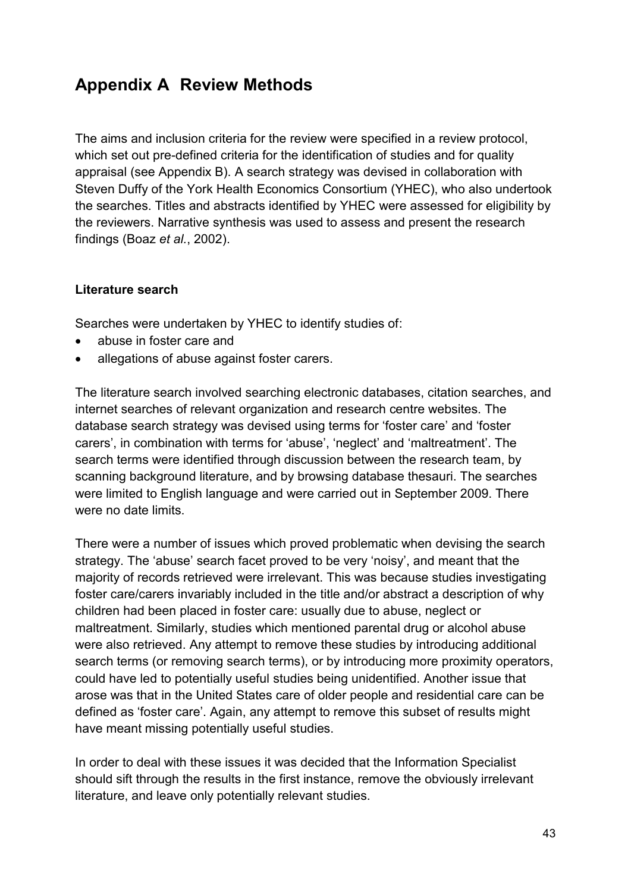# Appendix A Review Methods

The aims and inclusion criteria for the review were specified in a review protocol, which set out pre-defined criteria for the identification of studies and for quality appraisal (see Appendix B). A search strategy was devised in collaboration with Steven Duffy of the York Health Economics Consortium (YHEC), who also undertook the searches. Titles and abstracts identified by YHEC were assessed for eligibility by the reviewers. Narrative synthesis was used to assess and present the research findings (Boaz *et al.*, 2002).

**Literature search**

Searches were undertaken by YHEC to identify studies of:

- abuse in foster care and
- allegations of abuse against foster carers.

The literature search involved searching electronic databases, citation searches, and internet searches of relevant organization and research centre websites. The database search strategy was devised using terms for 'foster care' and 'foster carers', in combination with terms for 'abuse', 'neglect' and 'maltreatment'. The search terms were identified through discussion between the research team, by scanning background literature, and by browsing database thesauri. The searches were limited to English language and were carried out in September 2009. There were no date limits.

There were a number of issues which proved problematic when devising the search strategy. The 'abuse' search facet proved to be very 'noisy', and meant that the majority of records retrieved were irrelevant. This was because studies investigating foster care/carers invariably included in the title and/or abstract a description of why children had been placed in foster care: usually due to abuse, neglect or maltreatment. Similarly, studies which mentioned parental drug or alcohol abuse were also retrieved. Any attempt to remove these studies by introducing additional search terms (or removing search terms), or by introducing more proximity operators, could have led to potentially useful studies being unidentified. Another issue that arose was that in the United States care of older people and residential care can be defined as 'foster care'. Again, any attempt to remove this subset of results might have meant missing potentially useful studies.

In order to deal with these issues it was decided that the Information Specialist should sift through the results in the first instance, remove the obviously irrelevant literature, and leave only potentially relevant studies.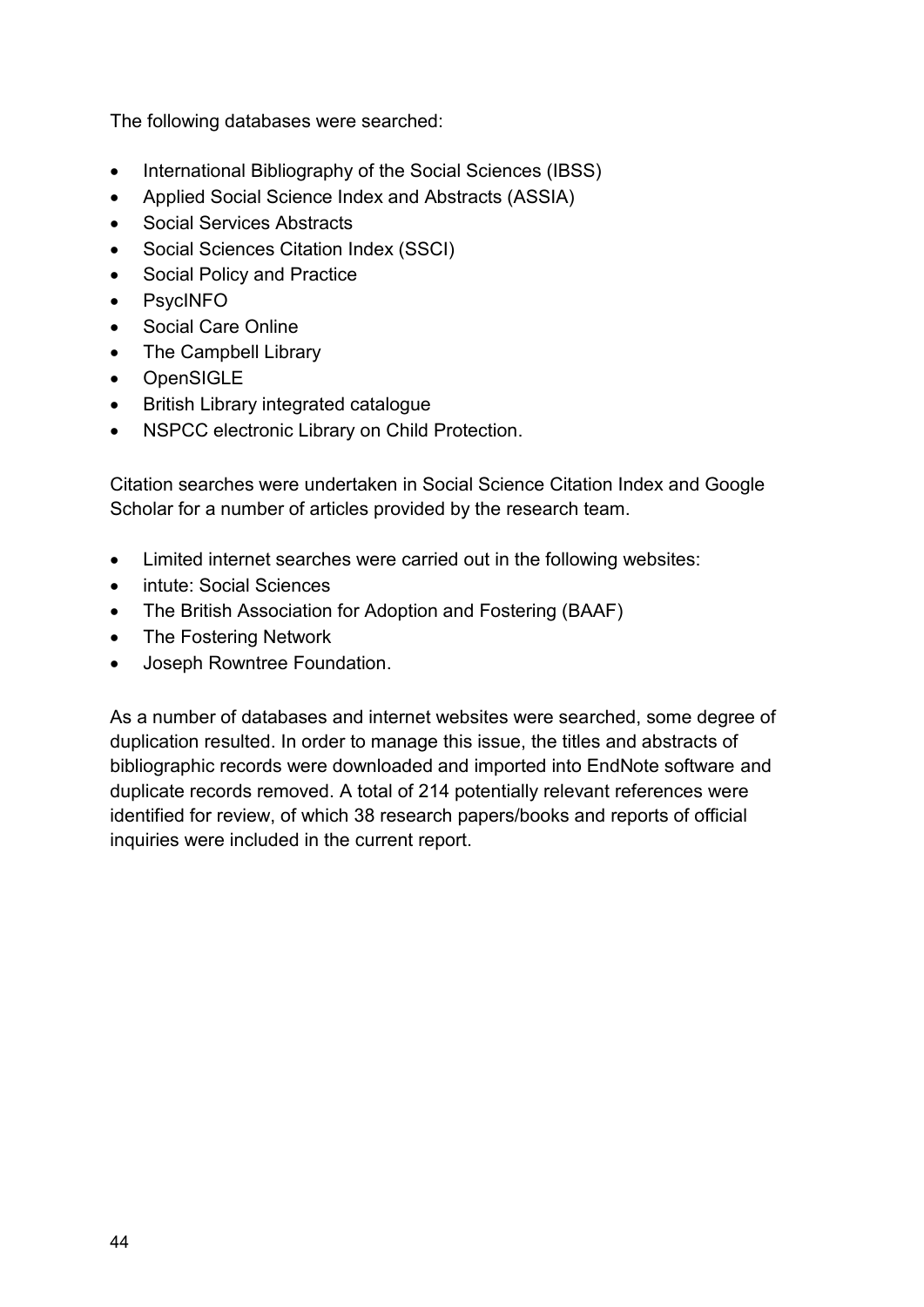The following databases were searched:

- International Bibliography of the Social Sciences (IBSS)
- Applied Social Science Index and Abstracts (ASSIA)
- Social Services Abstracts
- Social Sciences Citation Index (SSCI)
- Social Policy and Practice
- PsycINFO
- Social Care Online
- The Campbell Library
- OpenSIGLE
- British Library integrated catalogue
- NSPCC electronic Library on Child Protection.

Citation searches were undertaken in Social Science Citation Index and Google Scholar for a number of articles provided by the research team.

- Limited internet searches were carried out in the following websites:
- intute: Social Sciences
- The British Association for Adoption and Fostering (BAAF)
- The Fostering Network
- Joseph Rowntree Foundation.

As a number of databases and internet websites were searched, some degree of duplication resulted. In order to manage this issue, the titles and abstracts of bibliographic records were downloaded and imported into EndNote software and duplicate records removed. A total of 214 potentially relevant references were identified for review, of which 38 research papers/books and reports of official inquiries were included in the current report.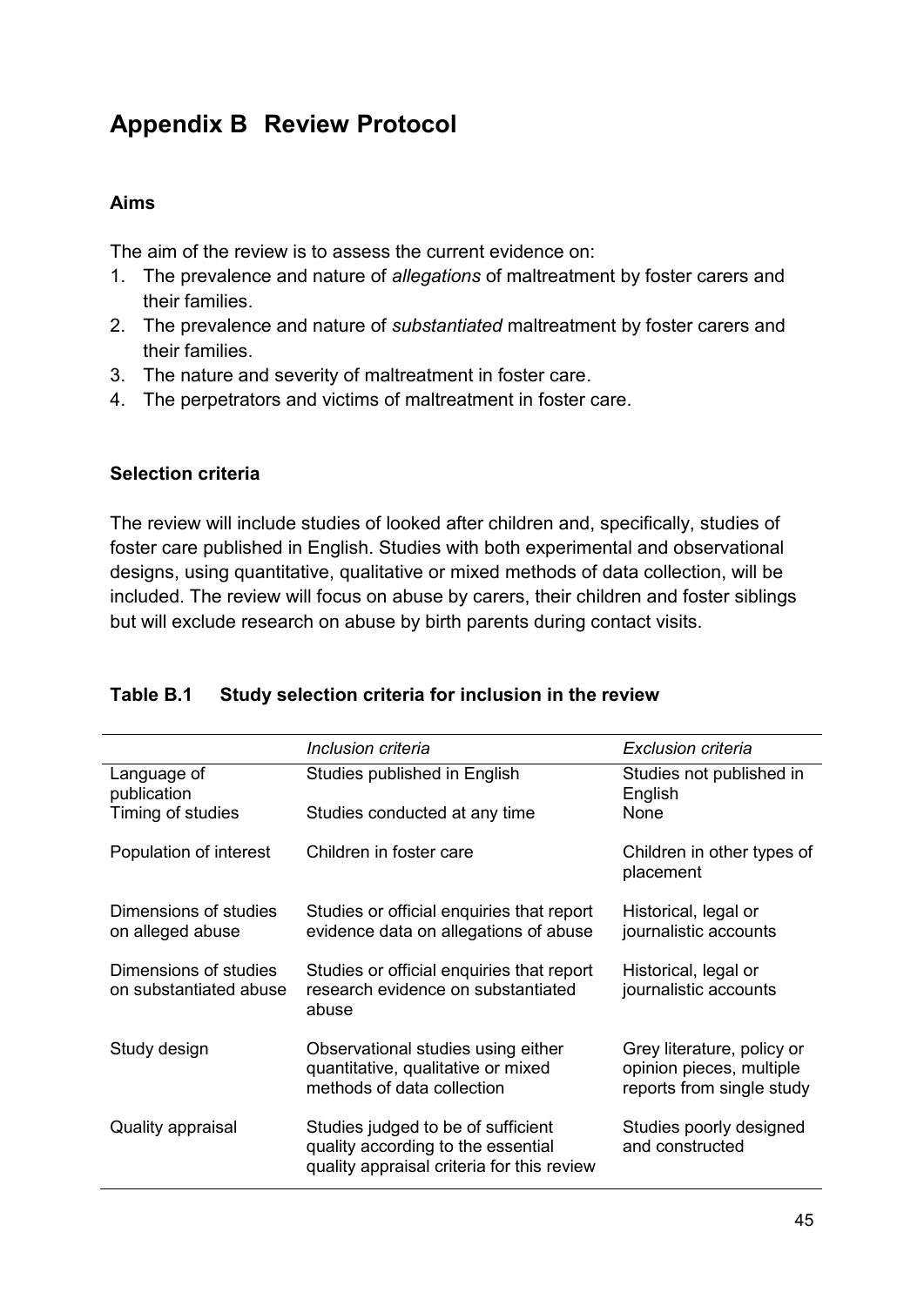# Appendix B Review Protocol

**Aims**

The aim of the review is to assess the current evidence on:

1. The prevalence and nature of *allegations* of maltreatment by foster carers and their families.
2. The prevalence and nature of *substantiated* maltreatment by foster carers and their families.
3. The nature and severity of maltreatment in foster care.
4. The perpetrators and victims of maltreatment in foster care.

**Selection criteria**

The review will include studies of looked after children and, specifically, studies of foster care published in English. Studies with both experimental and observational designs, using quantitative, qualitative or mixed methods of data collection, will be included. The review will focus on abuse by carers, their children and foster siblings but will exclude research on abuse by birth parents during contact visits.

**Table B.1 Study selection criteria for inclusion in the review**

| | *Inclusion criteria* | *Exclusion criteria* |
|---|---|---|
| Language of publication | Studies published in English | Studies not published in English |
| Timing of studies | Studies conducted at any time | None |
| Population of interest | Children in foster care | Children in other types of placement |
| Dimensions of studies on alleged abuse | Studies or official enquiries that report evidence data on allegations of abuse | Historical, legal or journalistic accounts |
| Dimensions of studies on substantiated abuse | Studies or official enquiries that report research evidence on substantiated abuse | Historical, legal or journalistic accounts |
| Study design | Observational studies using either quantitative, qualitative or mixed methods of data collection | Grey literature, policy or opinion pieces, multiple reports from single study |
| Quality appraisal | Studies judged to be of sufficient quality according to the essential quality appraisal criteria for this review | Studies poorly designed and constructed |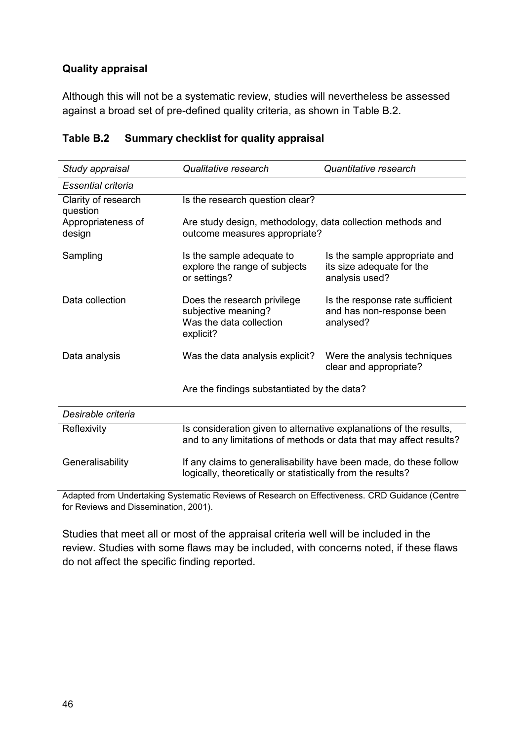**Quality appraisal**

Although this will not be a systematic review, studies will nevertheless be assessed against a broad set of pre-defined quality criteria, as shown in Table B.2.

**Table B.2 Summary checklist for quality appraisal**

| *Study appraisal* | *Qualitative research* | *Quantitative research* |
|---|---|---|
| *Essential criteria* | | |
| Clarity of research question | Is the research question clear? | |
| Appropriateness of design | Are study design, methodology, data collection methods and outcome measures appropriate? | |
| Sampling | Is the sample adequate to explore the range of subjects or settings? | Is the sample appropriate and its size adequate for the analysis used? |
| Data collection | Does the research privilege subjective meaning? Was the data collection explicit? | Is the response rate sufficient and has non-response been analysed? |
| Data analysis | Was the data analysis explicit? | Were the analysis techniques clear and appropriate? |
| | Are the findings substantiated by the data? | |
| *Desirable criteria* | | |
| Reflexivity | Is consideration given to alternative explanations of the results, and to any limitations of methods or data that may affect results? | |
| Generalisability | If any claims to generalisability have been made, do these follow logically, theoretically or statistically from the results? | |

Adapted from Undertaking Systematic Reviews of Research on Effectiveness. CRD Guidance (Centre for Reviews and Dissemination, 2001).

Studies that meet all or most of the appraisal criteria well will be included in the review. Studies with some flaws may be included, with concerns noted, if these flaws do not affect the specific finding reported.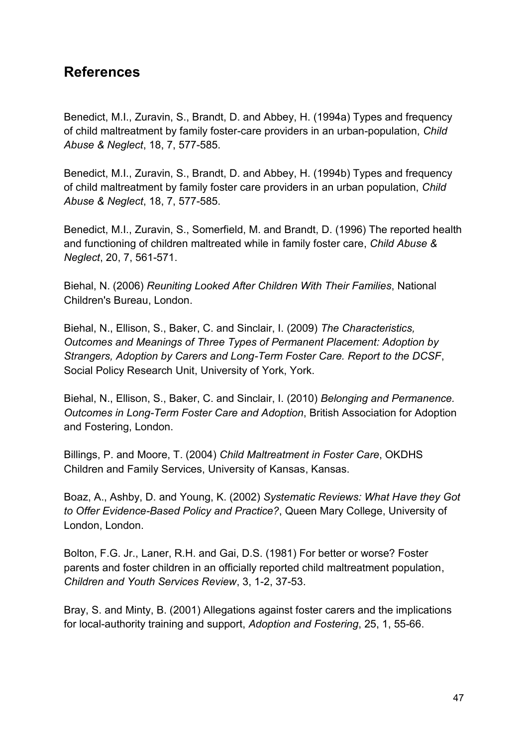## References

Benedict, M.I., Zuravin, S., Brandt, D. and Abbey, H. (1994a) Types and frequency of child maltreatment by family foster-care providers in an urban-population, *Child Abuse & Neglect*, 18, 7, 577-585.

Benedict, M.I., Zuravin, S., Brandt, D. and Abbey, H. (1994b) Types and frequency of child maltreatment by family foster care providers in an urban population, *Child Abuse & Neglect*, 18, 7, 577-585.

Benedict, M.I., Zuravin, S., Somerfield, M. and Brandt, D. (1996) The reported health and functioning of children maltreated while in family foster care, *Child Abuse & Neglect*, 20, 7, 561-571.

Biehal, N. (2006) *Reuniting Looked After Children With Their Families*, National Children's Bureau, London.

Biehal, N., Ellison, S., Baker, C. and Sinclair, I. (2009) *The Characteristics, Outcomes and Meanings of Three Types of Permanent Placement: Adoption by Strangers, Adoption by Carers and Long-Term Foster Care. Report to the DCSF*, Social Policy Research Unit, University of York, York.

Biehal, N., Ellison, S., Baker, C. and Sinclair, I. (2010) *Belonging and Permanence. Outcomes in Long-Term Foster Care and Adoption*, British Association for Adoption and Fostering, London.

Billings, P. and Moore, T. (2004) *Child Maltreatment in Foster Care*, OKDHS Children and Family Services, University of Kansas, Kansas.

Boaz, A., Ashby, D. and Young, K. (2002) *Systematic Reviews: What Have they Got to Offer Evidence-Based Policy and Practice?*, Queen Mary College, University of London, London.

Bolton, F.G. Jr., Laner, R.H. and Gai, D.S. (1981) For better or worse? Foster parents and foster children in an officially reported child maltreatment population, *Children and Youth Services Review*, 3, 1-2, 37-53.

Bray, S. and Minty, B. (2001) Allegations against foster carers and the implications for local-authority training and support, *Adoption and Fostering*, 25, 1, 55-66.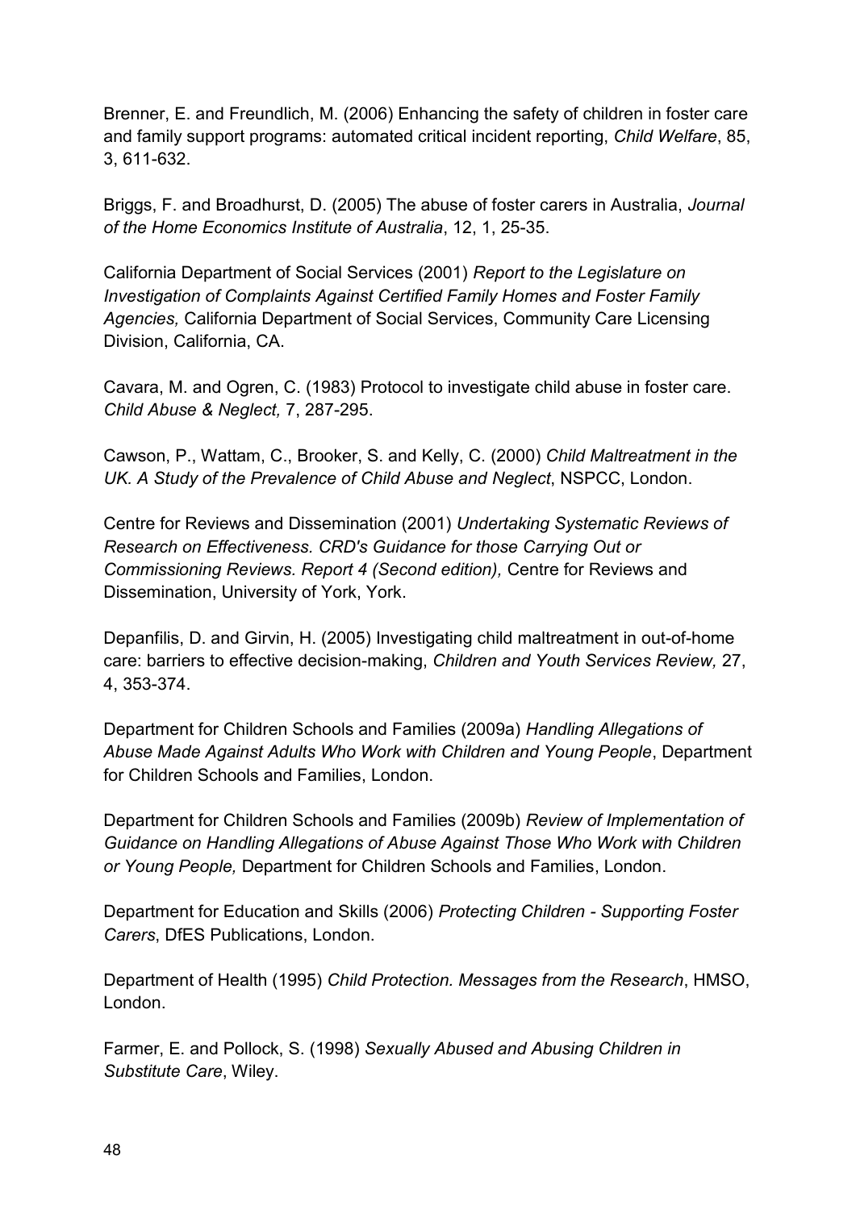Brenner, E. and Freundlich, M. (2006) Enhancing the safety of children in foster care and family support programs: automated critical incident reporting, *Child Welfare*, 85, 3, 611-632.

Briggs, F. and Broadhurst, D. (2005) The abuse of foster carers in Australia, *Journal of the Home Economics Institute of Australia*, 12, 1, 25-35.

California Department of Social Services (2001) *Report to the Legislature on Investigation of Complaints Against Certified Family Homes and Foster Family Agencies,* California Department of Social Services, Community Care Licensing Division, California, CA.

Cavara, M. and Ogren, C. (1983) Protocol to investigate child abuse in foster care. *Child Abuse & Neglect,* 7, 287-295.

Cawson, P., Wattam, C., Brooker, S. and Kelly, C. (2000) *Child Maltreatment in the UK. A Study of the Prevalence of Child Abuse and Neglect*, NSPCC, London.

Centre for Reviews and Dissemination (2001) *Undertaking Systematic Reviews of Research on Effectiveness. CRD's Guidance for those Carrying Out or Commissioning Reviews. Report 4 (Second edition),* Centre for Reviews and Dissemination, University of York, York.

Depanfilis, D. and Girvin, H. (2005) Investigating child maltreatment in out-of-home care: barriers to effective decision-making, *Children and Youth Services Review,* 27, 4, 353-374.

Department for Children Schools and Families (2009a) *Handling Allegations of Abuse Made Against Adults Who Work with Children and Young People*, Department for Children Schools and Families, London.

Department for Children Schools and Families (2009b) *Review of Implementation of Guidance on Handling Allegations of Abuse Against Those Who Work with Children or Young People,* Department for Children Schools and Families, London.

Department for Education and Skills (2006) *Protecting Children - Supporting Foster Carers*, DfES Publications, London.

Department of Health (1995) *Child Protection. Messages from the Research*, HMSO, London.

Farmer, E. and Pollock, S. (1998) *Sexually Abused and Abusing Children in Substitute Care*, Wiley.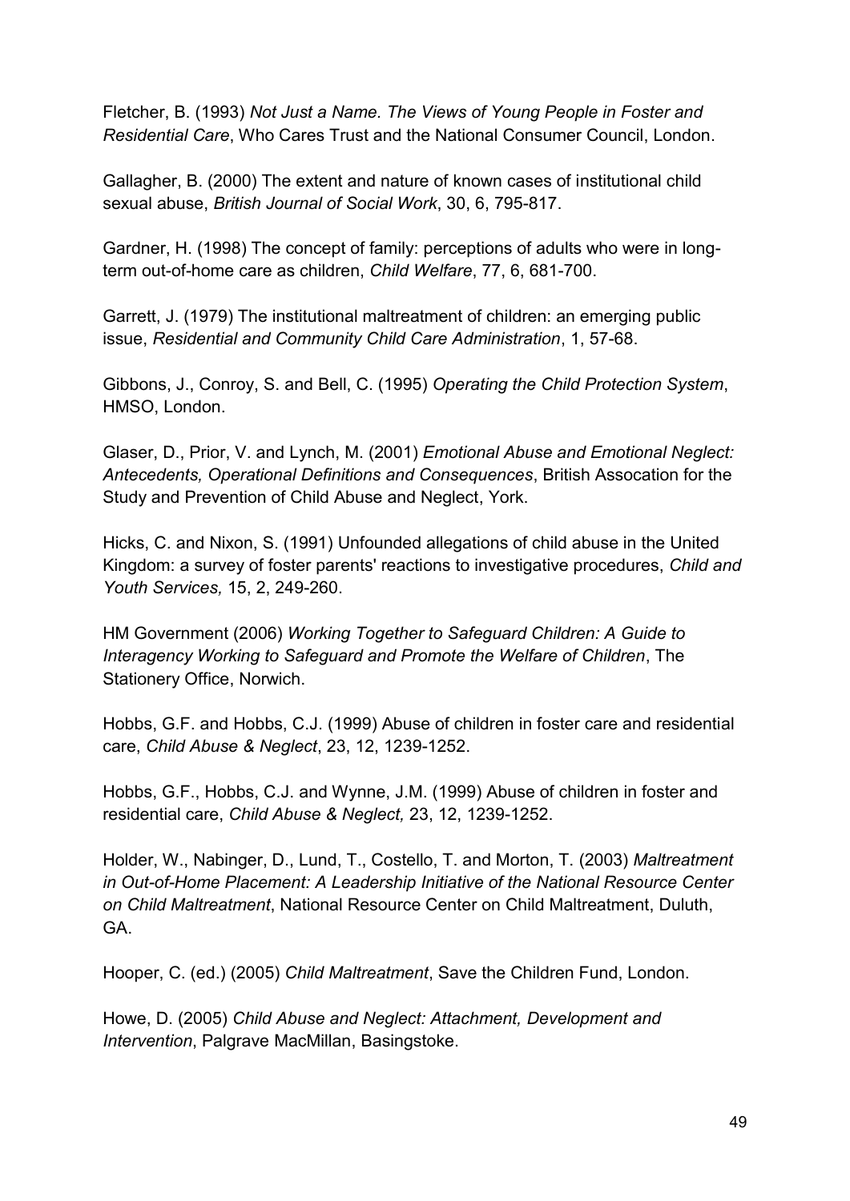Fletcher, B. (1993) *Not Just a Name. The Views of Young People in Foster and Residential Care*, Who Cares Trust and the National Consumer Council, London.

Gallagher, B. (2000) The extent and nature of known cases of institutional child sexual abuse, *British Journal of Social Work*, 30, 6, 795-817.

Gardner, H. (1998) The concept of family: perceptions of adults who were in long-term out-of-home care as children, *Child Welfare*, 77, 6, 681-700.

Garrett, J. (1979) The institutional maltreatment of children: an emerging public issue, *Residential and Community Child Care Administration*, 1, 57-68.

Gibbons, J., Conroy, S. and Bell, C. (1995) *Operating the Child Protection System*, HMSO, London.

Glaser, D., Prior, V. and Lynch, M. (2001) *Emotional Abuse and Emotional Neglect: Antecedents, Operational Definitions and Consequences*, British Assocation for the Study and Prevention of Child Abuse and Neglect, York.

Hicks, C. and Nixon, S. (1991) Unfounded allegations of child abuse in the United Kingdom: a survey of foster parents' reactions to investigative procedures, *Child and Youth Services,* 15, 2, 249-260.

HM Government (2006) *Working Together to Safeguard Children: A Guide to Interagency Working to Safeguard and Promote the Welfare of Children*, The Stationery Office, Norwich.

Hobbs, G.F. and Hobbs, C.J. (1999) Abuse of children in foster care and residential care, *Child Abuse & Neglect*, 23, 12, 1239-1252.

Hobbs, G.F., Hobbs, C.J. and Wynne, J.M. (1999) Abuse of children in foster and residential care, *Child Abuse & Neglect,* 23, 12, 1239-1252.

Holder, W., Nabinger, D., Lund, T., Costello, T. and Morton, T. (2003) *Maltreatment in Out-of-Home Placement: A Leadership Initiative of the National Resource Center on Child Maltreatment*, National Resource Center on Child Maltreatment, Duluth, GA.

Hooper, C. (ed.) (2005) *Child Maltreatment*, Save the Children Fund, London.

Howe, D. (2005) *Child Abuse and Neglect: Attachment, Development and Intervention*, Palgrave MacMillan, Basingstoke.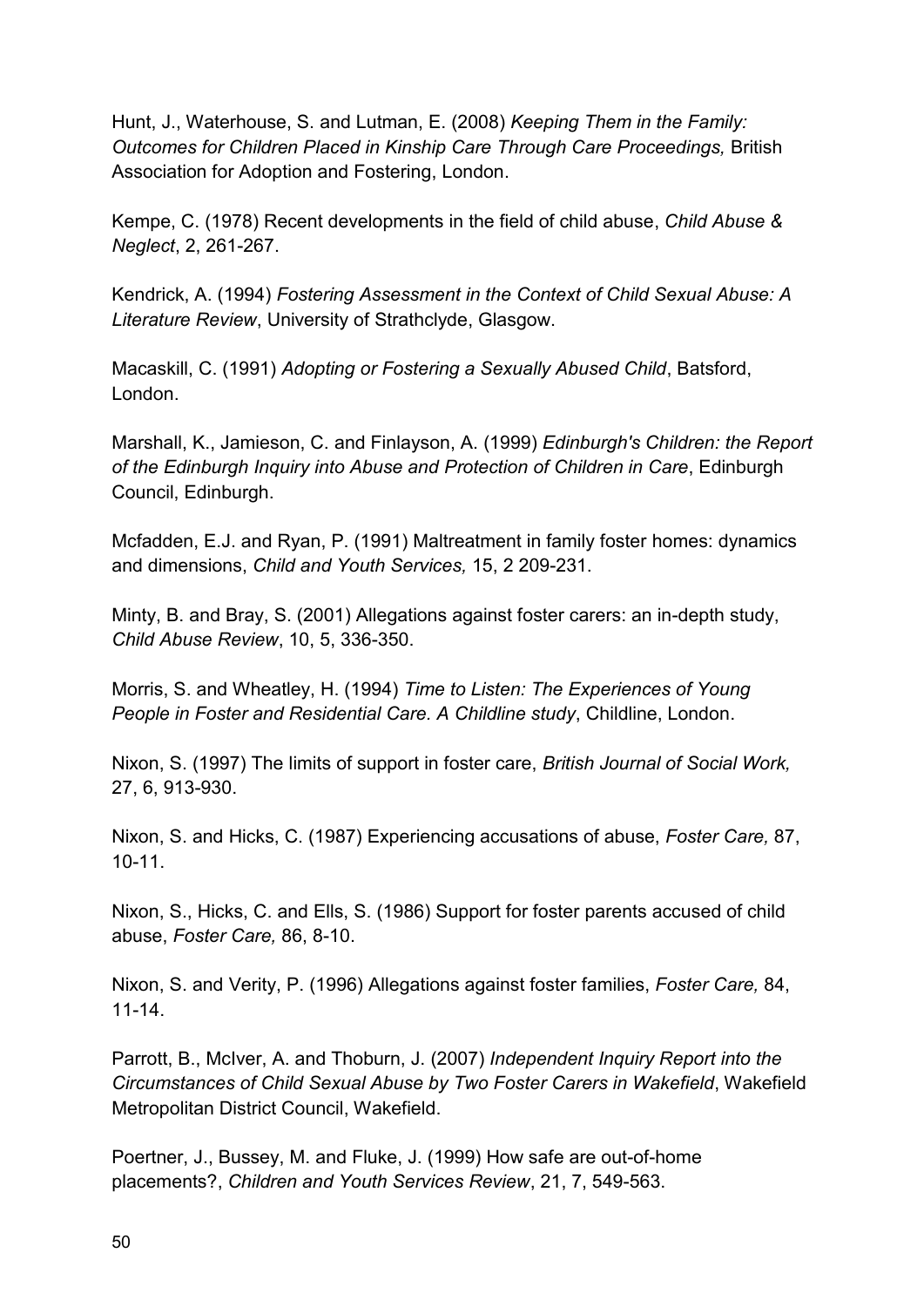Hunt, J., Waterhouse, S. and Lutman, E. (2008) *Keeping Them in the Family: Outcomes for Children Placed in Kinship Care Through Care Proceedings,* British Association for Adoption and Fostering, London.

Kempe, C. (1978) Recent developments in the field of child abuse, *Child Abuse & Neglect*, 2, 261-267.

Kendrick, A. (1994) *Fostering Assessment in the Context of Child Sexual Abuse: A Literature Review*, University of Strathclyde, Glasgow.

Macaskill, C. (1991) *Adopting or Fostering a Sexually Abused Child*, Batsford, London.

Marshall, K., Jamieson, C. and Finlayson, A. (1999) *Edinburgh's Children: the Report of the Edinburgh Inquiry into Abuse and Protection of Children in Care*, Edinburgh Council, Edinburgh.

Mcfadden, E.J. and Ryan, P. (1991) Maltreatment in family foster homes: dynamics and dimensions, *Child and Youth Services,* 15, 2 209-231.

Minty, B. and Bray, S. (2001) Allegations against foster carers: an in-depth study, *Child Abuse Review*, 10, 5, 336-350.

Morris, S. and Wheatley, H. (1994) *Time to Listen: The Experiences of Young People in Foster and Residential Care. A Childline study*, Childline, London.

Nixon, S. (1997) The limits of support in foster care, *British Journal of Social Work,* 27, 6, 913-930.

Nixon, S. and Hicks, C. (1987) Experiencing accusations of abuse, *Foster Care,* 87, 10-11.

Nixon, S., Hicks, C. and Ells, S. (1986) Support for foster parents accused of child abuse, *Foster Care,* 86, 8-10.

Nixon, S. and Verity, P. (1996) Allegations against foster families, *Foster Care,* 84, 11-14.

Parrott, B., McIver, A. and Thoburn, J. (2007) *Independent Inquiry Report into the Circumstances of Child Sexual Abuse by Two Foster Carers in Wakefield*, Wakefield Metropolitan District Council, Wakefield.

Poertner, J., Bussey, M. and Fluke, J. (1999) How safe are out-of-home placements?, *Children and Youth Services Review*, 21, 7, 549-563.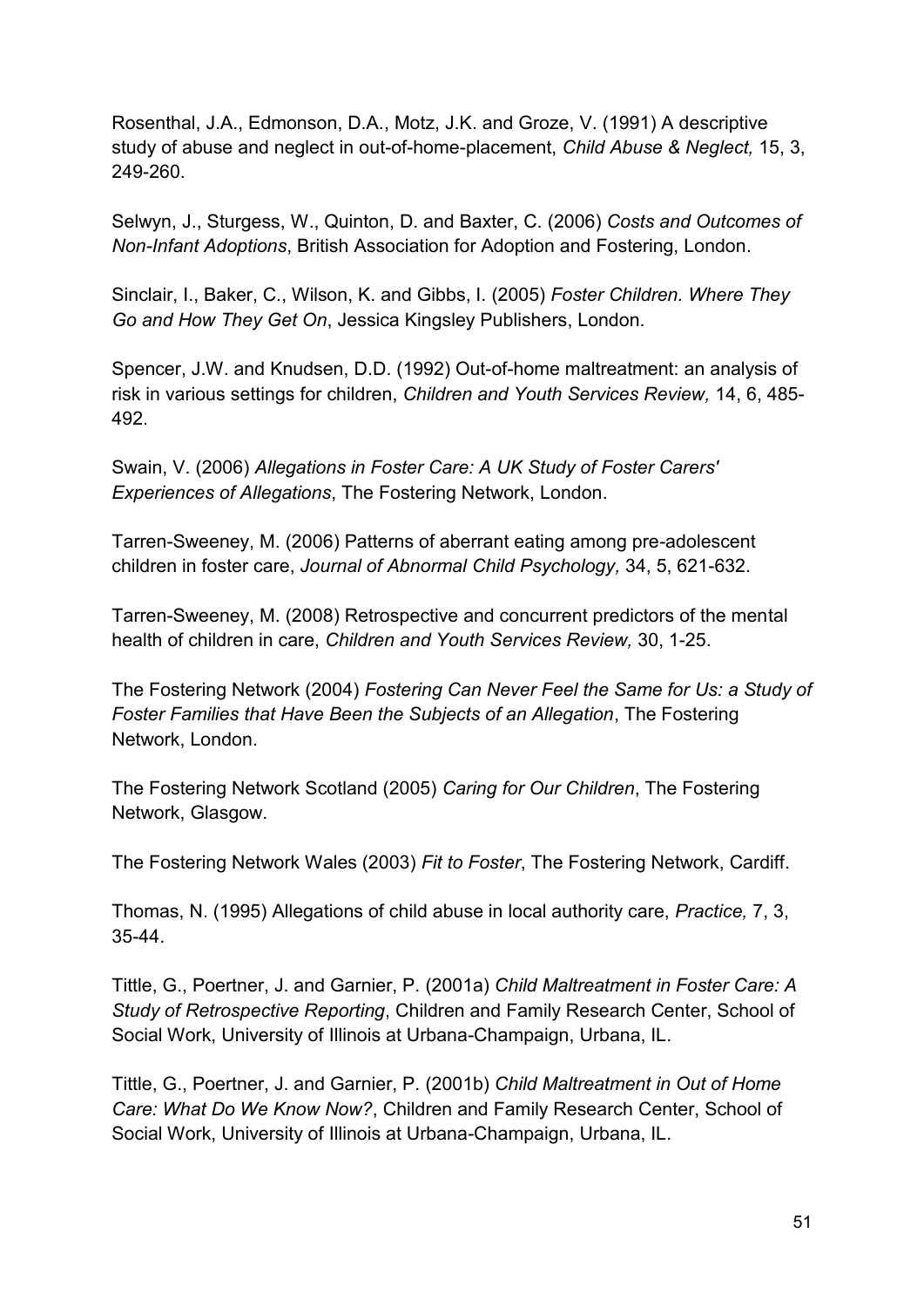Rosenthal, J.A., Edmonson, D.A., Motz, J.K. and Groze, V. (1991) A descriptive study of abuse and neglect in out-of-home-placement, *Child Abuse & Neglect,* 15, 3, 249-260.

Selwyn, J., Sturgess, W., Quinton, D. and Baxter, C. (2006) *Costs and Outcomes of Non-Infant Adoptions*, British Association for Adoption and Fostering, London.

Sinclair, I., Baker, C., Wilson, K. and Gibbs, I. (2005) *Foster Children. Where They Go and How They Get On*, Jessica Kingsley Publishers, London.

Spencer, J.W. and Knudsen, D.D. (1992) Out-of-home maltreatment: an analysis of risk in various settings for children, *Children and Youth Services Review,* 14, 6, 485-492.

Swain, V. (2006) *Allegations in Foster Care: A UK Study of Foster Carers' Experiences of Allegations*, The Fostering Network, London.

Tarren-Sweeney, M. (2006) Patterns of aberrant eating among pre-adolescent children in foster care, *Journal of Abnormal Child Psychology,* 34, 5, 621-632.

Tarren-Sweeney, M. (2008) Retrospective and concurrent predictors of the mental health of children in care, *Children and Youth Services Review,* 30, 1-25.

The Fostering Network (2004) *Fostering Can Never Feel the Same for Us: a Study of Foster Families that Have Been the Subjects of an Allegation*, The Fostering Network, London.

The Fostering Network Scotland (2005) *Caring for Our Children*, The Fostering Network, Glasgow.

The Fostering Network Wales (2003) *Fit to Foster*, The Fostering Network, Cardiff.

Thomas, N. (1995) Allegations of child abuse in local authority care, *Practice,* 7, 3, 35-44.

Tittle, G., Poertner, J. and Garnier, P. (2001a) *Child Maltreatment in Foster Care: A Study of Retrospective Reporting*, Children and Family Research Center, School of Social Work, University of Illinois at Urbana-Champaign, Urbana, IL.

Tittle, G., Poertner, J. and Garnier, P. (2001b) *Child Maltreatment in Out of Home Care: What Do We Know Now?*, Children and Family Research Center, School of Social Work, University of Illinois at Urbana-Champaign, Urbana, IL.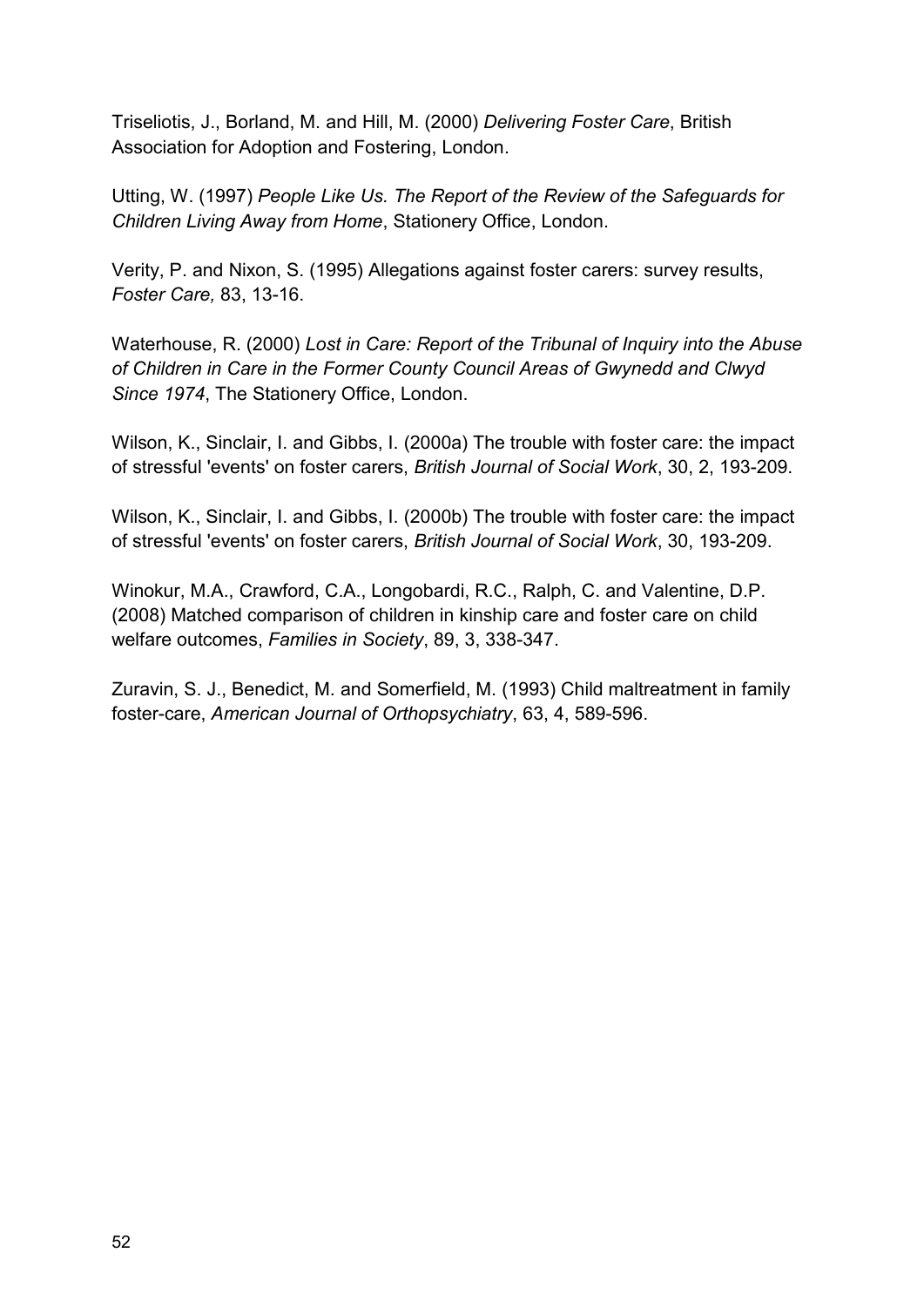Triseliotis, J., Borland, M. and Hill, M. (2000) *Delivering Foster Care*, British Association for Adoption and Fostering, London.

Utting, W. (1997) *People Like Us. The Report of the Review of the Safeguards for Children Living Away from Home*, Stationery Office, London.

Verity, P. and Nixon, S. (1995) Allegations against foster carers: survey results, *Foster Care,* 83, 13-16.

Waterhouse, R. (2000) *Lost in Care: Report of the Tribunal of Inquiry into the Abuse of Children in Care in the Former County Council Areas of Gwynedd and Clwyd Since 1974*, The Stationery Office, London.

Wilson, K., Sinclair, I. and Gibbs, I. (2000a) The trouble with foster care: the impact of stressful 'events' on foster carers, *British Journal of Social Work*, 30, 2, 193-209.

Wilson, K., Sinclair, I. and Gibbs, I. (2000b) The trouble with foster care: the impact of stressful 'events' on foster carers, *British Journal of Social Work*, 30, 193-209.

Winokur, M.A., Crawford, C.A., Longobardi, R.C., Ralph, C. and Valentine, D.P. (2008) Matched comparison of children in kinship care and foster care on child welfare outcomes, *Families in Society*, 89, 3, 338-347.

Zuravin, S. J., Benedict, M. and Somerfield, M. (1993) Child maltreatment in family foster-care, *American Journal of Orthopsychiatry*, 63, 4, 589-596.